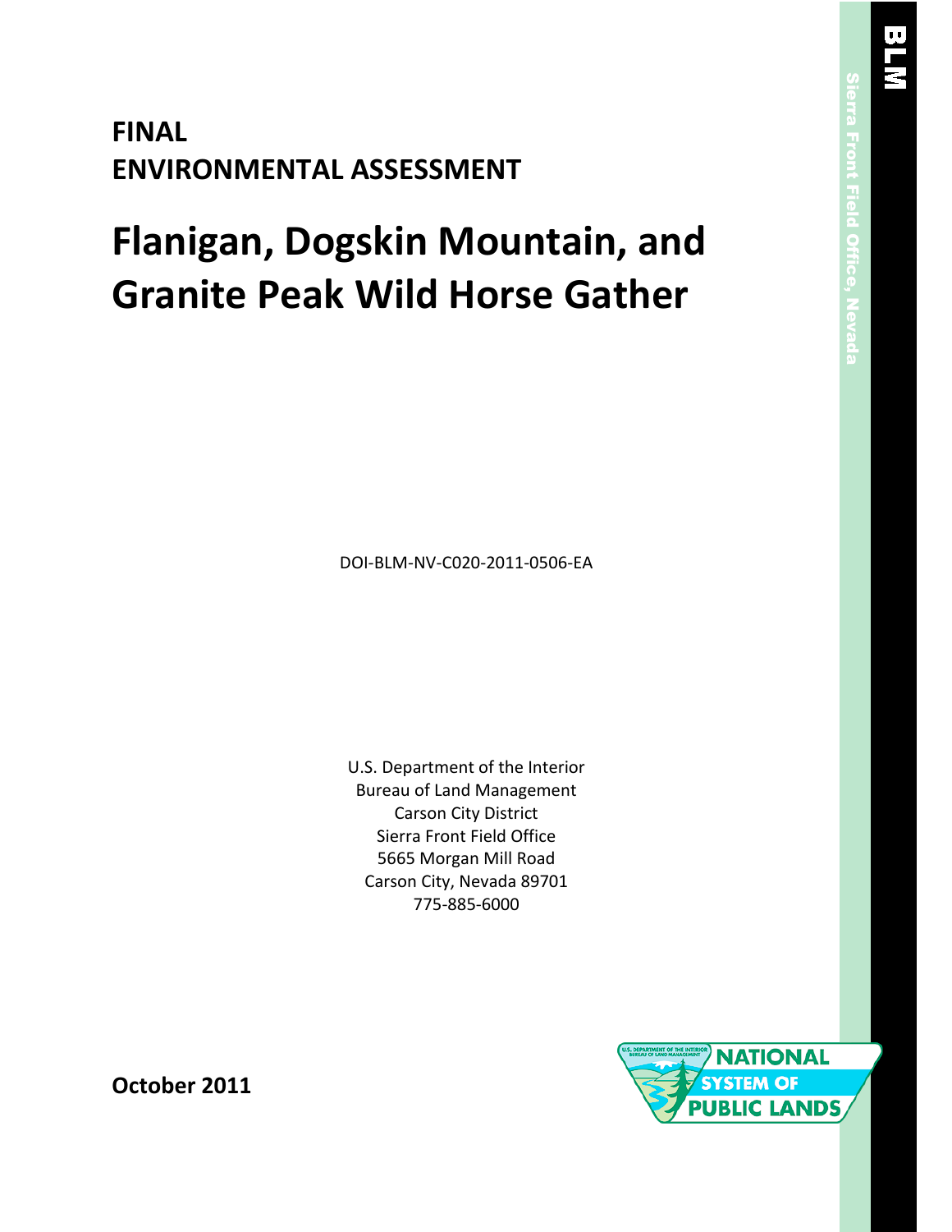# FINAL ENVIRONMENTAL ASSESSMENT

# Flanigan, Dogskin Mountain, and Granite Peak Wild Horse Gather

DOI-BLM-NV-C020-2011-0506-EA

U.S. Department of the Interior
Bureau of Land Management
Carson City District
Sierra Front Field Office
5665 Morgan Mill Road
Carson City, Nevada 89701
775-885-6000

**October 2011**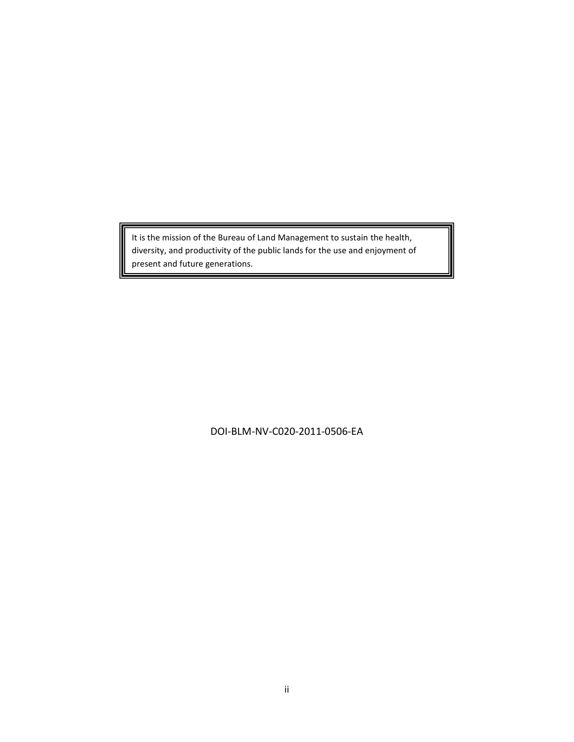It is the mission of the Bureau of Land Management to sustain the health, diversity, and productivity of the public lands for the use and enjoyment of present and future generations.

DOI-BLM-NV-C020-2011-0506-EA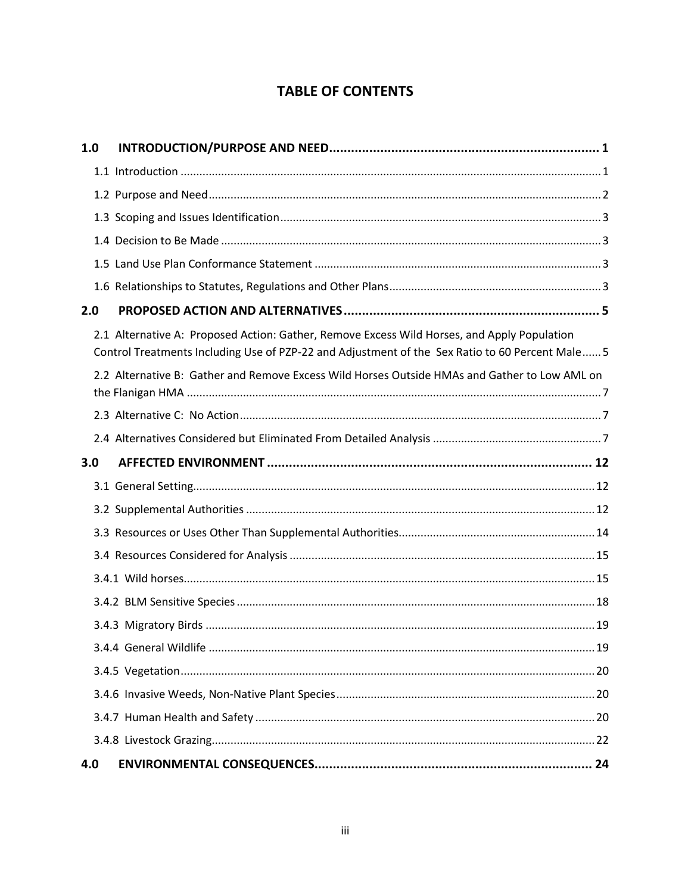# TABLE OF CONTENTS

**1.0 INTRODUCTION/PURPOSE AND NEED........................................................................ 1**

1.1 Introduction ........................................................................................................................ 1

1.2 Purpose and Need.............................................................................................................. 2

1.3 Scoping and Issues Identification....................................................................................... 3

1.4 Decision to Be Made .......................................................................................................... 3

1.5 Land Use Plan Conformance Statement ............................................................................ 3

1.6 Relationships to Statutes, Regulations and Other Plans.................................................... 3

**2.0 PROPOSED ACTION AND ALTERNATIVES...................................................................... 5**

2.1 Alternative A: Proposed Action: Gather, Remove Excess Wild Horses, and Apply Population Control Treatments Including Use of PZP-22 and Adjustment of the Sex Ratio to 60 Percent Male...... 5

2.2 Alternative B: Gather and Remove Excess Wild Horses Outside HMAs and Gather to Low AML on the Flanigan HMA ....................................................................................................................... 7

2.3 Alternative C: No Action.................................................................................................... 7

2.4 Alternatives Considered but Eliminated From Detailed Analysis ...................................... 7

**3.0 AFFECTED ENVIRONMENT .......................................................................................... 12**

3.1 General Setting................................................................................................................. 12

3.2 Supplemental Authorities ................................................................................................ 12

3.3 Resources or Uses Other Than Supplemental Authorities............................................... 14

3.4 Resources Considered for Analysis .................................................................................. 15

3.4.1 Wild horses.................................................................................................................... 15

3.4.2 BLM Sensitive Species ................................................................................................... 18

3.4.3 Migratory Birds ............................................................................................................. 19

3.4.4 General Wildlife ............................................................................................................ 19

3.4.5 Vegetation..................................................................................................................... 20

3.4.6 Invasive Weeds, Non-Native Plant Species................................................................... 20

3.4.7 Human Health and Safety ............................................................................................. 20

3.4.8 Livestock Grazing........................................................................................................... 22

**4.0 ENVIRONMENTAL CONSEQUENCES............................................................................ 24**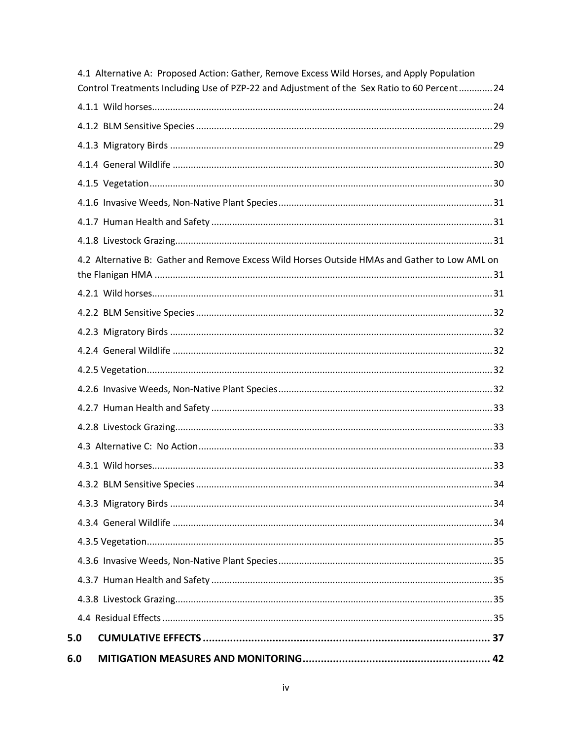4.1 Alternative A: Proposed Action: Gather, Remove Excess Wild Horses, and Apply Population Control Treatments Including Use of PZP-22 and Adjustment of the Sex Ratio to 60 Percent ............ 24

4.1.1 Wild horses ........ 24

4.1.2 BLM Sensitive Species ........ 29

4.1.3 Migratory Birds ........ 29

4.1.4 General Wildlife ........ 30

4.1.5 Vegetation ........ 30

4.1.6 Invasive Weeds, Non-Native Plant Species ........ 31

4.1.7 Human Health and Safety ........ 31

4.1.8 Livestock Grazing ........ 31

4.2 Alternative B: Gather and Remove Excess Wild Horses Outside HMAs and Gather to Low AML on the Flanigan HMA ........ 31

4.2.1 Wild horses ........ 31

4.2.2 BLM Sensitive Species ........ 32

4.2.3 Migratory Birds ........ 32

4.2.4 General Wildlife ........ 32

4.2.5 Vegetation ........ 32

4.2.6 Invasive Weeds, Non-Native Plant Species ........ 32

4.2.7 Human Health and Safety ........ 33

4.2.8 Livestock Grazing ........ 33

4.3 Alternative C: No Action ........ 33

4.3.1 Wild horses ........ 33

4.3.2 BLM Sensitive Species ........ 34

4.3.3 Migratory Birds ........ 34

4.3.4 General Wildlife ........ 34

4.3.5 Vegetation ........ 35

4.3.6 Invasive Weeds, Non-Native Plant Species ........ 35

4.3.7 Human Health and Safety ........ 35

4.3.8 Livestock Grazing ........ 35

4.4 Residual Effects ........ 35

**5.0 CUMULATIVE EFFECTS ........ 37**

**6.0 MITIGATION MEASURES AND MONITORING ........ 42**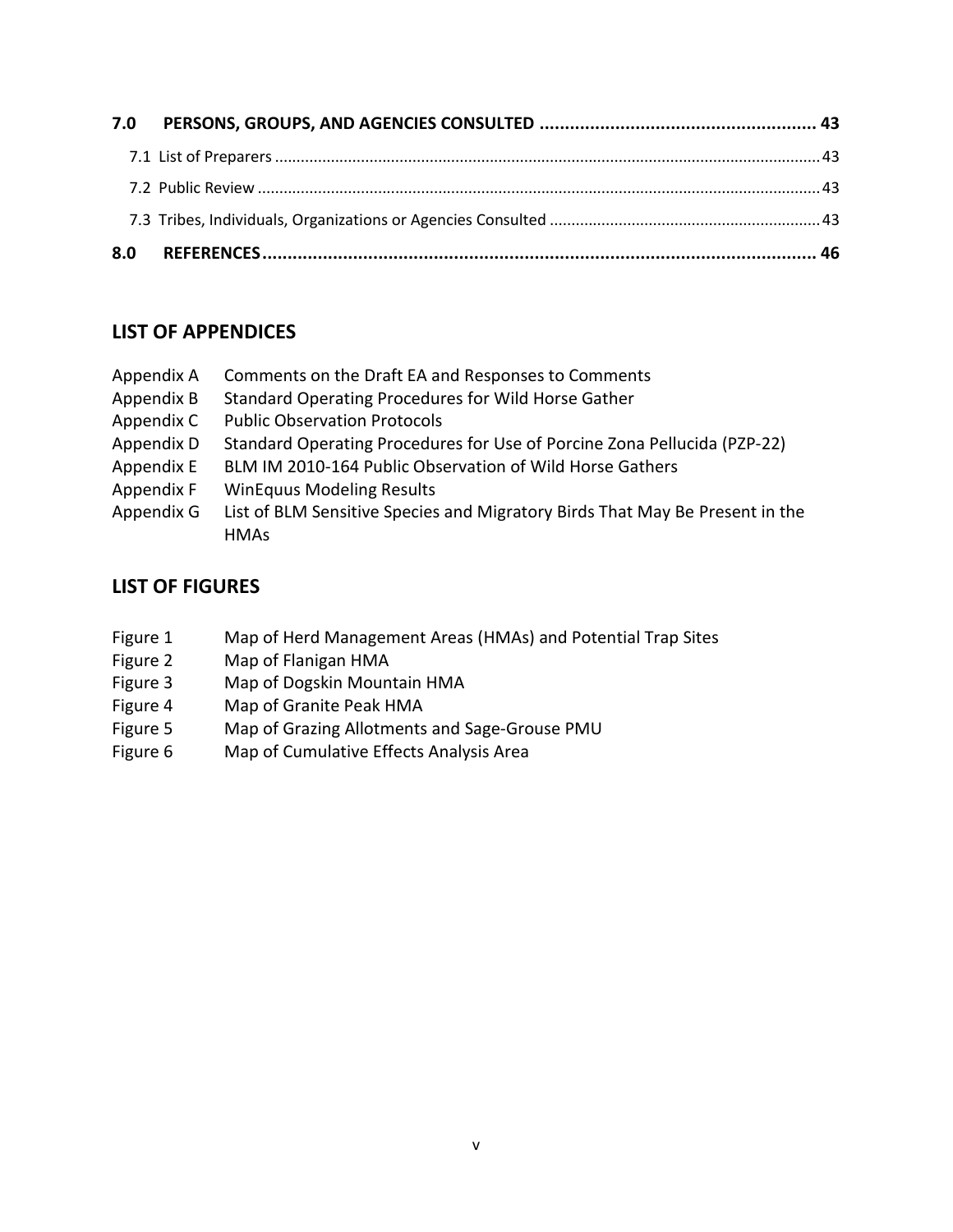**7.0 PERSONS, GROUPS, AND AGENCIES CONSULTED ....... 43**

7.1 List of Preparers ....... 43

7.2 Public Review ....... 43

7.3 Tribes, Individuals, Organizations or Agencies Consulted ....... 43

**8.0 REFERENCES ....... 46**

## LIST OF APPENDICES

| | |
|---|---|
| Appendix A | Comments on the Draft EA and Responses to Comments |
| Appendix B | Standard Operating Procedures for Wild Horse Gather |
| Appendix C | Public Observation Protocols |
| Appendix D | Standard Operating Procedures for Use of Porcine Zona Pellucida (PZP-22) |
| Appendix E | BLM IM 2010-164 Public Observation of Wild Horse Gathers |
| Appendix F | WinEquus Modeling Results |
| Appendix G | List of BLM Sensitive Species and Migratory Birds That May Be Present in the HMAs |

## LIST OF FIGURES

| | |
|---|---|
| Figure 1 | Map of Herd Management Areas (HMAs) and Potential Trap Sites |
| Figure 2 | Map of Flanigan HMA |
| Figure 3 | Map of Dogskin Mountain HMA |
| Figure 4 | Map of Granite Peak HMA |
| Figure 5 | Map of Grazing Allotments and Sage-Grouse PMU |
| Figure 6 | Map of Cumulative Effects Analysis Area |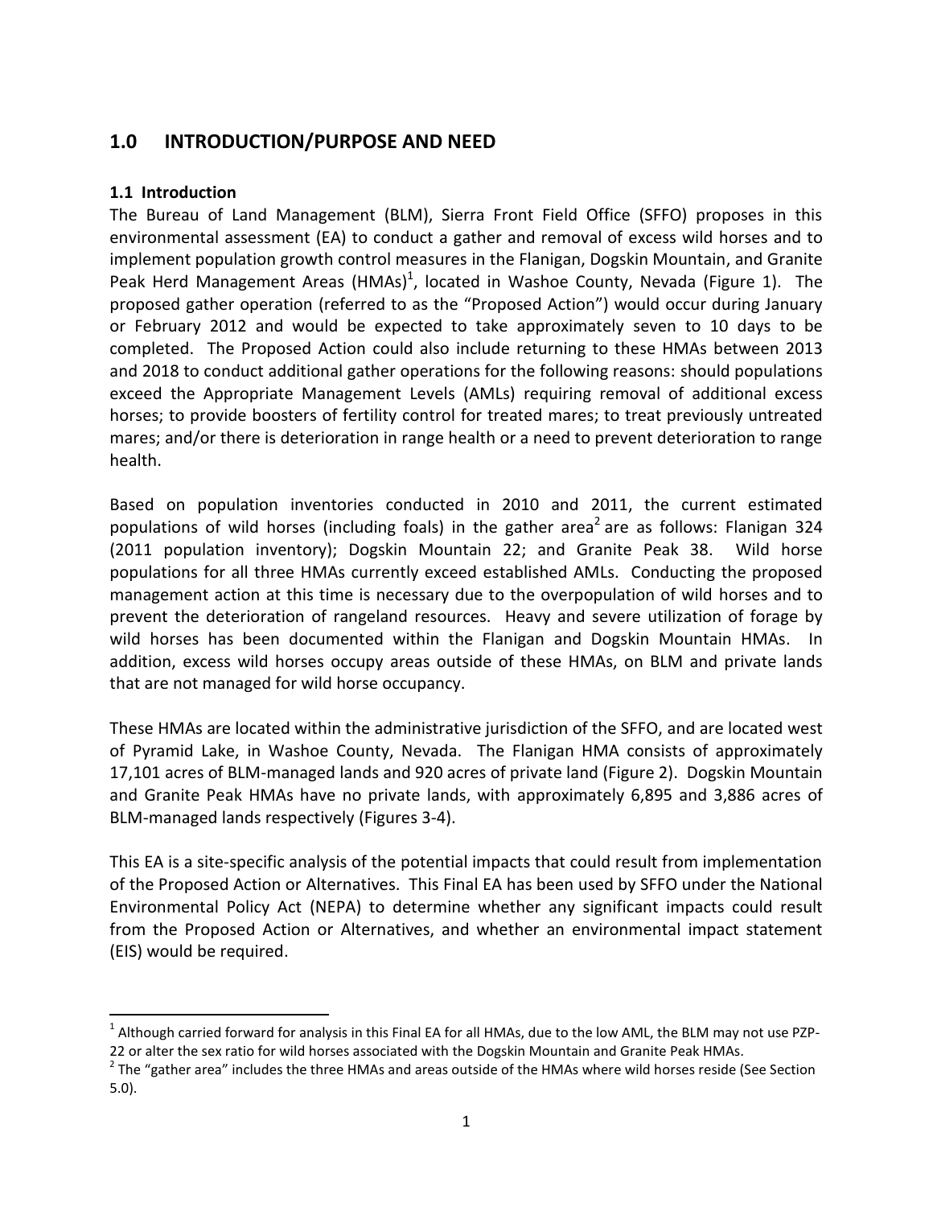## 1.0 INTRODUCTION/PURPOSE AND NEED

### 1.1 Introduction

The Bureau of Land Management (BLM), Sierra Front Field Office (SFFO) proposes in this environmental assessment (EA) to conduct a gather and removal of excess wild horses and to implement population growth control measures in the Flanigan, Dogskin Mountain, and Granite Peak Herd Management Areas (HMAs)[1], located in Washoe County, Nevada (Figure 1). The proposed gather operation (referred to as the "Proposed Action") would occur during January or February 2012 and would be expected to take approximately seven to 10 days to be completed. The Proposed Action could also include returning to these HMAs between 2013 and 2018 to conduct additional gather operations for the following reasons: should populations exceed the Appropriate Management Levels (AMLs) requiring removal of additional excess horses; to provide boosters of fertility control for treated mares; to treat previously untreated mares; and/or there is deterioration in range health or a need to prevent deterioration to range health.

Based on population inventories conducted in 2010 and 2011, the current estimated populations of wild horses (including foals) in the gather area[2] are as follows: Flanigan 324 (2011 population inventory); Dogskin Mountain 22; and Granite Peak 38. Wild horse populations for all three HMAs currently exceed established AMLs. Conducting the proposed management action at this time is necessary due to the overpopulation of wild horses and to prevent the deterioration of rangeland resources. Heavy and severe utilization of forage by wild horses has been documented within the Flanigan and Dogskin Mountain HMAs. In addition, excess wild horses occupy areas outside of these HMAs, on BLM and private lands that are not managed for wild horse occupancy.

These HMAs are located within the administrative jurisdiction of the SFFO, and are located west of Pyramid Lake, in Washoe County, Nevada. The Flanigan HMA consists of approximately 17,101 acres of BLM-managed lands and 920 acres of private land (Figure 2). Dogskin Mountain and Granite Peak HMAs have no private lands, with approximately 6,895 and 3,886 acres of BLM-managed lands respectively (Figures 3-4).

This EA is a site-specific analysis of the potential impacts that could result from implementation of the Proposed Action or Alternatives. This Final EA has been used by SFFO under the National Environmental Policy Act (NEPA) to determine whether any significant impacts could result from the Proposed Action or Alternatives, and whether an environmental impact statement (EIS) would be required.

---

[1] Although carried forward for analysis in this Final EA for all HMAs, due to the low AML, the BLM may not use PZP-22 or alter the sex ratio for wild horses associated with the Dogskin Mountain and Granite Peak HMAs.

[2] The "gather area" includes the three HMAs and areas outside of the HMAs where wild horses reside (See Section 5.0).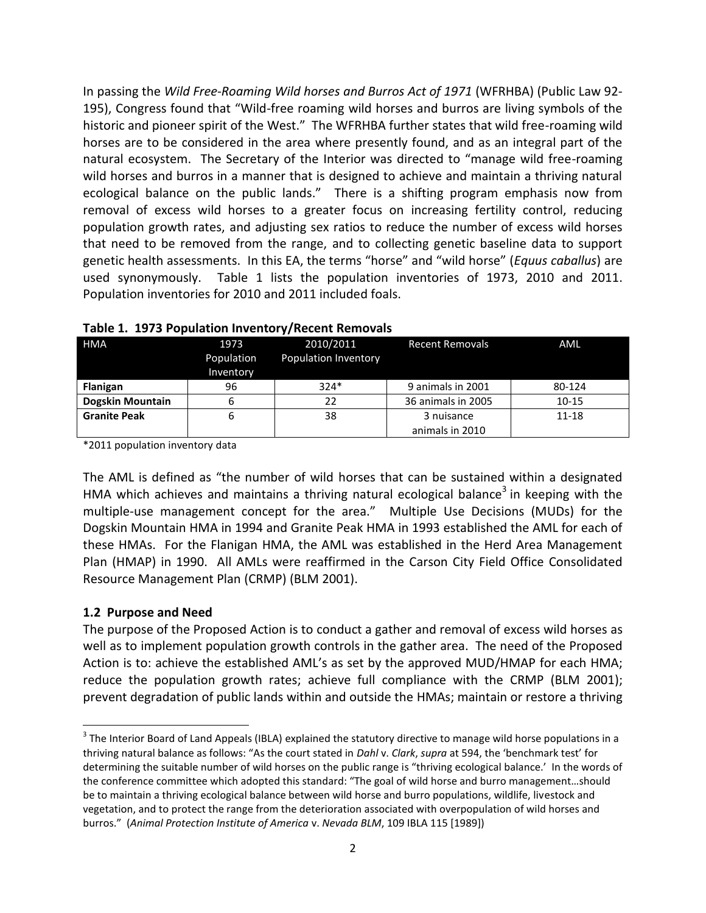In passing the *Wild Free-Roaming Wild horses and Burros Act of 1971* (WFRHBA) (Public Law 92-195), Congress found that "Wild-free roaming wild horses and burros are living symbols of the historic and pioneer spirit of the West." The WFRHBA further states that wild free-roaming wild horses are to be considered in the area where presently found, and as an integral part of the natural ecosystem. The Secretary of the Interior was directed to "manage wild free-roaming wild horses and burros in a manner that is designed to achieve and maintain a thriving natural ecological balance on the public lands." There is a shifting program emphasis now from removal of excess wild horses to a greater focus on increasing fertility control, reducing population growth rates, and adjusting sex ratios to reduce the number of excess wild horses that need to be removed from the range, and to collecting genetic baseline data to support genetic health assessments. In this EA, the terms "horse" and "wild horse" (*Equus caballus*) are used synonymously. Table 1 lists the population inventories of 1973, 2010 and 2011. Population inventories for 2010 and 2011 included foals.

**Table 1. 1973 Population Inventory/Recent Removals**

| HMA | 1973 Population Inventory | 2010/2011 Population Inventory | Recent Removals | AML |
|---|---|---|---|---|
| **Flanigan** | 96 | 324* | 9 animals in 2001 | 80-124 |
| **Dogskin Mountain** | 6 | 22 | 36 animals in 2005 | 10-15 |
| **Granite Peak** | 6 | 38 | 3 nuisance animals in 2010 | 11-18 |

*2011 population inventory data

The AML is defined as "the number of wild horses that can be sustained within a designated HMA which achieves and maintains a thriving natural ecological balance[3] in keeping with the multiple-use management concept for the area." Multiple Use Decisions (MUDs) for the Dogskin Mountain HMA in 1994 and Granite Peak HMA in 1993 established the AML for each of these HMAs. For the Flanigan HMA, the AML was established in the Herd Area Management Plan (HMAP) in 1990. All AMLs were reaffirmed in the Carson City Field Office Consolidated Resource Management Plan (CRMP) (BLM 2001).

### 1.2 Purpose and Need

The purpose of the Proposed Action is to conduct a gather and removal of excess wild horses as well as to implement population growth controls in the gather area. The need of the Proposed Action is to: achieve the established AML's as set by the approved MUD/HMAP for each HMA; reduce the population growth rates; achieve full compliance with the CRMP (BLM 2001); prevent degradation of public lands within and outside the HMAs; maintain or restore a thriving

[3] The Interior Board of Land Appeals (IBLA) explained the statutory directive to manage wild horse populations in a thriving natural balance as follows: "As the court stated in *Dahl* v. *Clark*, *supra* at 594, the 'benchmark test' for determining the suitable number of wild horses on the public range is "thriving ecological balance.' In the words of the conference committee which adopted this standard: "The goal of wild horse and burro management…should be to maintain a thriving ecological balance between wild horse and burro populations, wildlife, livestock and vegetation, and to protect the range from the deterioration associated with overpopulation of wild horses and burros." (*Animal Protection Institute of America* v. *Nevada BLM*, 109 IBLA 115 [1989])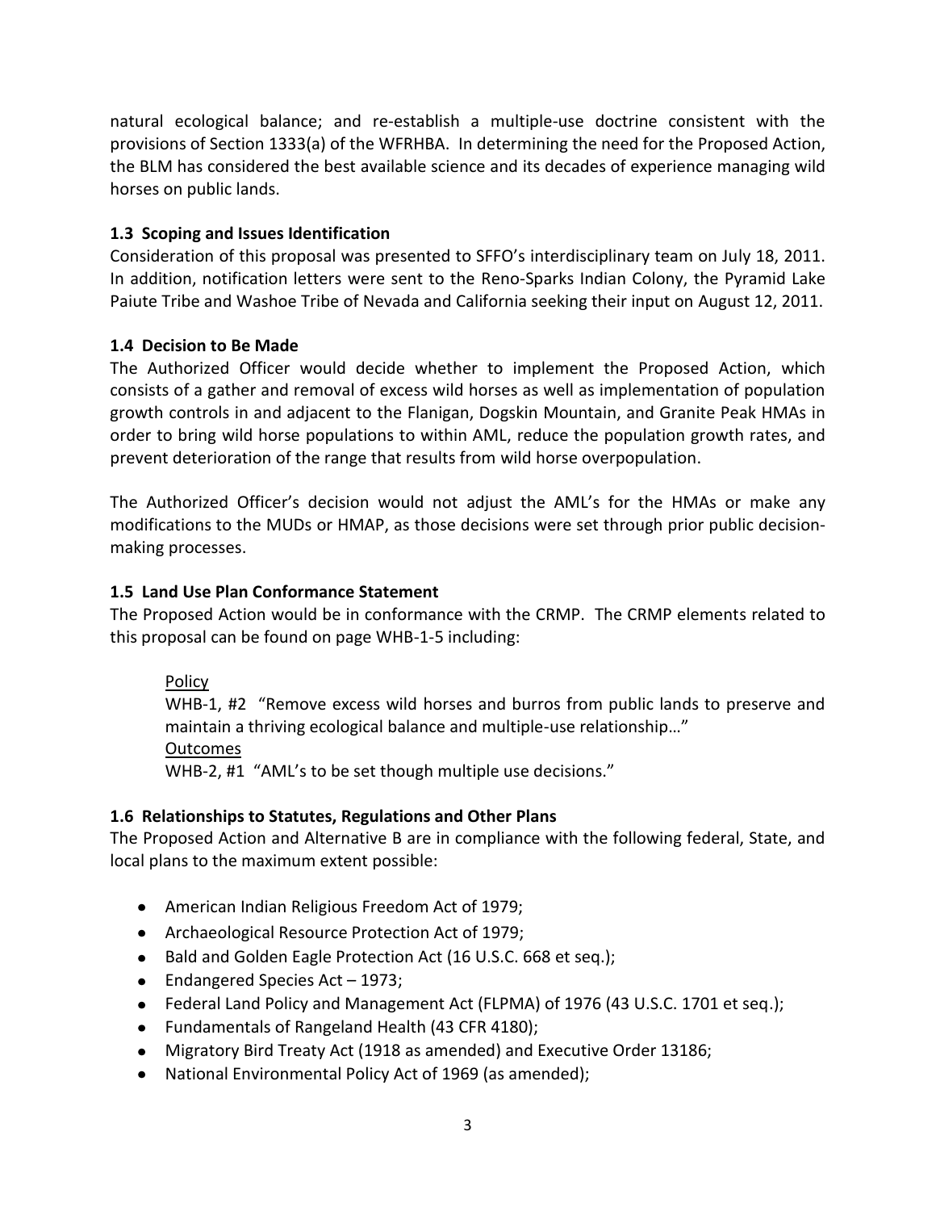natural ecological balance; and re-establish a multiple-use doctrine consistent with the provisions of Section 1333(a) of the WFRHBA. In determining the need for the Proposed Action, the BLM has considered the best available science and its decades of experience managing wild horses on public lands.

### 1.3 Scoping and Issues Identification

Consideration of this proposal was presented to SFFO's interdisciplinary team on July 18, 2011. In addition, notification letters were sent to the Reno-Sparks Indian Colony, the Pyramid Lake Paiute Tribe and Washoe Tribe of Nevada and California seeking their input on August 12, 2011.

### 1.4 Decision to Be Made

The Authorized Officer would decide whether to implement the Proposed Action, which consists of a gather and removal of excess wild horses as well as implementation of population growth controls in and adjacent to the Flanigan, Dogskin Mountain, and Granite Peak HMAs in order to bring wild horse populations to within AML, reduce the population growth rates, and prevent deterioration of the range that results from wild horse overpopulation.

The Authorized Officer's decision would not adjust the AML's for the HMAs or make any modifications to the MUDs or HMAP, as those decisions were set through prior public decision-making processes.

### 1.5 Land Use Plan Conformance Statement

The Proposed Action would be in conformance with the CRMP. The CRMP elements related to this proposal can be found on page WHB-1-5 including:

Policy
WHB-1, #2 "Remove excess wild horses and burros from public lands to preserve and maintain a thriving ecological balance and multiple-use relationship…"
Outcomes
WHB-2, #1 "AML's to be set though multiple use decisions."

### 1.6 Relationships to Statutes, Regulations and Other Plans

The Proposed Action and Alternative B are in compliance with the following federal, State, and local plans to the maximum extent possible:

- American Indian Religious Freedom Act of 1979;
- Archaeological Resource Protection Act of 1979;
- Bald and Golden Eagle Protection Act (16 U.S.C. 668 et seq.);
- Endangered Species Act – 1973;
- Federal Land Policy and Management Act (FLPMA) of 1976 (43 U.S.C. 1701 et seq.);
- Fundamentals of Rangeland Health (43 CFR 4180);
- Migratory Bird Treaty Act (1918 as amended) and Executive Order 13186;
- National Environmental Policy Act of 1969 (as amended);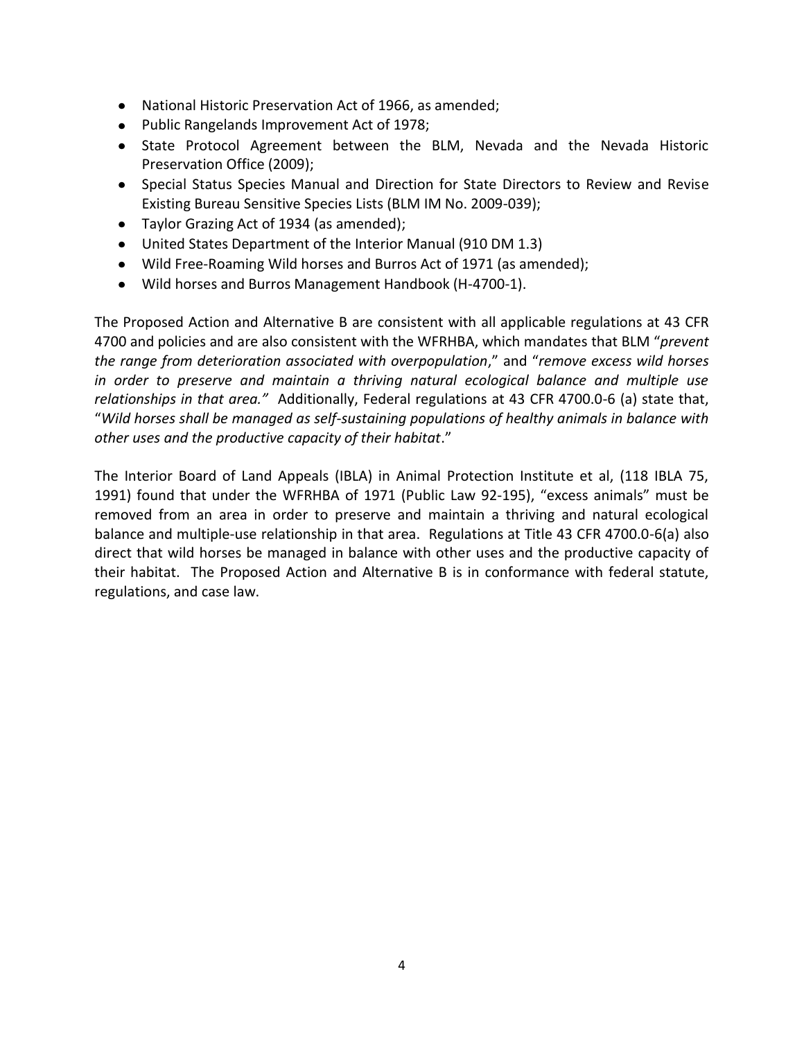- National Historic Preservation Act of 1966, as amended;
- Public Rangelands Improvement Act of 1978;
- State Protocol Agreement between the BLM, Nevada and the Nevada Historic Preservation Office (2009);
- Special Status Species Manual and Direction for State Directors to Review and Revise Existing Bureau Sensitive Species Lists (BLM IM No. 2009-039);
- Taylor Grazing Act of 1934 (as amended);
- United States Department of the Interior Manual (910 DM 1.3)
- Wild Free-Roaming Wild horses and Burros Act of 1971 (as amended);
- Wild horses and Burros Management Handbook (H-4700-1).

The Proposed Action and Alternative B are consistent with all applicable regulations at 43 CFR 4700 and policies and are also consistent with the WFRHBA, which mandates that BLM "*prevent the range from deterioration associated with overpopulation*," and "*remove excess wild horses in order to preserve and maintain a thriving natural ecological balance and multiple use relationships in that area."* Additionally, Federal regulations at 43 CFR 4700.0-6 (a) state that, "*Wild horses shall be managed as self-sustaining populations of healthy animals in balance with other uses and the productive capacity of their habitat*."

The Interior Board of Land Appeals (IBLA) in Animal Protection Institute et al, (118 IBLA 75, 1991) found that under the WFRHBA of 1971 (Public Law 92-195), "excess animals" must be removed from an area in order to preserve and maintain a thriving and natural ecological balance and multiple-use relationship in that area. Regulations at Title 43 CFR 4700.0-6(a) also direct that wild horses be managed in balance with other uses and the productive capacity of their habitat. The Proposed Action and Alternative B is in conformance with federal statute, regulations, and case law.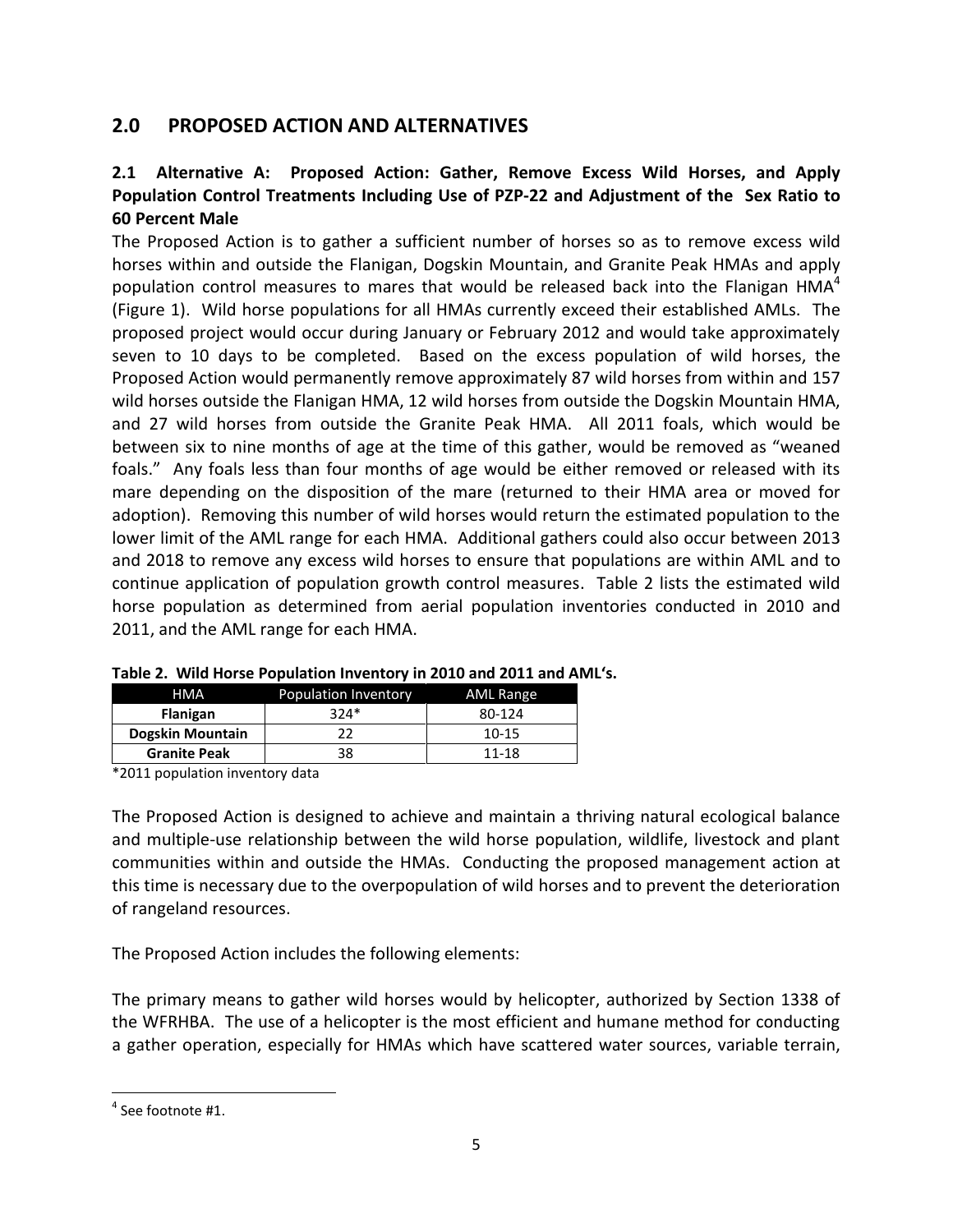## 2.0 PROPOSED ACTION AND ALTERNATIVES

### 2.1 Alternative A: Proposed Action: Gather, Remove Excess Wild Horses, and Apply Population Control Treatments Including Use of PZP-22 and Adjustment of the Sex Ratio to 60 Percent Male

The Proposed Action is to gather a sufficient number of horses so as to remove excess wild horses within and outside the Flanigan, Dogskin Mountain, and Granite Peak HMAs and apply population control measures to mares that would be released back into the Flanigan HMA[4] (Figure 1). Wild horse populations for all HMAs currently exceed their established AMLs. The proposed project would occur during January or February 2012 and would take approximately seven to 10 days to be completed. Based on the excess population of wild horses, the Proposed Action would permanently remove approximately 87 wild horses from within and 157 wild horses outside the Flanigan HMA, 12 wild horses from outside the Dogskin Mountain HMA, and 27 wild horses from outside the Granite Peak HMA. All 2011 foals, which would be between six to nine months of age at the time of this gather, would be removed as "weaned foals." Any foals less than four months of age would be either removed or released with its mare depending on the disposition of the mare (returned to their HMA area or moved for adoption). Removing this number of wild horses would return the estimated population to the lower limit of the AML range for each HMA. Additional gathers could also occur between 2013 and 2018 to remove any excess wild horses to ensure that populations are within AML and to continue application of population growth control measures. Table 2 lists the estimated wild horse population as determined from aerial population inventories conducted in 2010 and 2011, and the AML range for each HMA.

**Table 2. Wild Horse Population Inventory in 2010 and 2011 and AML's.**

| HMA | Population Inventory | AML Range |
|---|---|---|
| **Flanigan** | 324* | 80-124 |
| **Dogskin Mountain** | 22 | 10-15 |
| **Granite Peak** | 38 | 11-18 |

*2011 population inventory data

The Proposed Action is designed to achieve and maintain a thriving natural ecological balance and multiple-use relationship between the wild horse population, wildlife, livestock and plant communities within and outside the HMAs. Conducting the proposed management action at this time is necessary due to the overpopulation of wild horses and to prevent the deterioration of rangeland resources.

The Proposed Action includes the following elements:

The primary means to gather wild horses would by helicopter, authorized by Section 1338 of the WFRHBA. The use of a helicopter is the most efficient and humane method for conducting a gather operation, especially for HMAs which have scattered water sources, variable terrain,

---

[4] See footnote #1.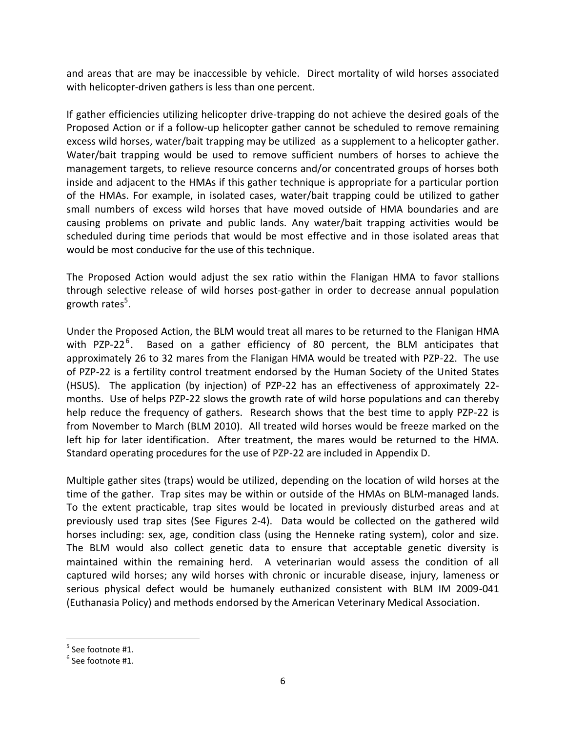and areas that are may be inaccessible by vehicle. Direct mortality of wild horses associated with helicopter-driven gathers is less than one percent.

If gather efficiencies utilizing helicopter drive-trapping do not achieve the desired goals of the Proposed Action or if a follow-up helicopter gather cannot be scheduled to remove remaining excess wild horses, water/bait trapping may be utilized as a supplement to a helicopter gather. Water/bait trapping would be used to remove sufficient numbers of horses to achieve the management targets, to relieve resource concerns and/or concentrated groups of horses both inside and adjacent to the HMAs if this gather technique is appropriate for a particular portion of the HMAs. For example, in isolated cases, water/bait trapping could be utilized to gather small numbers of excess wild horses that have moved outside of HMA boundaries and are causing problems on private and public lands. Any water/bait trapping activities would be scheduled during time periods that would be most effective and in those isolated areas that would be most conducive for the use of this technique.

The Proposed Action would adjust the sex ratio within the Flanigan HMA to favor stallions through selective release of wild horses post-gather in order to decrease annual population growth rates[5].

Under the Proposed Action, the BLM would treat all mares to be returned to the Flanigan HMA with PZP-22[6]. Based on a gather efficiency of 80 percent, the BLM anticipates that approximately 26 to 32 mares from the Flanigan HMA would be treated with PZP-22. The use of PZP-22 is a fertility control treatment endorsed by the Human Society of the United States (HSUS). The application (by injection) of PZP-22 has an effectiveness of approximately 22-months. Use of helps PZP-22 slows the growth rate of wild horse populations and can thereby help reduce the frequency of gathers. Research shows that the best time to apply PZP-22 is from November to March (BLM 2010). All treated wild horses would be freeze marked on the left hip for later identification. After treatment, the mares would be returned to the HMA. Standard operating procedures for the use of PZP-22 are included in Appendix D.

Multiple gather sites (traps) would be utilized, depending on the location of wild horses at the time of the gather. Trap sites may be within or outside of the HMAs on BLM-managed lands. To the extent practicable, trap sites would be located in previously disturbed areas and at previously used trap sites (See Figures 2-4). Data would be collected on the gathered wild horses including: sex, age, condition class (using the Henneke rating system), color and size. The BLM would also collect genetic data to ensure that acceptable genetic diversity is maintained within the remaining herd. A veterinarian would assess the condition of all captured wild horses; any wild horses with chronic or incurable disease, injury, lameness or serious physical defect would be humanely euthanized consistent with BLM IM 2009-041 (Euthanasia Policy) and methods endorsed by the American Veterinary Medical Association.

[5] See footnote #1.

[6] See footnote #1.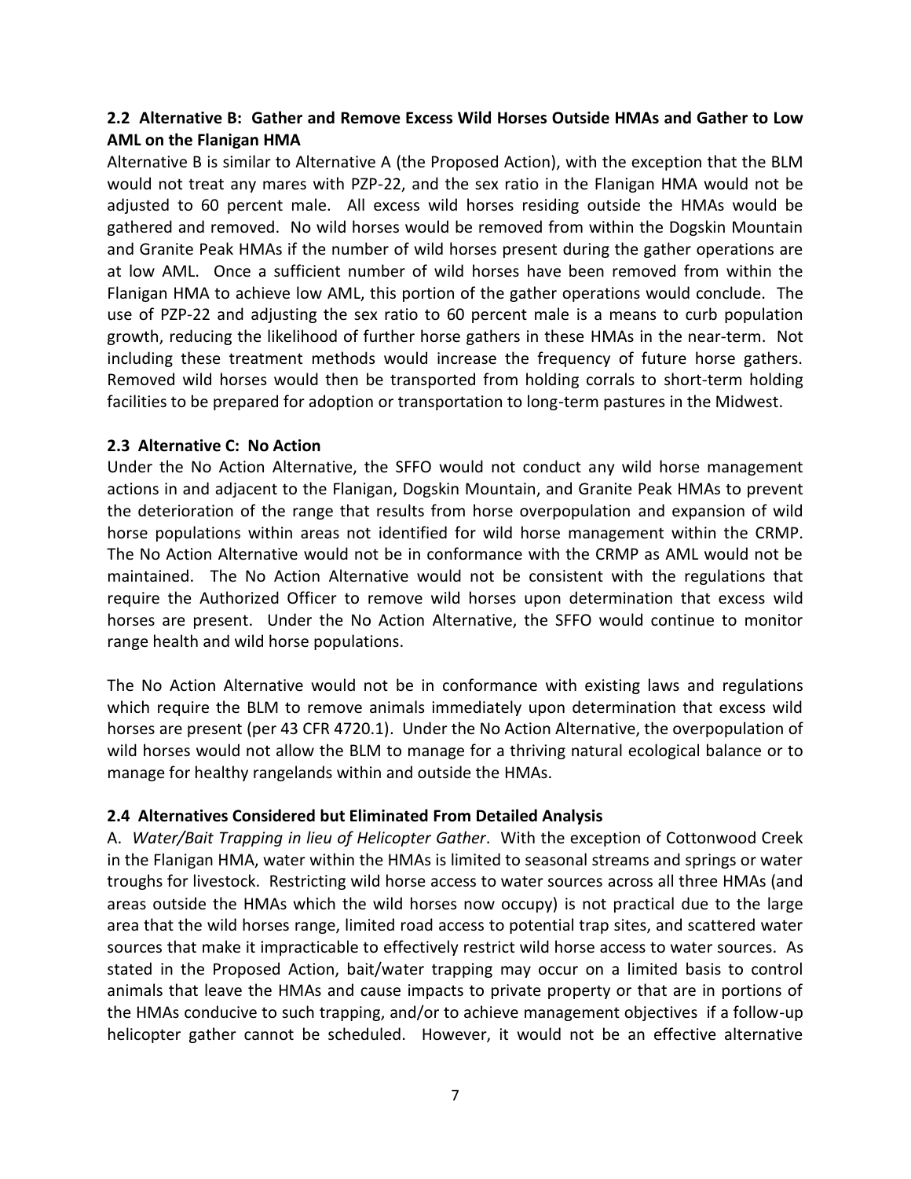### 2.2 Alternative B: Gather and Remove Excess Wild Horses Outside HMAs and Gather to Low AML on the Flanigan HMA

Alternative B is similar to Alternative A (the Proposed Action), with the exception that the BLM would not treat any mares with PZP-22, and the sex ratio in the Flanigan HMA would not be adjusted to 60 percent male. All excess wild horses residing outside the HMAs would be gathered and removed. No wild horses would be removed from within the Dogskin Mountain and Granite Peak HMAs if the number of wild horses present during the gather operations are at low AML. Once a sufficient number of wild horses have been removed from within the Flanigan HMA to achieve low AML, this portion of the gather operations would conclude. The use of PZP-22 and adjusting the sex ratio to 60 percent male is a means to curb population growth, reducing the likelihood of further horse gathers in these HMAs in the near-term. Not including these treatment methods would increase the frequency of future horse gathers. Removed wild horses would then be transported from holding corrals to short-term holding facilities to be prepared for adoption or transportation to long-term pastures in the Midwest.

### 2.3 Alternative C: No Action

Under the No Action Alternative, the SFFO would not conduct any wild horse management actions in and adjacent to the Flanigan, Dogskin Mountain, and Granite Peak HMAs to prevent the deterioration of the range that results from horse overpopulation and expansion of wild horse populations within areas not identified for wild horse management within the CRMP. The No Action Alternative would not be in conformance with the CRMP as AML would not be maintained. The No Action Alternative would not be consistent with the regulations that require the Authorized Officer to remove wild horses upon determination that excess wild horses are present. Under the No Action Alternative, the SFFO would continue to monitor range health and wild horse populations.

The No Action Alternative would not be in conformance with existing laws and regulations which require the BLM to remove animals immediately upon determination that excess wild horses are present (per 43 CFR 4720.1). Under the No Action Alternative, the overpopulation of wild horses would not allow the BLM to manage for a thriving natural ecological balance or to manage for healthy rangelands within and outside the HMAs.

### 2.4 Alternatives Considered but Eliminated From Detailed Analysis

A. *Water/Bait Trapping in lieu of Helicopter Gather*. With the exception of Cottonwood Creek in the Flanigan HMA, water within the HMAs is limited to seasonal streams and springs or water troughs for livestock. Restricting wild horse access to water sources across all three HMAs (and areas outside the HMAs which the wild horses now occupy) is not practical due to the large area that the wild horses range, limited road access to potential trap sites, and scattered water sources that make it impracticable to effectively restrict wild horse access to water sources. As stated in the Proposed Action, bait/water trapping may occur on a limited basis to control animals that leave the HMAs and cause impacts to private property or that are in portions of the HMAs conducive to such trapping, and/or to achieve management objectives if a follow-up helicopter gather cannot be scheduled. However, it would not be an effective alternative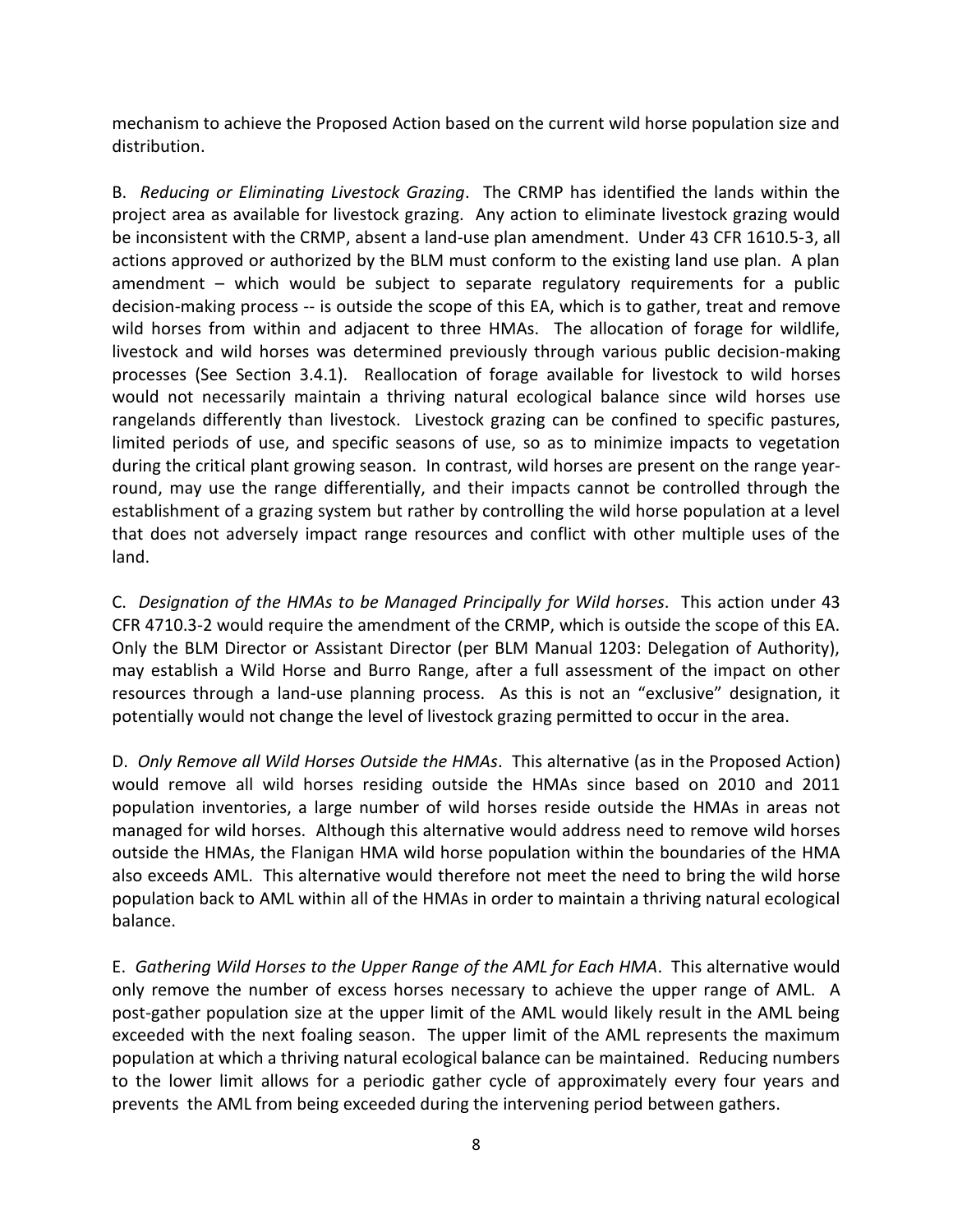mechanism to achieve the Proposed Action based on the current wild horse population size and distribution.

B. *Reducing or Eliminating Livestock Grazing*. The CRMP has identified the lands within the project area as available for livestock grazing. Any action to eliminate livestock grazing would be inconsistent with the CRMP, absent a land-use plan amendment. Under 43 CFR 1610.5-3, all actions approved or authorized by the BLM must conform to the existing land use plan. A plan amendment – which would be subject to separate regulatory requirements for a public decision-making process -- is outside the scope of this EA, which is to gather, treat and remove wild horses from within and adjacent to three HMAs. The allocation of forage for wildlife, livestock and wild horses was determined previously through various public decision-making processes (See Section 3.4.1). Reallocation of forage available for livestock to wild horses would not necessarily maintain a thriving natural ecological balance since wild horses use rangelands differently than livestock. Livestock grazing can be confined to specific pastures, limited periods of use, and specific seasons of use, so as to minimize impacts to vegetation during the critical plant growing season. In contrast, wild horses are present on the range year-round, may use the range differentially, and their impacts cannot be controlled through the establishment of a grazing system but rather by controlling the wild horse population at a level that does not adversely impact range resources and conflict with other multiple uses of the land.

C. *Designation of the HMAs to be Managed Principally for Wild horses*. This action under 43 CFR 4710.3-2 would require the amendment of the CRMP, which is outside the scope of this EA. Only the BLM Director or Assistant Director (per BLM Manual 1203: Delegation of Authority), may establish a Wild Horse and Burro Range, after a full assessment of the impact on other resources through a land-use planning process. As this is not an "exclusive" designation, it potentially would not change the level of livestock grazing permitted to occur in the area.

D. *Only Remove all Wild Horses Outside the HMAs*. This alternative (as in the Proposed Action) would remove all wild horses residing outside the HMAs since based on 2010 and 2011 population inventories, a large number of wild horses reside outside the HMAs in areas not managed for wild horses. Although this alternative would address need to remove wild horses outside the HMAs, the Flanigan HMA wild horse population within the boundaries of the HMA also exceeds AML. This alternative would therefore not meet the need to bring the wild horse population back to AML within all of the HMAs in order to maintain a thriving natural ecological balance.

E. *Gathering Wild Horses to the Upper Range of the AML for Each HMA*. This alternative would only remove the number of excess horses necessary to achieve the upper range of AML. A post-gather population size at the upper limit of the AML would likely result in the AML being exceeded with the next foaling season. The upper limit of the AML represents the maximum population at which a thriving natural ecological balance can be maintained. Reducing numbers to the lower limit allows for a periodic gather cycle of approximately every four years and prevents the AML from being exceeded during the intervening period between gathers.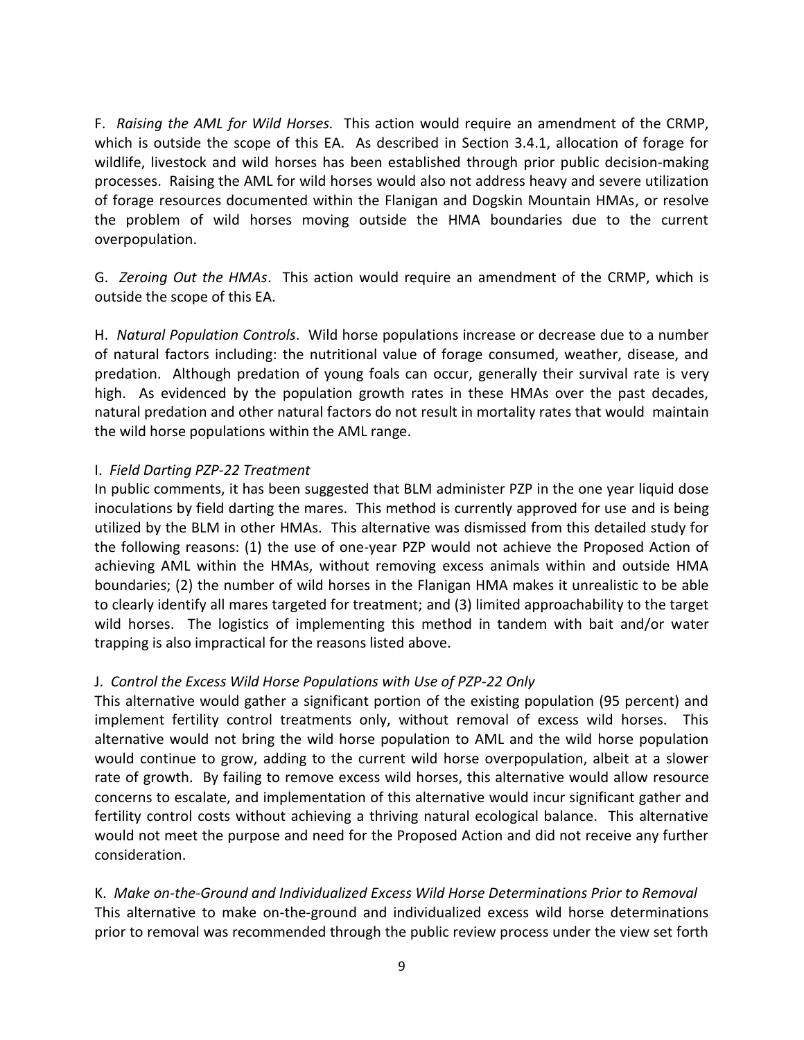F. *Raising the AML for Wild Horses.* This action would require an amendment of the CRMP, which is outside the scope of this EA. As described in Section 3.4.1, allocation of forage for wildlife, livestock and wild horses has been established through prior public decision-making processes. Raising the AML for wild horses would also not address heavy and severe utilization of forage resources documented within the Flanigan and Dogskin Mountain HMAs, or resolve the problem of wild horses moving outside the HMA boundaries due to the current overpopulation.

G. *Zeroing Out the HMAs*. This action would require an amendment of the CRMP, which is outside the scope of this EA.

H. *Natural Population Controls*. Wild horse populations increase or decrease due to a number of natural factors including: the nutritional value of forage consumed, weather, disease, and predation. Although predation of young foals can occur, generally their survival rate is very high. As evidenced by the population growth rates in these HMAs over the past decades, natural predation and other natural factors do not result in mortality rates that would maintain the wild horse populations within the AML range.

I. *Field Darting PZP-22 Treatment*

In public comments, it has been suggested that BLM administer PZP in the one year liquid dose inoculations by field darting the mares. This method is currently approved for use and is being utilized by the BLM in other HMAs. This alternative was dismissed from this detailed study for the following reasons: (1) the use of one-year PZP would not achieve the Proposed Action of achieving AML within the HMAs, without removing excess animals within and outside HMA boundaries; (2) the number of wild horses in the Flanigan HMA makes it unrealistic to be able to clearly identify all mares targeted for treatment; and (3) limited approachability to the target wild horses. The logistics of implementing this method in tandem with bait and/or water trapping is also impractical for the reasons listed above.

J. *Control the Excess Wild Horse Populations with Use of PZP-22 Only*

This alternative would gather a significant portion of the existing population (95 percent) and implement fertility control treatments only, without removal of excess wild horses. This alternative would not bring the wild horse population to AML and the wild horse population would continue to grow, adding to the current wild horse overpopulation, albeit at a slower rate of growth. By failing to remove excess wild horses, this alternative would allow resource concerns to escalate, and implementation of this alternative would incur significant gather and fertility control costs without achieving a thriving natural ecological balance. This alternative would not meet the purpose and need for the Proposed Action and did not receive any further consideration.

K. *Make on-the-Ground and Individualized Excess Wild Horse Determinations Prior to Removal*

This alternative to make on-the-ground and individualized excess wild horse determinations prior to removal was recommended through the public review process under the view set forth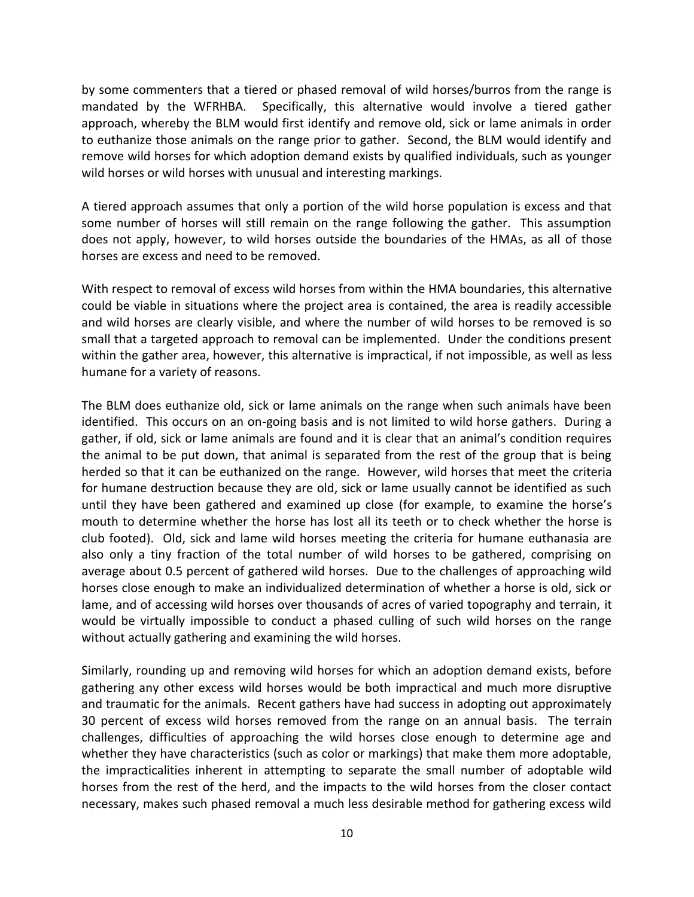by some commenters that a tiered or phased removal of wild horses/burros from the range is mandated by the WFRHBA. Specifically, this alternative would involve a tiered gather approach, whereby the BLM would first identify and remove old, sick or lame animals in order to euthanize those animals on the range prior to gather. Second, the BLM would identify and remove wild horses for which adoption demand exists by qualified individuals, such as younger wild horses or wild horses with unusual and interesting markings.

A tiered approach assumes that only a portion of the wild horse population is excess and that some number of horses will still remain on the range following the gather. This assumption does not apply, however, to wild horses outside the boundaries of the HMAs, as all of those horses are excess and need to be removed.

With respect to removal of excess wild horses from within the HMA boundaries, this alternative could be viable in situations where the project area is contained, the area is readily accessible and wild horses are clearly visible, and where the number of wild horses to be removed is so small that a targeted approach to removal can be implemented. Under the conditions present within the gather area, however, this alternative is impractical, if not impossible, as well as less humane for a variety of reasons.

The BLM does euthanize old, sick or lame animals on the range when such animals have been identified. This occurs on an on-going basis and is not limited to wild horse gathers. During a gather, if old, sick or lame animals are found and it is clear that an animal's condition requires the animal to be put down, that animal is separated from the rest of the group that is being herded so that it can be euthanized on the range. However, wild horses that meet the criteria for humane destruction because they are old, sick or lame usually cannot be identified as such until they have been gathered and examined up close (for example, to examine the horse's mouth to determine whether the horse has lost all its teeth or to check whether the horse is club footed). Old, sick and lame wild horses meeting the criteria for humane euthanasia are also only a tiny fraction of the total number of wild horses to be gathered, comprising on average about 0.5 percent of gathered wild horses. Due to the challenges of approaching wild horses close enough to make an individualized determination of whether a horse is old, sick or lame, and of accessing wild horses over thousands of acres of varied topography and terrain, it would be virtually impossible to conduct a phased culling of such wild horses on the range without actually gathering and examining the wild horses.

Similarly, rounding up and removing wild horses for which an adoption demand exists, before gathering any other excess wild horses would be both impractical and much more disruptive and traumatic for the animals. Recent gathers have had success in adopting out approximately 30 percent of excess wild horses removed from the range on an annual basis. The terrain challenges, difficulties of approaching the wild horses close enough to determine age and whether they have characteristics (such as color or markings) that make them more adoptable, the impracticalities inherent in attempting to separate the small number of adoptable wild horses from the rest of the herd, and the impacts to the wild horses from the closer contact necessary, makes such phased removal a much less desirable method for gathering excess wild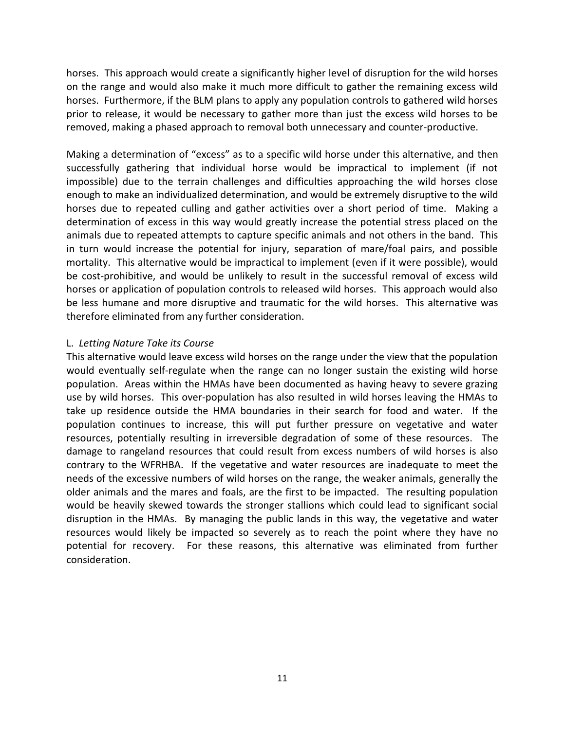horses. This approach would create a significantly higher level of disruption for the wild horses on the range and would also make it much more difficult to gather the remaining excess wild horses. Furthermore, if the BLM plans to apply any population controls to gathered wild horses prior to release, it would be necessary to gather more than just the excess wild horses to be removed, making a phased approach to removal both unnecessary and counter-productive.

Making a determination of "excess" as to a specific wild horse under this alternative, and then successfully gathering that individual horse would be impractical to implement (if not impossible) due to the terrain challenges and difficulties approaching the wild horses close enough to make an individualized determination, and would be extremely disruptive to the wild horses due to repeated culling and gather activities over a short period of time. Making a determination of excess in this way would greatly increase the potential stress placed on the animals due to repeated attempts to capture specific animals and not others in the band. This in turn would increase the potential for injury, separation of mare/foal pairs, and possible mortality. This alternative would be impractical to implement (even if it were possible), would be cost-prohibitive, and would be unlikely to result in the successful removal of excess wild horses or application of population controls to released wild horses. This approach would also be less humane and more disruptive and traumatic for the wild horses. This alternative was therefore eliminated from any further consideration.

L. *Letting Nature Take its Course*

This alternative would leave excess wild horses on the range under the view that the population would eventually self-regulate when the range can no longer sustain the existing wild horse population. Areas within the HMAs have been documented as having heavy to severe grazing use by wild horses. This over-population has also resulted in wild horses leaving the HMAs to take up residence outside the HMA boundaries in their search for food and water. If the population continues to increase, this will put further pressure on vegetative and water resources, potentially resulting in irreversible degradation of some of these resources. The damage to rangeland resources that could result from excess numbers of wild horses is also contrary to the WFRHBA. If the vegetative and water resources are inadequate to meet the needs of the excessive numbers of wild horses on the range, the weaker animals, generally the older animals and the mares and foals, are the first to be impacted. The resulting population would be heavily skewed towards the stronger stallions which could lead to significant social disruption in the HMAs. By managing the public lands in this way, the vegetative and water resources would likely be impacted so severely as to reach the point where they have no potential for recovery. For these reasons, this alternative was eliminated from further consideration.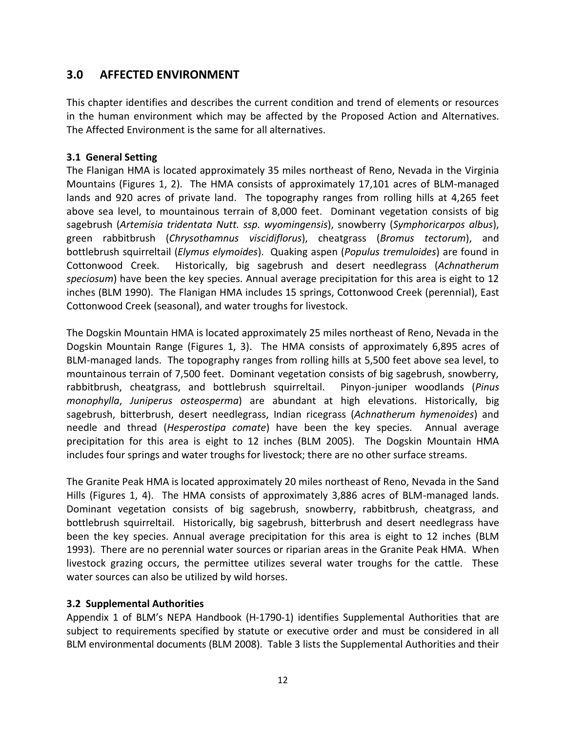## 3.0 AFFECTED ENVIRONMENT

This chapter identifies and describes the current condition and trend of elements or resources in the human environment which may be affected by the Proposed Action and Alternatives. The Affected Environment is the same for all alternatives.

### 3.1 General Setting

The Flanigan HMA is located approximately 35 miles northeast of Reno, Nevada in the Virginia Mountains (Figures 1, 2). The HMA consists of approximately 17,101 acres of BLM-managed lands and 920 acres of private land. The topography ranges from rolling hills at 4,265 feet above sea level, to mountainous terrain of 8,000 feet. Dominant vegetation consists of big sagebrush (*Artemisia tridentata Nutt. ssp. wyomingensis*), snowberry (*Symphoricarpos albus*), green rabbitbrush (*Chrysothamnus viscidiflorus*), cheatgrass (*Bromus tectorum*), and bottlebrush squirreltail (*Elymus elymoides*). Quaking aspen (*Populus tremuloides*) are found in Cottonwood Creek. Historically, big sagebrush and desert needlegrass (*Achnatherum speciosum*) have been the key species. Annual average precipitation for this area is eight to 12 inches (BLM 1990). The Flanigan HMA includes 15 springs, Cottonwood Creek (perennial), East Cottonwood Creek (seasonal), and water troughs for livestock.

The Dogskin Mountain HMA is located approximately 25 miles northeast of Reno, Nevada in the Dogskin Mountain Range (Figures 1, 3). The HMA consists of approximately 6,895 acres of BLM-managed lands. The topography ranges from rolling hills at 5,500 feet above sea level, to mountainous terrain of 7,500 feet. Dominant vegetation consists of big sagebrush, snowberry, rabbitbrush, cheatgrass, and bottlebrush squirreltail. Pinyon-juniper woodlands (*Pinus monophylla*, *Juniperus osteosperma*) are abundant at high elevations. Historically, big sagebrush, bitterbrush, desert needlegrass, Indian ricegrass (*Achnatherum hymenoides*) and needle and thread (*Hesperostipa comate*) have been the key species. Annual average precipitation for this area is eight to 12 inches (BLM 2005). The Dogskin Mountain HMA includes four springs and water troughs for livestock; there are no other surface streams.

The Granite Peak HMA is located approximately 20 miles northeast of Reno, Nevada in the Sand Hills (Figures 1, 4). The HMA consists of approximately 3,886 acres of BLM-managed lands. Dominant vegetation consists of big sagebrush, snowberry, rabbitbrush, cheatgrass, and bottlebrush squirreltail. Historically, big sagebrush, bitterbrush and desert needlegrass have been the key species. Annual average precipitation for this area is eight to 12 inches (BLM 1993). There are no perennial water sources or riparian areas in the Granite Peak HMA. When livestock grazing occurs, the permittee utilizes several water troughs for the cattle. These water sources can also be utilized by wild horses.

### 3.2 Supplemental Authorities

Appendix 1 of BLM's NEPA Handbook (H-1790-1) identifies Supplemental Authorities that are subject to requirements specified by statute or executive order and must be considered in all BLM environmental documents (BLM 2008). Table 3 lists the Supplemental Authorities and their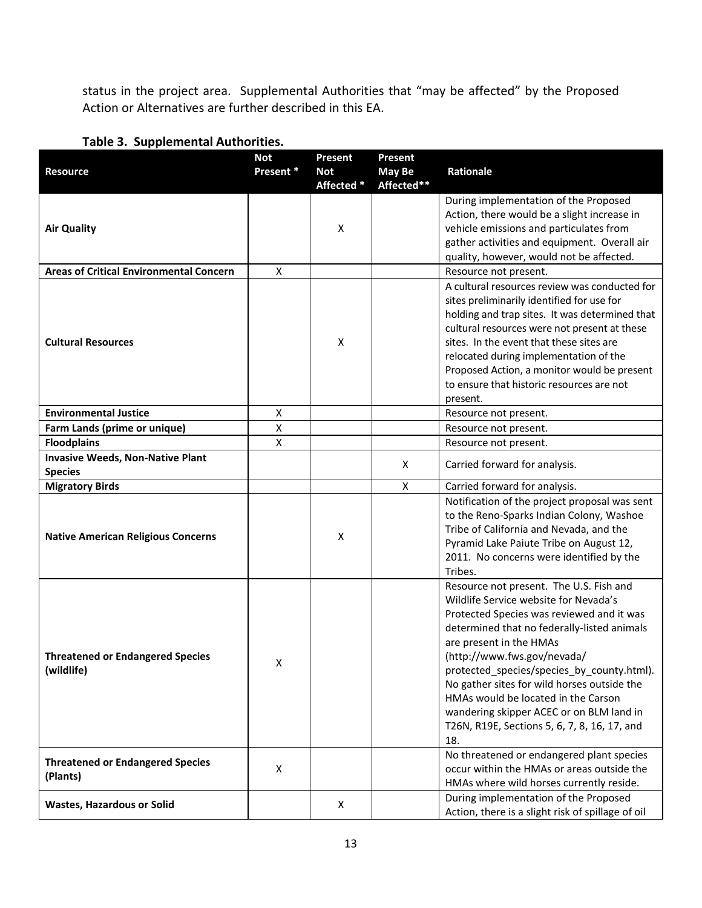status in the project area. Supplemental Authorities that "may be affected" by the Proposed Action or Alternatives are further described in this EA.

**Table 3. Supplemental Authorities.**

| Resource | Not Present * | Present Not Affected * | Present May Be Affected** | Rationale |
|---|---|---|---|---|
| **Air Quality** | | X | | During implementation of the Proposed Action, there would be a slight increase in vehicle emissions and particulates from gather activities and equipment. Overall air quality, however, would not be affected. |
| **Areas of Critical Environmental Concern** | X | | | Resource not present. |
| **Cultural Resources** | | X | | A cultural resources review was conducted for sites preliminarily identified for use for holding and trap sites. It was determined that cultural resources were not present at these sites. In the event that these sites are relocated during implementation of the Proposed Action, a monitor would be present to ensure that historic resources are not present. |
| **Environmental Justice** | X | | | Resource not present. |
| **Farm Lands (prime or unique)** | X | | | Resource not present. |
| **Floodplains** | X | | | Resource not present. |
| **Invasive Weeds, Non-Native Plant Species** | | | X | Carried forward for analysis. |
| **Migratory Birds** | | | X | Carried forward for analysis. |
| **Native American Religious Concerns** | | X | | Notification of the project proposal was sent to the Reno-Sparks Indian Colony, Washoe Tribe of California and Nevada, and the Pyramid Lake Paiute Tribe on August 12, 2011. No concerns were identified by the Tribes. |
| **Threatened or Endangered Species (wildlife)** | X | | | Resource not present. The U.S. Fish and Wildlife Service website for Nevada's Protected Species was reviewed and it was determined that no federally-listed animals are present in the HMAs (http://www.fws.gov/nevada/protected_species/species_by_county.html). No gather sites for wild horses outside the HMAs would be located in the Carson wandering skipper ACEC or on BLM land in T26N, R19E, Sections 5, 6, 7, 8, 16, 17, and 18. |
| **Threatened or Endangered Species (Plants)** | X | | | No threatened or endangered plant species occur within the HMAs or areas outside the HMAs where wild horses currently reside. |
| **Wastes, Hazardous or Solid** | | X | | During implementation of the Proposed Action, there is a slight risk of spillage of oil |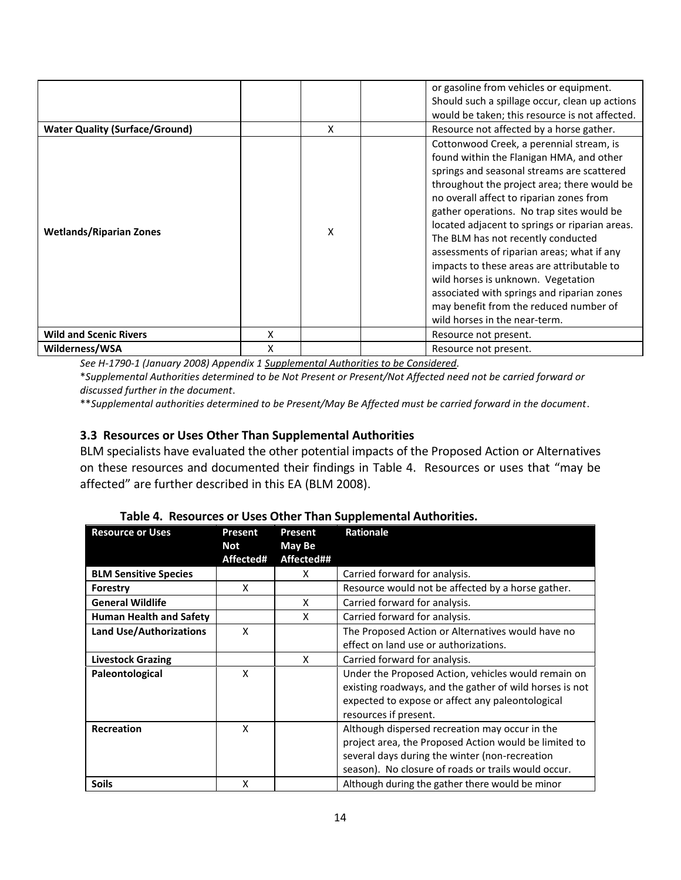| | | | | |
|---|---|---|---|---|
| | | | | or gasoline from vehicles or equipment. Should such a spillage occur, clean up actions would be taken; this resource is not affected. |
| **Water Quality (Surface/Ground)** | | X | | Resource not affected by a horse gather. |
| **Wetlands/Riparian Zones** | | X | | Cottonwood Creek, a perennial stream, is found within the Flanigan HMA, and other springs and seasonal streams are scattered throughout the project area; there would be no overall affect to riparian zones from gather operations. No trap sites would be located adjacent to springs or riparian areas. The BLM has not recently conducted assessments of riparian areas; what if any impacts to these areas are attributable to wild horses is unknown. Vegetation associated with springs and riparian zones may benefit from the reduced number of wild horses in the near-term. |
| **Wild and Scenic Rivers** | X | | | Resource not present. |
| **Wilderness/WSA** | X | | | Resource not present. |

*See H-1790-1 (January 2008) Appendix 1 Supplemental Authorities to be Considered.*

\**Supplemental Authorities determined to be Not Present or Present/Not Affected need not be carried forward or discussed further in the document*.

\*\**Supplemental authorities determined to be Present/May Be Affected must be carried forward in the document*.

### 3.3 Resources or Uses Other Than Supplemental Authorities

BLM specialists have evaluated the other potential impacts of the Proposed Action or Alternatives on these resources and documented their findings in Table 4. Resources or uses that "may be affected" are further described in this EA (BLM 2008).

**Table 4. Resources or Uses Other Than Supplemental Authorities.**

| Resource or Uses | Present Not Affected# | Present May Be Affected## | Rationale |
|---|---|---|---|
| **BLM Sensitive Species** | | X | Carried forward for analysis. |
| **Forestry** | X | | Resource would not be affected by a horse gather. |
| **General Wildlife** | | X | Carried forward for analysis. |
| **Human Health and Safety** | | X | Carried forward for analysis. |
| **Land Use/Authorizations** | X | | The Proposed Action or Alternatives would have no effect on land use or authorizations. |
| **Livestock Grazing** | | X | Carried forward for analysis. |
| **Paleontological** | X | | Under the Proposed Action, vehicles would remain on existing roadways, and the gather of wild horses is not expected to expose or affect any paleontological resources if present. |
| **Recreation** | X | | Although dispersed recreation may occur in the project area, the Proposed Action would be limited to several days during the winter (non-recreation season). No closure of roads or trails would occur. |
| **Soils** | X | | Although during the gather there would be minor |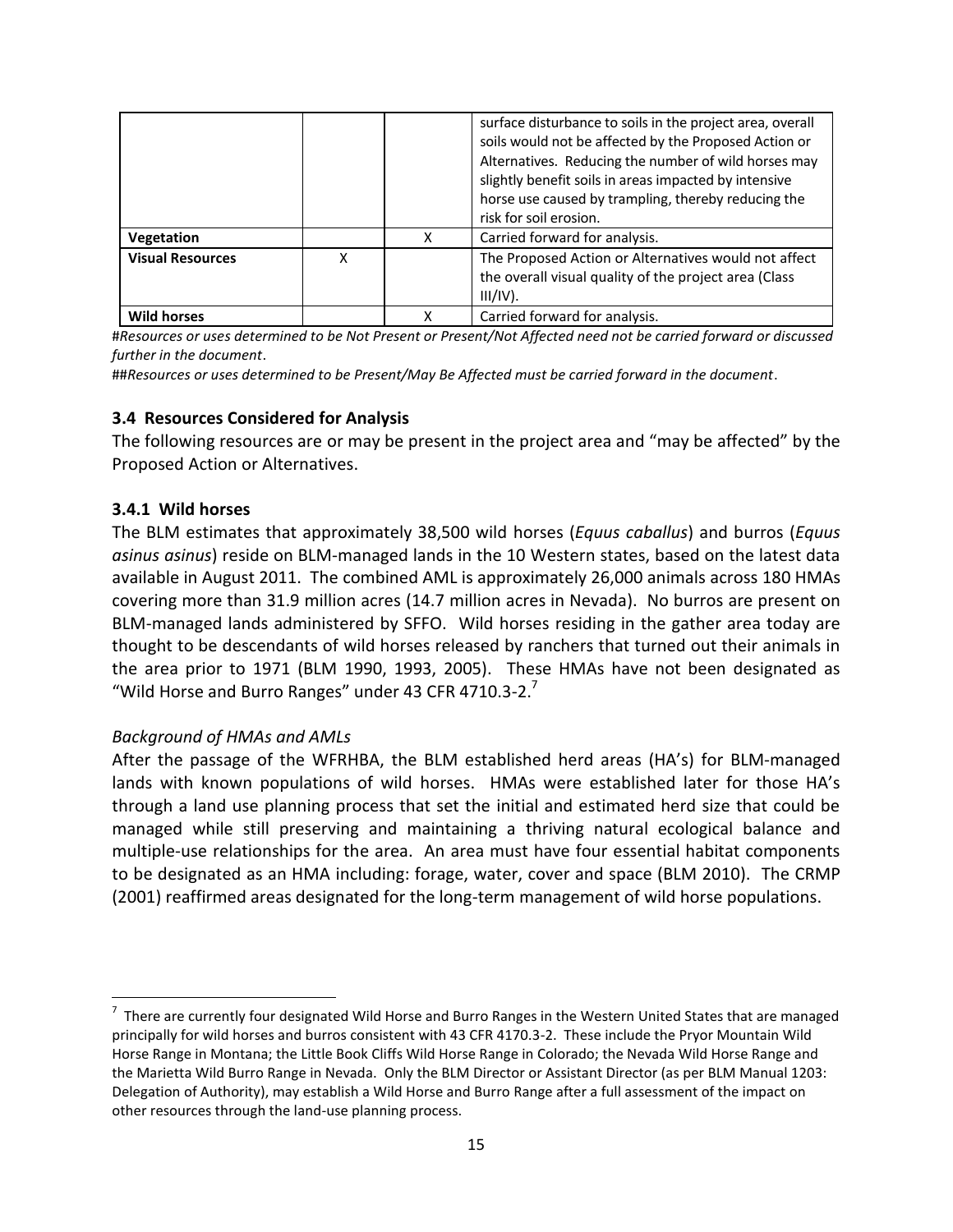| | | | |
|---|---|---|---|
| | | | surface disturbance to soils in the project area, overall soils would not be affected by the Proposed Action or Alternatives. Reducing the number of wild horses may slightly benefit soils in areas impacted by intensive horse use caused by trampling, thereby reducing the risk for soil erosion. |
| **Vegetation** | | X | Carried forward for analysis. |
| **Visual Resources** | X | | The Proposed Action or Alternatives would not affect the overall visual quality of the project area (Class III/IV). |
| **Wild horses** | | X | Carried forward for analysis. |

#*Resources or uses determined to be Not Present or Present/Not Affected need not be carried forward or discussed further in the document*.

##*Resources or uses determined to be Present/May Be Affected must be carried forward in the document*.

### 3.4 Resources Considered for Analysis

The following resources are or may be present in the project area and "may be affected" by the Proposed Action or Alternatives.

#### 3.4.1 Wild horses

The BLM estimates that approximately 38,500 wild horses (*Equus caballus*) and burros (*Equus asinus asinus*) reside on BLM-managed lands in the 10 Western states, based on the latest data available in August 2011. The combined AML is approximately 26,000 animals across 180 HMAs covering more than 31.9 million acres (14.7 million acres in Nevada). No burros are present on BLM-managed lands administered by SFFO. Wild horses residing in the gather area today are thought to be descendants of wild horses released by ranchers that turned out their animals in the area prior to 1971 (BLM 1990, 1993, 2005). These HMAs have not been designated as "Wild Horse and Burro Ranges" under 43 CFR 4710.3-2.[7]

*Background of HMAs and AMLs*

After the passage of the WFRHBA, the BLM established herd areas (HA's) for BLM-managed lands with known populations of wild horses. HMAs were established later for those HA's through a land use planning process that set the initial and estimated herd size that could be managed while still preserving and maintaining a thriving natural ecological balance and multiple-use relationships for the area. An area must have four essential habitat components to be designated as an HMA including: forage, water, cover and space (BLM 2010). The CRMP (2001) reaffirmed areas designated for the long-term management of wild horse populations.

[7] There are currently four designated Wild Horse and Burro Ranges in the Western United States that are managed principally for wild horses and burros consistent with 43 CFR 4170.3-2. These include the Pryor Mountain Wild Horse Range in Montana; the Little Book Cliffs Wild Horse Range in Colorado; the Nevada Wild Horse Range and the Marietta Wild Burro Range in Nevada. Only the BLM Director or Assistant Director (as per BLM Manual 1203: Delegation of Authority), may establish a Wild Horse and Burro Range after a full assessment of the impact on other resources through the land-use planning process.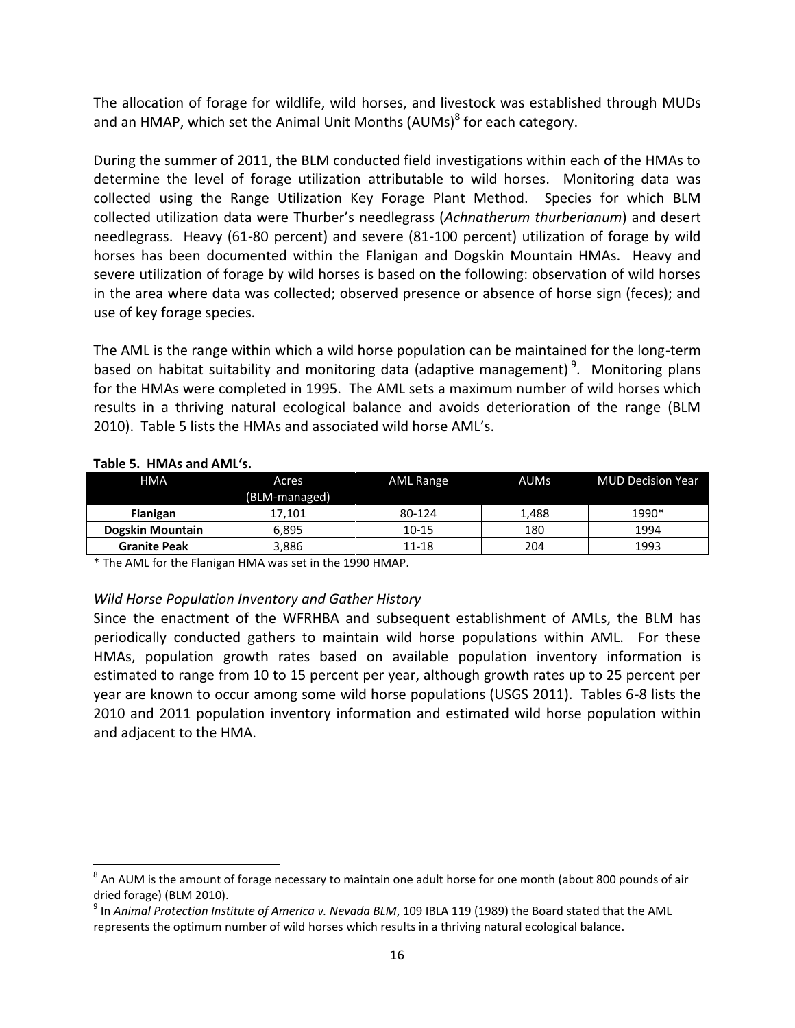The allocation of forage for wildlife, wild horses, and livestock was established through MUDs and an HMAP, which set the Animal Unit Months (AUMs)[8] for each category.

During the summer of 2011, the BLM conducted field investigations within each of the HMAs to determine the level of forage utilization attributable to wild horses. Monitoring data was collected using the Range Utilization Key Forage Plant Method. Species for which BLM collected utilization data were Thurber's needlegrass (*Achnatherum thurberianum*) and desert needlegrass. Heavy (61-80 percent) and severe (81-100 percent) utilization of forage by wild horses has been documented within the Flanigan and Dogskin Mountain HMAs. Heavy and severe utilization of forage by wild horses is based on the following: observation of wild horses in the area where data was collected; observed presence or absence of horse sign (feces); and use of key forage species.

The AML is the range within which a wild horse population can be maintained for the long-term based on habitat suitability and monitoring data (adaptive management)[9]. Monitoring plans for the HMAs were completed in 1995. The AML sets a maximum number of wild horses which results in a thriving natural ecological balance and avoids deterioration of the range (BLM 2010). Table 5 lists the HMAs and associated wild horse AML's.

**Table 5. HMAs and AML's.**

| HMA | Acres (BLM-managed) | AML Range | AUMs | MUD Decision Year |
|---|---|---|---|---|
| **Flanigan** | 17,101 | 80-124 | 1,488 | 1990* |
| **Dogskin Mountain** | 6,895 | 10-15 | 180 | 1994 |
| **Granite Peak** | 3,886 | 11-18 | 204 | 1993 |

\* The AML for the Flanigan HMA was set in the 1990 HMAP.

*Wild Horse Population Inventory and Gather History*

Since the enactment of the WFRHBA and subsequent establishment of AMLs, the BLM has periodically conducted gathers to maintain wild horse populations within AML. For these HMAs, population growth rates based on available population inventory information is estimated to range from 10 to 15 percent per year, although growth rates up to 25 percent per year are known to occur among some wild horse populations (USGS 2011). Tables 6-8 lists the 2010 and 2011 population inventory information and estimated wild horse population within and adjacent to the HMA.

---

[8] An AUM is the amount of forage necessary to maintain one adult horse for one month (about 800 pounds of air dried forage) (BLM 2010).

[9] In *Animal Protection Institute of America v. Nevada BLM*, 109 IBLA 119 (1989) the Board stated that the AML represents the optimum number of wild horses which results in a thriving natural ecological balance.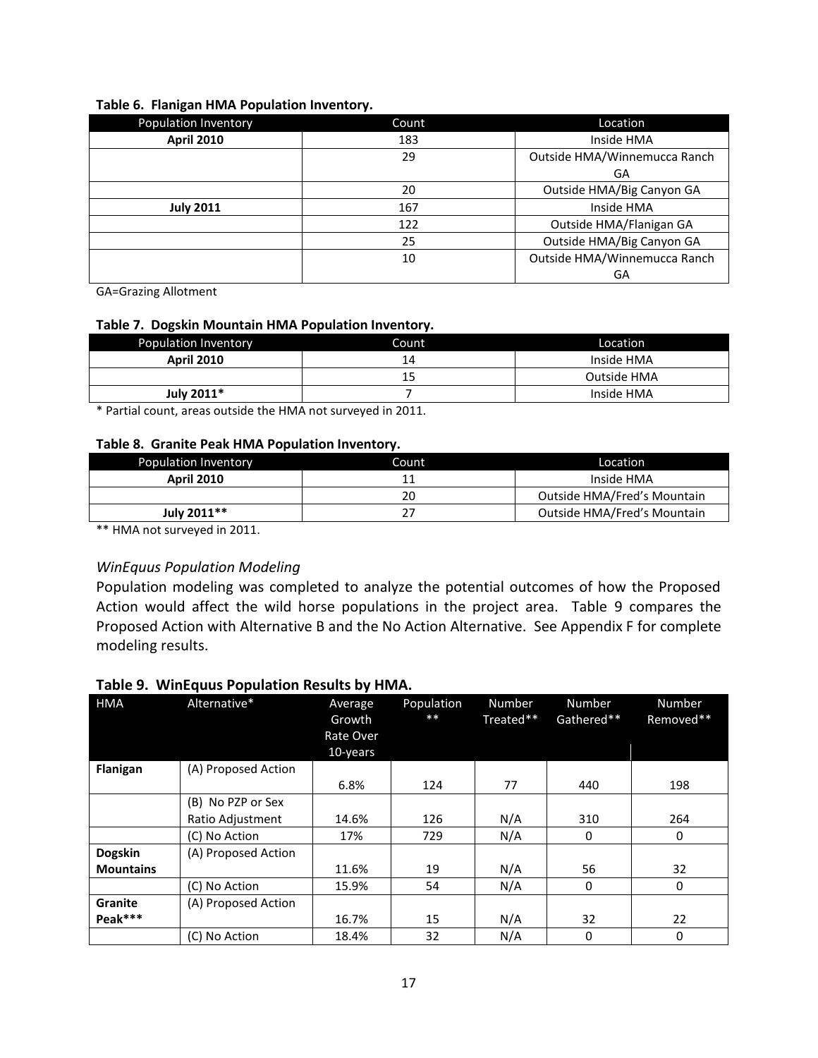**Table 6. Flanigan HMA Population Inventory.**

| Population Inventory | Count | Location |
|---|---|---|
| **April 2010** | 183 | Inside HMA |
| | 29 | Outside HMA/Winnemucca Ranch GA |
| | 20 | Outside HMA/Big Canyon GA |
| **July 2011** | 167 | Inside HMA |
| | 122 | Outside HMA/Flanigan GA |
| | 25 | Outside HMA/Big Canyon GA |
| | 10 | Outside HMA/Winnemucca Ranch GA |

GA=Grazing Allotment

**Table 7. Dogskin Mountain HMA Population Inventory.**

| Population Inventory | Count | Location |
|---|---|---|
| **April 2010** | 14 | Inside HMA |
| | 15 | Outside HMA |
| **July 2011*** | 7 | Inside HMA |

* Partial count, areas outside the HMA not surveyed in 2011.

**Table 8. Granite Peak HMA Population Inventory.**

| Population Inventory | Count | Location |
|---|---|---|
| **April 2010** | 11 | Inside HMA |
| | 20 | Outside HMA/Fred's Mountain |
| **July 2011**** | 27 | Outside HMA/Fred's Mountain |

** HMA not surveyed in 2011.

### *WinEquus Population Modeling*

Population modeling was completed to analyze the potential outcomes of how the Proposed Action would affect the wild horse populations in the project area. Table 9 compares the Proposed Action with Alternative B and the No Action Alternative. See Appendix F for complete modeling results.

**Table 9. WinEquus Population Results by HMA.**

| HMA | Alternative* | Average Growth Rate Over 10-years | Population ** | Number Treated** | Number Gathered** | Number Removed** |
|---|---|---|---|---|---|---|
| **Flanigan** | (A) Proposed Action | 6.8% | 124 | 77 | 440 | 198 |
| | (B) No PZP or Sex Ratio Adjustment | 14.6% | 126 | N/A | 310 | 264 |
| | (C) No Action | 17% | 729 | N/A | 0 | 0 |
| **Dogskin Mountains** | (A) Proposed Action | 11.6% | 19 | N/A | 56 | 32 |
| | (C) No Action | 15.9% | 54 | N/A | 0 | 0 |
| **Granite Peak*** ** | (A) Proposed Action | 16.7% | 15 | N/A | 32 | 22 |
| | (C) No Action | 18.4% | 32 | N/A | 0 | 0 |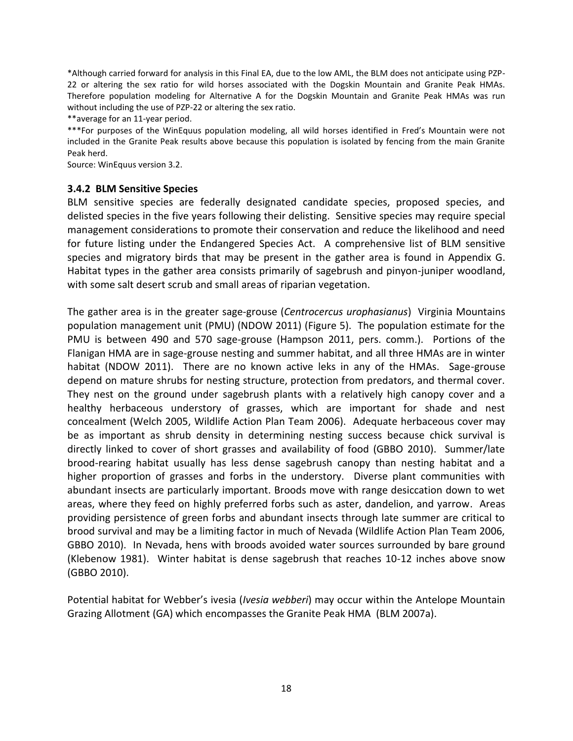*Although carried forward for analysis in this Final EA, due to the low AML, the BLM does not anticipate using PZP-22 or altering the sex ratio for wild horses associated with the Dogskin Mountain and Granite Peak HMAs. Therefore population modeling for Alternative A for the Dogskin Mountain and Granite Peak HMAs was run without including the use of PZP-22 or altering the sex ratio.

**average for an 11-year period.

***For purposes of the WinEquus population modeling, all wild horses identified in Fred's Mountain were not included in the Granite Peak results above because this population is isolated by fencing from the main Granite Peak herd.

Source: WinEquus version 3.2.

### 3.4.2 BLM Sensitive Species

BLM sensitive species are federally designated candidate species, proposed species, and delisted species in the five years following their delisting. Sensitive species may require special management considerations to promote their conservation and reduce the likelihood and need for future listing under the Endangered Species Act. A comprehensive list of BLM sensitive species and migratory birds that may be present in the gather area is found in Appendix G. Habitat types in the gather area consists primarily of sagebrush and pinyon-juniper woodland, with some salt desert scrub and small areas of riparian vegetation.

The gather area is in the greater sage-grouse (*Centrocercus urophasianus*) Virginia Mountains population management unit (PMU) (NDOW 2011) (Figure 5). The population estimate for the PMU is between 490 and 570 sage-grouse (Hampson 2011, pers. comm.). Portions of the Flanigan HMA are in sage-grouse nesting and summer habitat, and all three HMAs are in winter habitat (NDOW 2011). There are no known active leks in any of the HMAs. Sage-grouse depend on mature shrubs for nesting structure, protection from predators, and thermal cover. They nest on the ground under sagebrush plants with a relatively high canopy cover and a healthy herbaceous understory of grasses, which are important for shade and nest concealment (Welch 2005, Wildlife Action Plan Team 2006). Adequate herbaceous cover may be as important as shrub density in determining nesting success because chick survival is directly linked to cover of short grasses and availability of food (GBBO 2010). Summer/late brood-rearing habitat usually has less dense sagebrush canopy than nesting habitat and a higher proportion of grasses and forbs in the understory. Diverse plant communities with abundant insects are particularly important. Broods move with range desiccation down to wet areas, where they feed on highly preferred forbs such as aster, dandelion, and yarrow. Areas providing persistence of green forbs and abundant insects through late summer are critical to brood survival and may be a limiting factor in much of Nevada (Wildlife Action Plan Team 2006, GBBO 2010). In Nevada, hens with broods avoided water sources surrounded by bare ground (Klebenow 1981). Winter habitat is dense sagebrush that reaches 10-12 inches above snow (GBBO 2010).

Potential habitat for Webber's ivesia (*Ivesia webberi*) may occur within the Antelope Mountain Grazing Allotment (GA) which encompasses the Granite Peak HMA (BLM 2007a).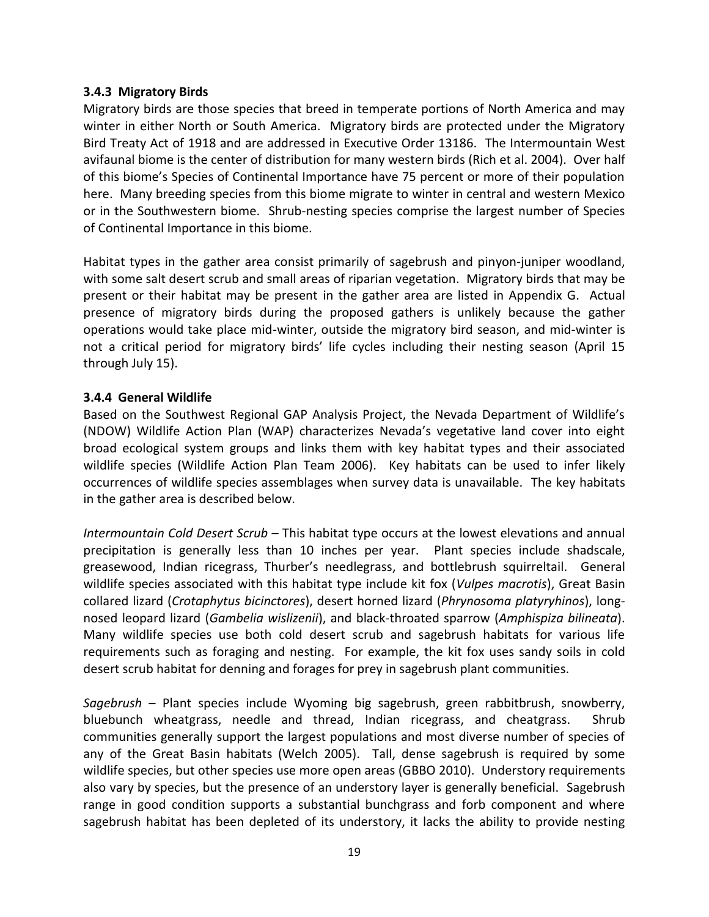### 3.4.3 Migratory Birds

Migratory birds are those species that breed in temperate portions of North America and may winter in either North or South America. Migratory birds are protected under the Migratory Bird Treaty Act of 1918 and are addressed in Executive Order 13186. The Intermountain West avifaunal biome is the center of distribution for many western birds (Rich et al. 2004). Over half of this biome's Species of Continental Importance have 75 percent or more of their population here. Many breeding species from this biome migrate to winter in central and western Mexico or in the Southwestern biome. Shrub-nesting species comprise the largest number of Species of Continental Importance in this biome.

Habitat types in the gather area consist primarily of sagebrush and pinyon-juniper woodland, with some salt desert scrub and small areas of riparian vegetation. Migratory birds that may be present or their habitat may be present in the gather area are listed in Appendix G. Actual presence of migratory birds during the proposed gathers is unlikely because the gather operations would take place mid-winter, outside the migratory bird season, and mid-winter is not a critical period for migratory birds' life cycles including their nesting season (April 15 through July 15).

### 3.4.4 General Wildlife

Based on the Southwest Regional GAP Analysis Project, the Nevada Department of Wildlife's (NDOW) Wildlife Action Plan (WAP) characterizes Nevada's vegetative land cover into eight broad ecological system groups and links them with key habitat types and their associated wildlife species (Wildlife Action Plan Team 2006). Key habitats can be used to infer likely occurrences of wildlife species assemblages when survey data is unavailable. The key habitats in the gather area is described below.

*Intermountain Cold Desert Scrub* – This habitat type occurs at the lowest elevations and annual precipitation is generally less than 10 inches per year. Plant species include shadscale, greasewood, Indian ricegrass, Thurber's needlegrass, and bottlebrush squirreltail. General wildlife species associated with this habitat type include kit fox (*Vulpes macrotis*), Great Basin collared lizard (*Crotaphytus bicinctores*), desert horned lizard (*Phrynosoma platyryhinos*), long-nosed leopard lizard (*Gambelia wislizenii*), and black-throated sparrow (*Amphispiza bilineata*). Many wildlife species use both cold desert scrub and sagebrush habitats for various life requirements such as foraging and nesting. For example, the kit fox uses sandy soils in cold desert scrub habitat for denning and forages for prey in sagebrush plant communities.

*Sagebrush* – Plant species include Wyoming big sagebrush, green rabbitbrush, snowberry, bluebunch wheatgrass, needle and thread, Indian ricegrass, and cheatgrass. Shrub communities generally support the largest populations and most diverse number of species of any of the Great Basin habitats (Welch 2005). Tall, dense sagebrush is required by some wildlife species, but other species use more open areas (GBBO 2010). Understory requirements also vary by species, but the presence of an understory layer is generally beneficial. Sagebrush range in good condition supports a substantial bunchgrass and forb component and where sagebrush habitat has been depleted of its understory, it lacks the ability to provide nesting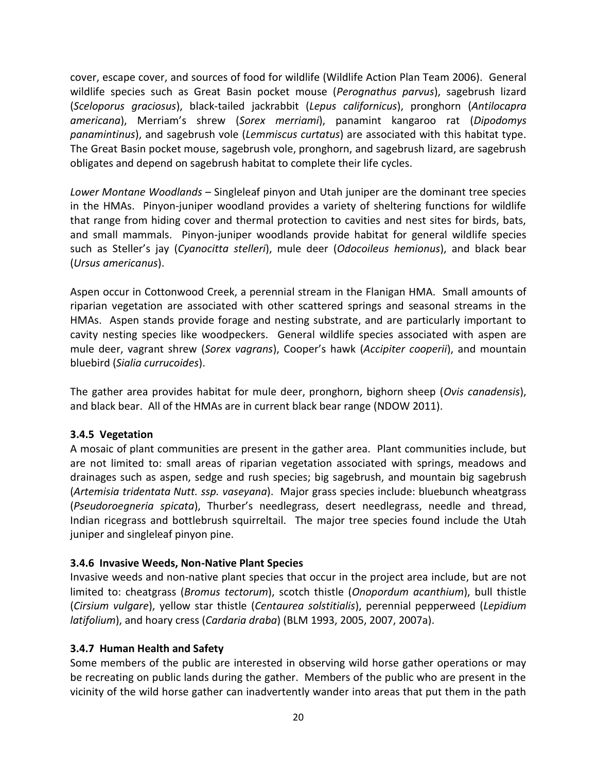cover, escape cover, and sources of food for wildlife (Wildlife Action Plan Team 2006). General wildlife species such as Great Basin pocket mouse (*Perognathus parvus*), sagebrush lizard (*Sceloporus graciosus*), black-tailed jackrabbit (*Lepus californicus*), pronghorn (*Antilocapra americana*), Merriam's shrew (*Sorex merriami*), panamint kangaroo rat (*Dipodomys panamintinus*), and sagebrush vole (*Lemmiscus curtatus*) are associated with this habitat type. The Great Basin pocket mouse, sagebrush vole, pronghorn, and sagebrush lizard, are sagebrush obligates and depend on sagebrush habitat to complete their life cycles.

*Lower Montane Woodlands* – Singleleaf pinyon and Utah juniper are the dominant tree species in the HMAs. Pinyon-juniper woodland provides a variety of sheltering functions for wildlife that range from hiding cover and thermal protection to cavities and nest sites for birds, bats, and small mammals. Pinyon-juniper woodlands provide habitat for general wildlife species such as Steller's jay (*Cyanocitta stelleri*), mule deer (*Odocoileus hemionus*), and black bear (*Ursus americanus*).

Aspen occur in Cottonwood Creek, a perennial stream in the Flanigan HMA. Small amounts of riparian vegetation are associated with other scattered springs and seasonal streams in the HMAs. Aspen stands provide forage and nesting substrate, and are particularly important to cavity nesting species like woodpeckers. General wildlife species associated with aspen are mule deer, vagrant shrew (*Sorex vagrans*), Cooper's hawk (*Accipiter cooperii*), and mountain bluebird (*Sialia currucoides*).

The gather area provides habitat for mule deer, pronghorn, bighorn sheep (*Ovis canadensis*), and black bear. All of the HMAs are in current black bear range (NDOW 2011).

### 3.4.5 Vegetation

A mosaic of plant communities are present in the gather area. Plant communities include, but are not limited to: small areas of riparian vegetation associated with springs, meadows and drainages such as aspen, sedge and rush species; big sagebrush, and mountain big sagebrush (*Artemisia tridentata Nutt. ssp. vaseyana*). Major grass species include: bluebunch wheatgrass (*Pseudoroegneria spicata*), Thurber's needlegrass, desert needlegrass, needle and thread, Indian ricegrass and bottlebrush squirreltail. The major tree species found include the Utah juniper and singleleaf pinyon pine.

### 3.4.6 Invasive Weeds, Non-Native Plant Species

Invasive weeds and non-native plant species that occur in the project area include, but are not limited to: cheatgrass (*Bromus tectorum*), scotch thistle (*Onopordum acanthium*), bull thistle (*Cirsium vulgare*), yellow star thistle (*Centaurea solstitialis*), perennial pepperweed (*Lepidium latifolium*), and hoary cress (*Cardaria draba*) (BLM 1993, 2005, 2007, 2007a).

### 3.4.7 Human Health and Safety

Some members of the public are interested in observing wild horse gather operations or may be recreating on public lands during the gather. Members of the public who are present in the vicinity of the wild horse gather can inadvertently wander into areas that put them in the path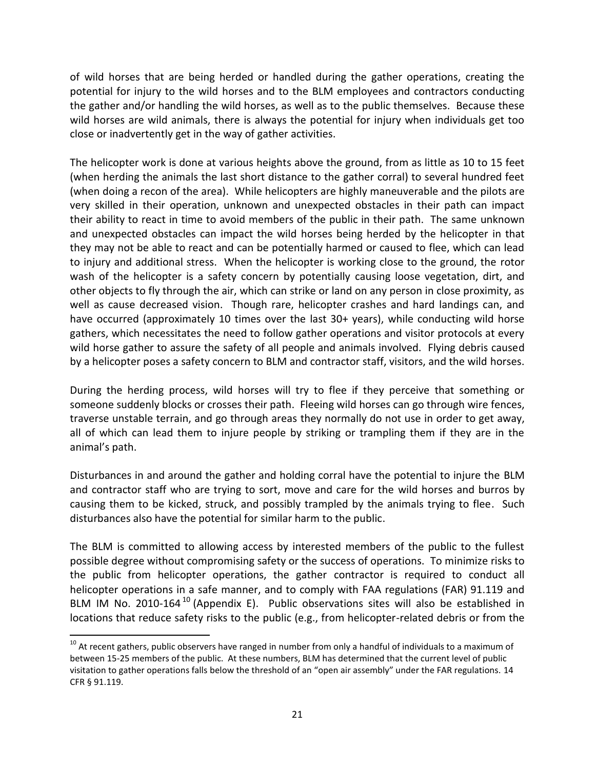of wild horses that are being herded or handled during the gather operations, creating the potential for injury to the wild horses and to the BLM employees and contractors conducting the gather and/or handling the wild horses, as well as to the public themselves. Because these wild horses are wild animals, there is always the potential for injury when individuals get too close or inadvertently get in the way of gather activities.

The helicopter work is done at various heights above the ground, from as little as 10 to 15 feet (when herding the animals the last short distance to the gather corral) to several hundred feet (when doing a recon of the area). While helicopters are highly maneuverable and the pilots are very skilled in their operation, unknown and unexpected obstacles in their path can impact their ability to react in time to avoid members of the public in their path. The same unknown and unexpected obstacles can impact the wild horses being herded by the helicopter in that they may not be able to react and can be potentially harmed or caused to flee, which can lead to injury and additional stress. When the helicopter is working close to the ground, the rotor wash of the helicopter is a safety concern by potentially causing loose vegetation, dirt, and other objects to fly through the air, which can strike or land on any person in close proximity, as well as cause decreased vision. Though rare, helicopter crashes and hard landings can, and have occurred (approximately 10 times over the last 30+ years), while conducting wild horse gathers, which necessitates the need to follow gather operations and visitor protocols at every wild horse gather to assure the safety of all people and animals involved. Flying debris caused by a helicopter poses a safety concern to BLM and contractor staff, visitors, and the wild horses.

During the herding process, wild horses will try to flee if they perceive that something or someone suddenly blocks or crosses their path. Fleeing wild horses can go through wire fences, traverse unstable terrain, and go through areas they normally do not use in order to get away, all of which can lead them to injure people by striking or trampling them if they are in the animal's path.

Disturbances in and around the gather and holding corral have the potential to injure the BLM and contractor staff who are trying to sort, move and care for the wild horses and burros by causing them to be kicked, struck, and possibly trampled by the animals trying to flee. Such disturbances also have the potential for similar harm to the public.

The BLM is committed to allowing access by interested members of the public to the fullest possible degree without compromising safety or the success of operations. To minimize risks to the public from helicopter operations, the gather contractor is required to conduct all helicopter operations in a safe manner, and to comply with FAA regulations (FAR) 91.119 and BLM IM No. 2010-164[10] (Appendix E). Public observations sites will also be established in locations that reduce safety risks to the public (e.g., from helicopter-related debris or from the

[10] At recent gathers, public observers have ranged in number from only a handful of individuals to a maximum of between 15-25 members of the public. At these numbers, BLM has determined that the current level of public visitation to gather operations falls below the threshold of an "open air assembly" under the FAR regulations. 14 CFR § 91.119.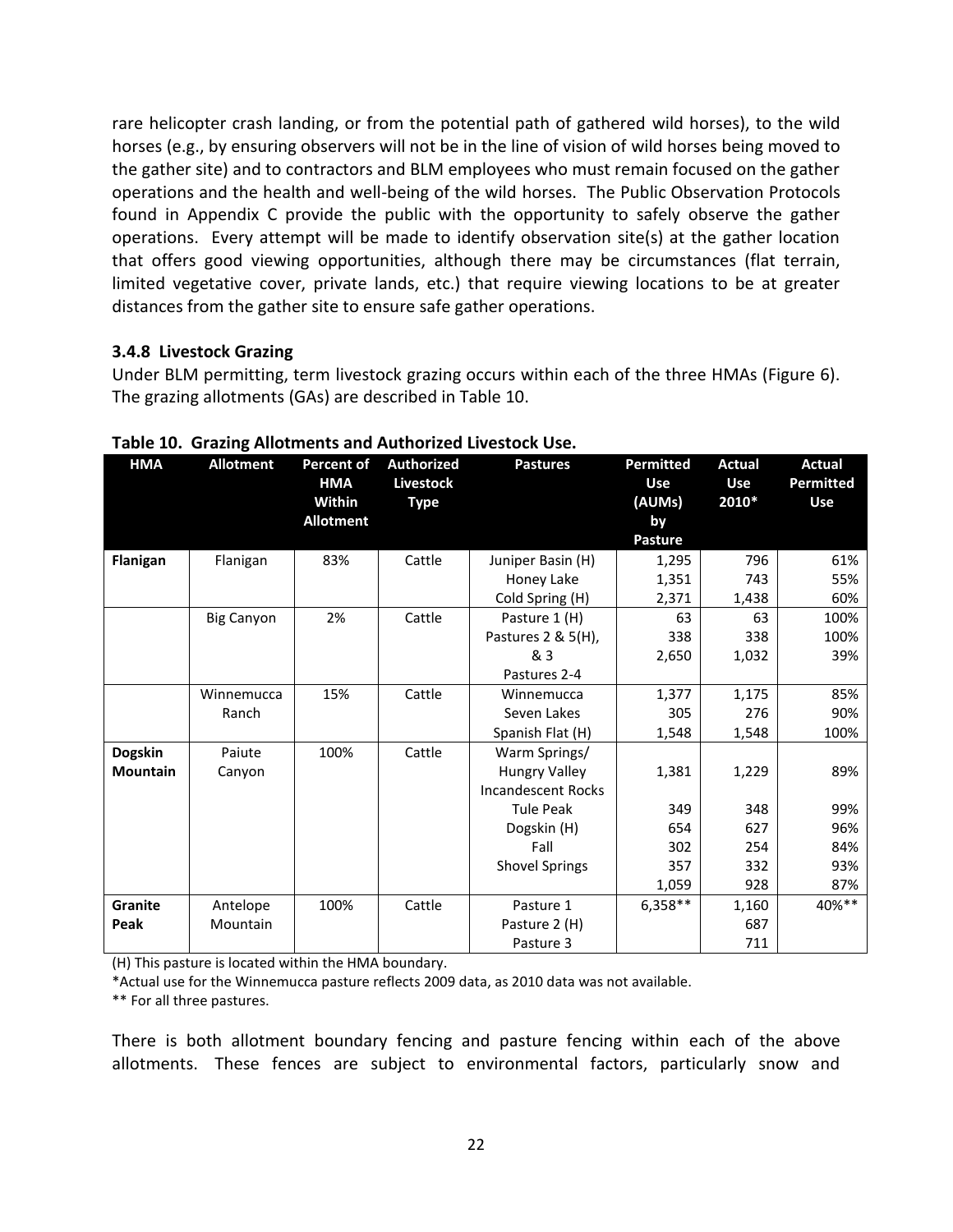rare helicopter crash landing, or from the potential path of gathered wild horses), to the wild horses (e.g., by ensuring observers will not be in the line of vision of wild horses being moved to the gather site) and to contractors and BLM employees who must remain focused on the gather operations and the health and well-being of the wild horses. The Public Observation Protocols found in Appendix C provide the public with the opportunity to safely observe the gather operations. Every attempt will be made to identify observation site(s) at the gather location that offers good viewing opportunities, although there may be circumstances (flat terrain, limited vegetative cover, private lands, etc.) that require viewing locations to be at greater distances from the gather site to ensure safe gather operations.

### 3.4.8 Livestock Grazing

Under BLM permitting, term livestock grazing occurs within each of the three HMAs (Figure 6). The grazing allotments (GAs) are described in Table 10.

**Table 10. Grazing Allotments and Authorized Livestock Use.**

| HMA | Allotment | Percent of HMA Within Allotment | Authorized Livestock Type | Pastures | Permitted Use (AUMs) by Pasture | Actual Use 2010* | Actual Permitted Use |
|---|---|---|---|---|---|---|---|
| **Flanigan** | Flanigan | 83% | Cattle | Juniper Basin (H) | 1,295 | 796 | 61% |
| | | | | Honey Lake | 1,351 | 743 | 55% |
| | | | | Cold Spring (H) | 2,371 | 1,438 | 60% |
| | Big Canyon | 2% | Cattle | Pasture 1 (H) | 63 | 63 | 100% |
| | | | | Pastures 2 & 5(H), | 338 | 338 | 100% |
| | | | | & 3 | 2,650 | 1,032 | 39% |
| | | | | Pastures 2-4 | | | |
| | Winnemucca Ranch | 15% | Cattle | Winnemucca | 1,377 | 1,175 | 85% |
| | | | | Seven Lakes | 305 | 276 | 90% |
| | | | | Spanish Flat (H) | 1,548 | 1,548 | 100% |
| **Dogskin Mountain** | Paiute Canyon | 100% | Cattle | Warm Springs/ | | | |
| | | | | Hungry Valley | 1,381 | 1,229 | 89% |
| | | | | Incandescent Rocks | | | |
| | | | | Tule Peak | 349 | 348 | 99% |
| | | | | Dogskin (H) | 654 | 627 | 96% |
| | | | | Fall | 302 | 254 | 84% |
| | | | | Shovel Springs | 357 | 332 | 93% |
| | | | | | 1,059 | 928 | 87% |
| **Granite Peak** | Antelope Mountain | 100% | Cattle | Pasture 1 | 6,358** | 1,160 | 40%** |
| | | | | Pasture 2 (H) | | 687 | |
| | | | | Pasture 3 | | 711 | |

(H) This pasture is located within the HMA boundary.

*Actual use for the Winnemucca pasture reflects 2009 data, as 2010 data was not available.

** For all three pastures.

There is both allotment boundary fencing and pasture fencing within each of the above allotments. These fences are subject to environmental factors, particularly snow and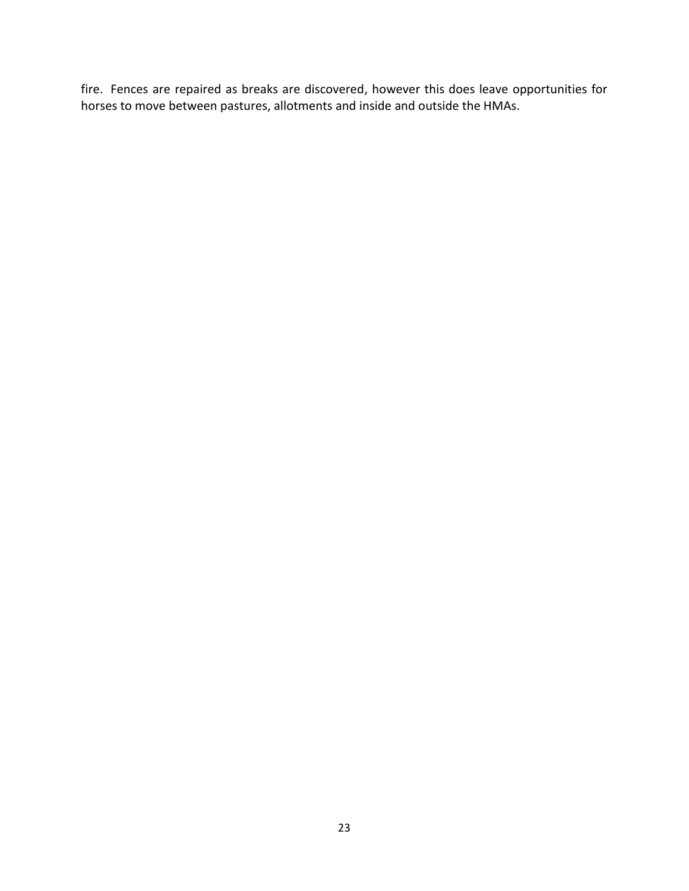fire. Fences are repaired as breaks are discovered, however this does leave opportunities for horses to move between pastures, allotments and inside and outside the HMAs.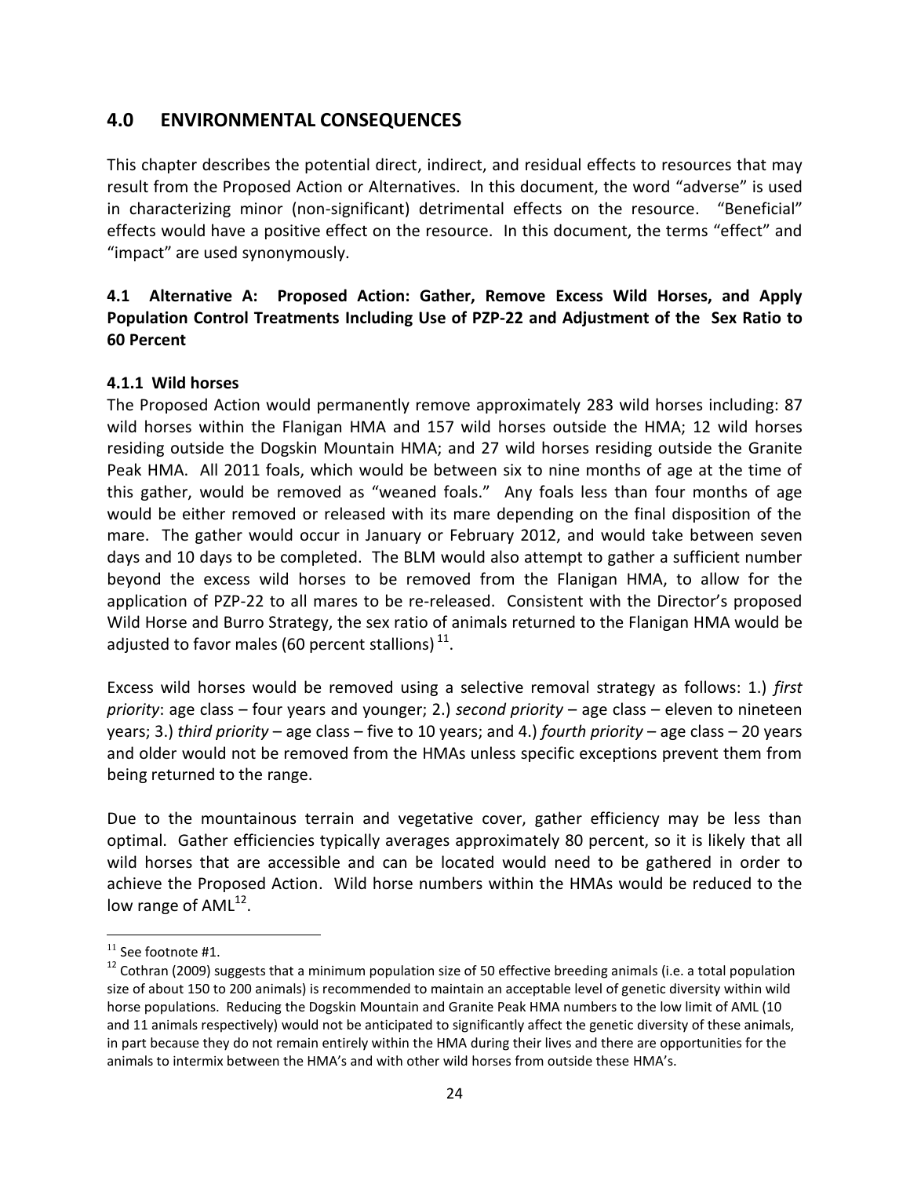## 4.0 ENVIRONMENTAL CONSEQUENCES

This chapter describes the potential direct, indirect, and residual effects to resources that may result from the Proposed Action or Alternatives. In this document, the word "adverse" is used in characterizing minor (non-significant) detrimental effects on the resource. "Beneficial" effects would have a positive effect on the resource. In this document, the terms "effect" and "impact" are used synonymously.

### 4.1 Alternative A: Proposed Action: Gather, Remove Excess Wild Horses, and Apply Population Control Treatments Including Use of PZP-22 and Adjustment of the Sex Ratio to 60 Percent

#### 4.1.1 Wild horses

The Proposed Action would permanently remove approximately 283 wild horses including: 87 wild horses within the Flanigan HMA and 157 wild horses outside the HMA; 12 wild horses residing outside the Dogskin Mountain HMA; and 27 wild horses residing outside the Granite Peak HMA. All 2011 foals, which would be between six to nine months of age at the time of this gather, would be removed as "weaned foals." Any foals less than four months of age would be either removed or released with its mare depending on the final disposition of the mare. The gather would occur in January or February 2012, and would take between seven days and 10 days to be completed. The BLM would also attempt to gather a sufficient number beyond the excess wild horses to be removed from the Flanigan HMA, to allow for the application of PZP-22 to all mares to be re-released. Consistent with the Director's proposed Wild Horse and Burro Strategy, the sex ratio of animals returned to the Flanigan HMA would be adjusted to favor males (60 percent stallions) [11].

Excess wild horses would be removed using a selective removal strategy as follows: 1.) *first priority*: age class – four years and younger; 2.) *second priority* – age class – eleven to nineteen years; 3.) *third priority* – age class – five to 10 years; and 4.) *fourth priority* – age class – 20 years and older would not be removed from the HMAs unless specific exceptions prevent them from being returned to the range.

Due to the mountainous terrain and vegetative cover, gather efficiency may be less than optimal. Gather efficiencies typically averages approximately 80 percent, so it is likely that all wild horses that are accessible and can be located would need to be gathered in order to achieve the Proposed Action. Wild horse numbers within the HMAs would be reduced to the low range of AML[12].

---

[11] See footnote #1.

[12] Cothran (2009) suggests that a minimum population size of 50 effective breeding animals (i.e. a total population size of about 150 to 200 animals) is recommended to maintain an acceptable level of genetic diversity within wild horse populations. Reducing the Dogskin Mountain and Granite Peak HMA numbers to the low limit of AML (10 and 11 animals respectively) would not be anticipated to significantly affect the genetic diversity of these animals, in part because they do not remain entirely within the HMA during their lives and there are opportunities for the animals to intermix between the HMA's and with other wild horses from outside these HMA's.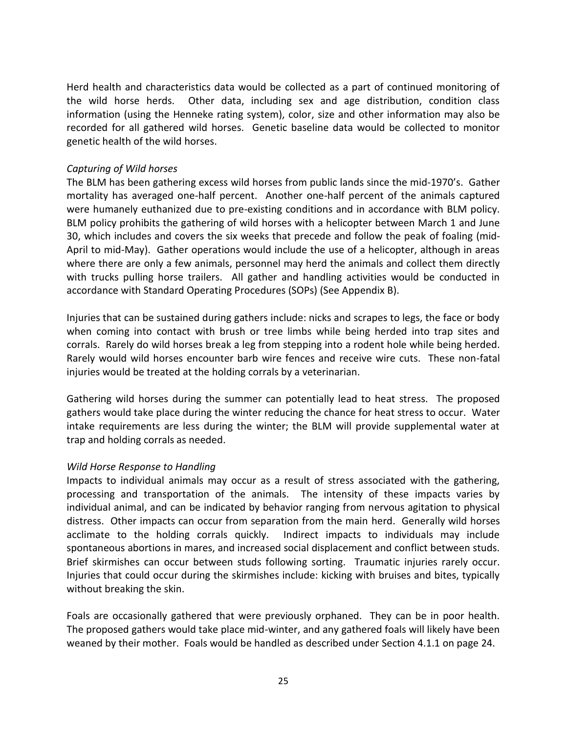Herd health and characteristics data would be collected as a part of continued monitoring of the wild horse herds. Other data, including sex and age distribution, condition class information (using the Henneke rating system), color, size and other information may also be recorded for all gathered wild horses. Genetic baseline data would be collected to monitor genetic health of the wild horses.

*Capturing of Wild horses*

The BLM has been gathering excess wild horses from public lands since the mid-1970's. Gather mortality has averaged one-half percent. Another one-half percent of the animals captured were humanely euthanized due to pre-existing conditions and in accordance with BLM policy. BLM policy prohibits the gathering of wild horses with a helicopter between March 1 and June 30, which includes and covers the six weeks that precede and follow the peak of foaling (mid-April to mid-May). Gather operations would include the use of a helicopter, although in areas where there are only a few animals, personnel may herd the animals and collect them directly with trucks pulling horse trailers. All gather and handling activities would be conducted in accordance with Standard Operating Procedures (SOPs) (See Appendix B).

Injuries that can be sustained during gathers include: nicks and scrapes to legs, the face or body when coming into contact with brush or tree limbs while being herded into trap sites and corrals. Rarely do wild horses break a leg from stepping into a rodent hole while being herded. Rarely would wild horses encounter barb wire fences and receive wire cuts. These non-fatal injuries would be treated at the holding corrals by a veterinarian.

Gathering wild horses during the summer can potentially lead to heat stress. The proposed gathers would take place during the winter reducing the chance for heat stress to occur. Water intake requirements are less during the winter; the BLM will provide supplemental water at trap and holding corrals as needed.

*Wild Horse Response to Handling*

Impacts to individual animals may occur as a result of stress associated with the gathering, processing and transportation of the animals. The intensity of these impacts varies by individual animal, and can be indicated by behavior ranging from nervous agitation to physical distress. Other impacts can occur from separation from the main herd. Generally wild horses acclimate to the holding corrals quickly. Indirect impacts to individuals may include spontaneous abortions in mares, and increased social displacement and conflict between studs. Brief skirmishes can occur between studs following sorting. Traumatic injuries rarely occur. Injuries that could occur during the skirmishes include: kicking with bruises and bites, typically without breaking the skin.

Foals are occasionally gathered that were previously orphaned. They can be in poor health. The proposed gathers would take place mid-winter, and any gathered foals will likely have been weaned by their mother. Foals would be handled as described under Section 4.1.1 on page 24.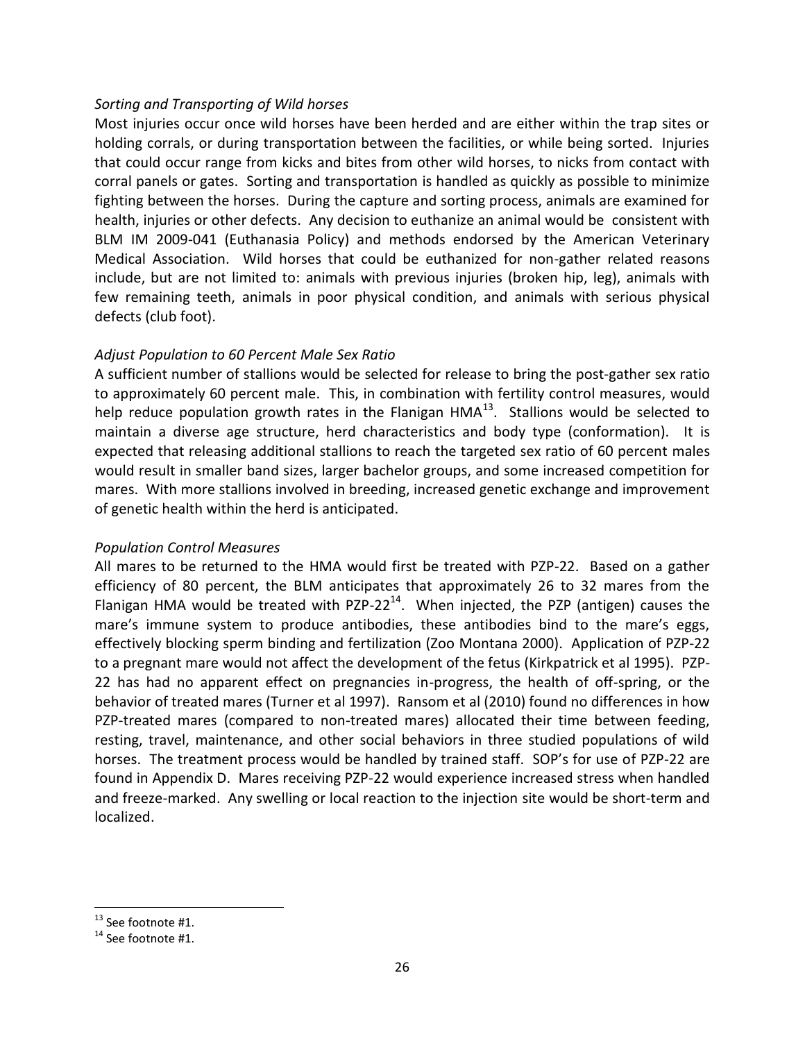*Sorting and Transporting of Wild horses*

Most injuries occur once wild horses have been herded and are either within the trap sites or holding corrals, or during transportation between the facilities, or while being sorted. Injuries that could occur range from kicks and bites from other wild horses, to nicks from contact with corral panels or gates. Sorting and transportation is handled as quickly as possible to minimize fighting between the horses. During the capture and sorting process, animals are examined for health, injuries or other defects. Any decision to euthanize an animal would be consistent with BLM IM 2009-041 (Euthanasia Policy) and methods endorsed by the American Veterinary Medical Association. Wild horses that could be euthanized for non-gather related reasons include, but are not limited to: animals with previous injuries (broken hip, leg), animals with few remaining teeth, animals in poor physical condition, and animals with serious physical defects (club foot).

*Adjust Population to 60 Percent Male Sex Ratio*

A sufficient number of stallions would be selected for release to bring the post-gather sex ratio to approximately 60 percent male. This, in combination with fertility control measures, would help reduce population growth rates in the Flanigan HMA[13]. Stallions would be selected to maintain a diverse age structure, herd characteristics and body type (conformation). It is expected that releasing additional stallions to reach the targeted sex ratio of 60 percent males would result in smaller band sizes, larger bachelor groups, and some increased competition for mares. With more stallions involved in breeding, increased genetic exchange and improvement of genetic health within the herd is anticipated.

*Population Control Measures*

All mares to be returned to the HMA would first be treated with PZP-22. Based on a gather efficiency of 80 percent, the BLM anticipates that approximately 26 to 32 mares from the Flanigan HMA would be treated with PZP-22[14]. When injected, the PZP (antigen) causes the mare's immune system to produce antibodies, these antibodies bind to the mare's eggs, effectively blocking sperm binding and fertilization (Zoo Montana 2000). Application of PZP-22 to a pregnant mare would not affect the development of the fetus (Kirkpatrick et al 1995). PZP-22 has had no apparent effect on pregnancies in-progress, the health of off-spring, or the behavior of treated mares (Turner et al 1997). Ransom et al (2010) found no differences in how PZP-treated mares (compared to non-treated mares) allocated their time between feeding, resting, travel, maintenance, and other social behaviors in three studied populations of wild horses. The treatment process would be handled by trained staff. SOP's for use of PZP-22 are found in Appendix D. Mares receiving PZP-22 would experience increased stress when handled and freeze-marked. Any swelling or local reaction to the injection site would be short-term and localized.

---

[13] See footnote #1.

[14] See footnote #1.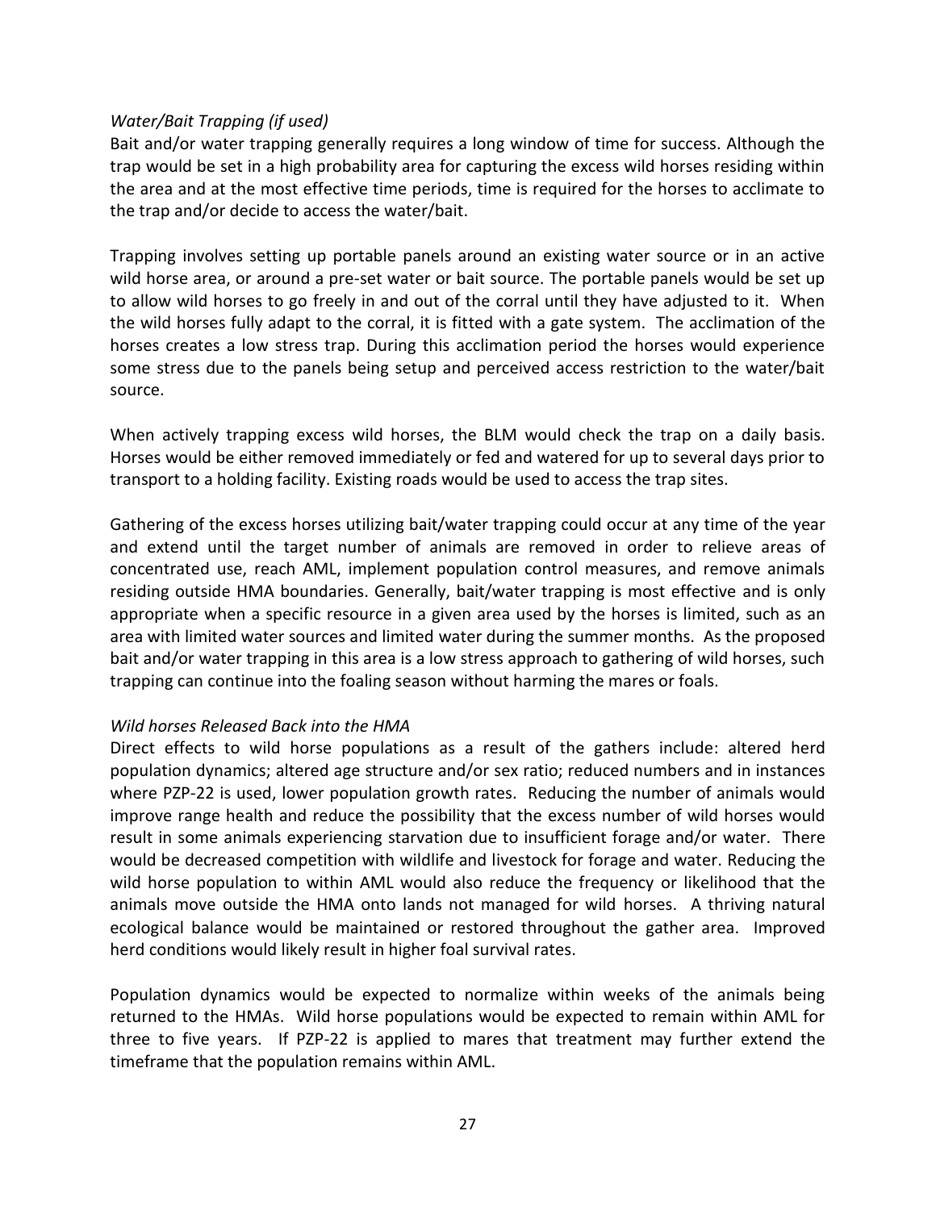*Water/Bait Trapping (if used)*
Bait and/or water trapping generally requires a long window of time for success. Although the trap would be set in a high probability area for capturing the excess wild horses residing within the area and at the most effective time periods, time is required for the horses to acclimate to the trap and/or decide to access the water/bait.

Trapping involves setting up portable panels around an existing water source or in an active wild horse area, or around a pre-set water or bait source. The portable panels would be set up to allow wild horses to go freely in and out of the corral until they have adjusted to it. When the wild horses fully adapt to the corral, it is fitted with a gate system. The acclimation of the horses creates a low stress trap. During this acclimation period the horses would experience some stress due to the panels being setup and perceived access restriction to the water/bait source.

When actively trapping excess wild horses, the BLM would check the trap on a daily basis. Horses would be either removed immediately or fed and watered for up to several days prior to transport to a holding facility. Existing roads would be used to access the trap sites.

Gathering of the excess horses utilizing bait/water trapping could occur at any time of the year and extend until the target number of animals are removed in order to relieve areas of concentrated use, reach AML, implement population control measures, and remove animals residing outside HMA boundaries. Generally, bait/water trapping is most effective and is only appropriate when a specific resource in a given area used by the horses is limited, such as an area with limited water sources and limited water during the summer months. As the proposed bait and/or water trapping in this area is a low stress approach to gathering of wild horses, such trapping can continue into the foaling season without harming the mares or foals.

*Wild horses Released Back into the HMA*
Direct effects to wild horse populations as a result of the gathers include: altered herd population dynamics; altered age structure and/or sex ratio; reduced numbers and in instances where PZP-22 is used, lower population growth rates. Reducing the number of animals would improve range health and reduce the possibility that the excess number of wild horses would result in some animals experiencing starvation due to insufficient forage and/or water. There would be decreased competition with wildlife and livestock for forage and water. Reducing the wild horse population to within AML would also reduce the frequency or likelihood that the animals move outside the HMA onto lands not managed for wild horses. A thriving natural ecological balance would be maintained or restored throughout the gather area. Improved herd conditions would likely result in higher foal survival rates.

Population dynamics would be expected to normalize within weeks of the animals being returned to the HMAs. Wild horse populations would be expected to remain within AML for three to five years. If PZP-22 is applied to mares that treatment may further extend the timeframe that the population remains within AML.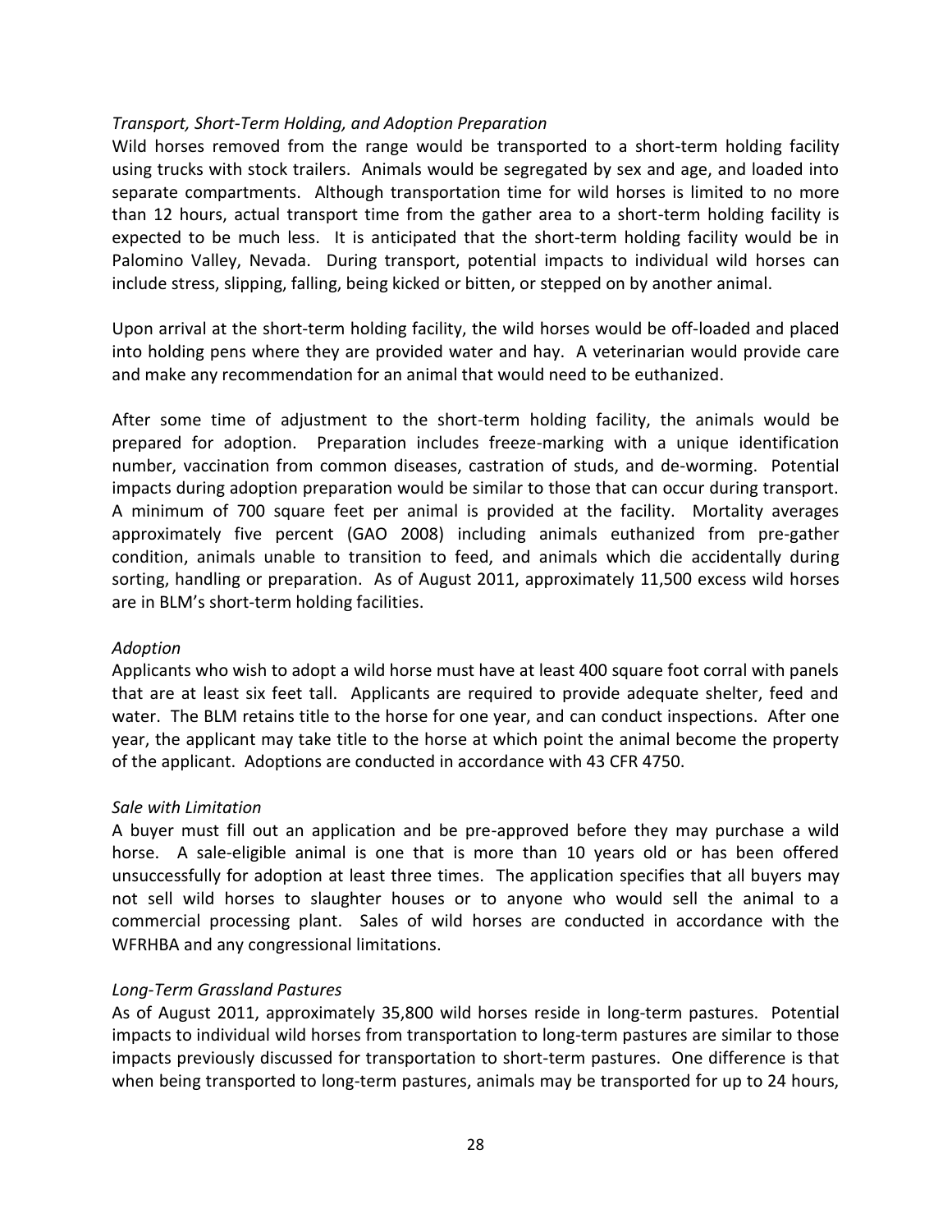*Transport, Short-Term Holding, and Adoption Preparation*

Wild horses removed from the range would be transported to a short-term holding facility using trucks with stock trailers. Animals would be segregated by sex and age, and loaded into separate compartments. Although transportation time for wild horses is limited to no more than 12 hours, actual transport time from the gather area to a short-term holding facility is expected to be much less. It is anticipated that the short-term holding facility would be in Palomino Valley, Nevada. During transport, potential impacts to individual wild horses can include stress, slipping, falling, being kicked or bitten, or stepped on by another animal.

Upon arrival at the short-term holding facility, the wild horses would be off-loaded and placed into holding pens where they are provided water and hay. A veterinarian would provide care and make any recommendation for an animal that would need to be euthanized.

After some time of adjustment to the short-term holding facility, the animals would be prepared for adoption. Preparation includes freeze-marking with a unique identification number, vaccination from common diseases, castration of studs, and de-worming. Potential impacts during adoption preparation would be similar to those that can occur during transport. A minimum of 700 square feet per animal is provided at the facility. Mortality averages approximately five percent (GAO 2008) including animals euthanized from pre-gather condition, animals unable to transition to feed, and animals which die accidentally during sorting, handling or preparation. As of August 2011, approximately 11,500 excess wild horses are in BLM's short-term holding facilities.

*Adoption*

Applicants who wish to adopt a wild horse must have at least 400 square foot corral with panels that are at least six feet tall. Applicants are required to provide adequate shelter, feed and water. The BLM retains title to the horse for one year, and can conduct inspections. After one year, the applicant may take title to the horse at which point the animal become the property of the applicant. Adoptions are conducted in accordance with 43 CFR 4750.

*Sale with Limitation*

A buyer must fill out an application and be pre-approved before they may purchase a wild horse. A sale-eligible animal is one that is more than 10 years old or has been offered unsuccessfully for adoption at least three times. The application specifies that all buyers may not sell wild horses to slaughter houses or to anyone who would sell the animal to a commercial processing plant. Sales of wild horses are conducted in accordance with the WFRHBA and any congressional limitations.

*Long-Term Grassland Pastures*

As of August 2011, approximately 35,800 wild horses reside in long-term pastures. Potential impacts to individual wild horses from transportation to long-term pastures are similar to those impacts previously discussed for transportation to short-term pastures. One difference is that when being transported to long-term pastures, animals may be transported for up to 24 hours,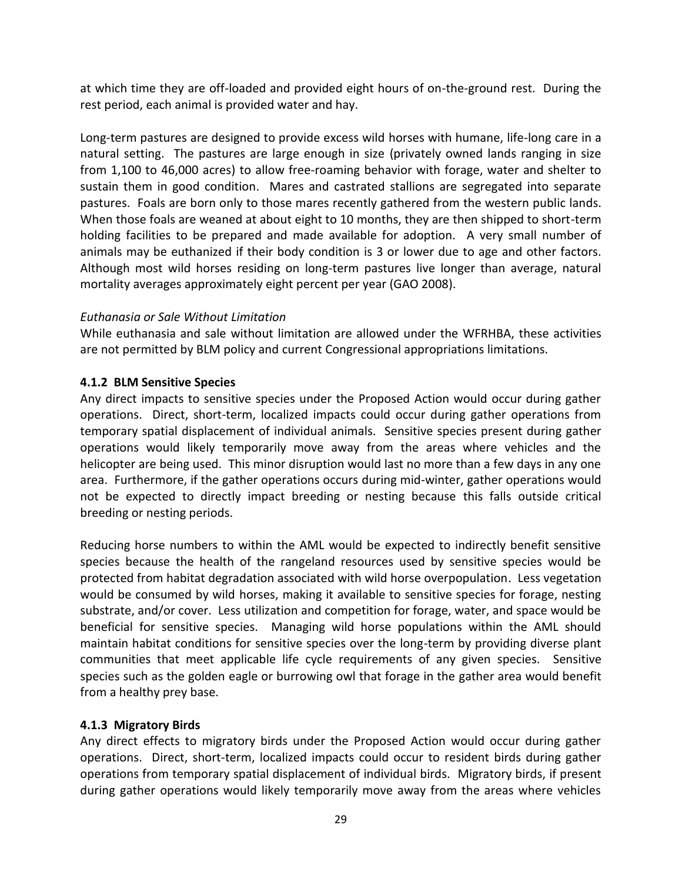at which time they are off-loaded and provided eight hours of on-the-ground rest. During the rest period, each animal is provided water and hay.

Long-term pastures are designed to provide excess wild horses with humane, life-long care in a natural setting. The pastures are large enough in size (privately owned lands ranging in size from 1,100 to 46,000 acres) to allow free-roaming behavior with forage, water and shelter to sustain them in good condition. Mares and castrated stallions are segregated into separate pastures. Foals are born only to those mares recently gathered from the western public lands. When those foals are weaned at about eight to 10 months, they are then shipped to short-term holding facilities to be prepared and made available for adoption. A very small number of animals may be euthanized if their body condition is 3 or lower due to age and other factors. Although most wild horses residing on long-term pastures live longer than average, natural mortality averages approximately eight percent per year (GAO 2008).

*Euthanasia or Sale Without Limitation*

While euthanasia and sale without limitation are allowed under the WFRHBA, these activities are not permitted by BLM policy and current Congressional appropriations limitations.

### 4.1.2 BLM Sensitive Species

Any direct impacts to sensitive species under the Proposed Action would occur during gather operations. Direct, short-term, localized impacts could occur during gather operations from temporary spatial displacement of individual animals. Sensitive species present during gather operations would likely temporarily move away from the areas where vehicles and the helicopter are being used. This minor disruption would last no more than a few days in any one area. Furthermore, if the gather operations occurs during mid-winter, gather operations would not be expected to directly impact breeding or nesting because this falls outside critical breeding or nesting periods.

Reducing horse numbers to within the AML would be expected to indirectly benefit sensitive species because the health of the rangeland resources used by sensitive species would be protected from habitat degradation associated with wild horse overpopulation. Less vegetation would be consumed by wild horses, making it available to sensitive species for forage, nesting substrate, and/or cover. Less utilization and competition for forage, water, and space would be beneficial for sensitive species. Managing wild horse populations within the AML should maintain habitat conditions for sensitive species over the long-term by providing diverse plant communities that meet applicable life cycle requirements of any given species. Sensitive species such as the golden eagle or burrowing owl that forage in the gather area would benefit from a healthy prey base.

### 4.1.3 Migratory Birds

Any direct effects to migratory birds under the Proposed Action would occur during gather operations. Direct, short-term, localized impacts could occur to resident birds during gather operations from temporary spatial displacement of individual birds. Migratory birds, if present during gather operations would likely temporarily move away from the areas where vehicles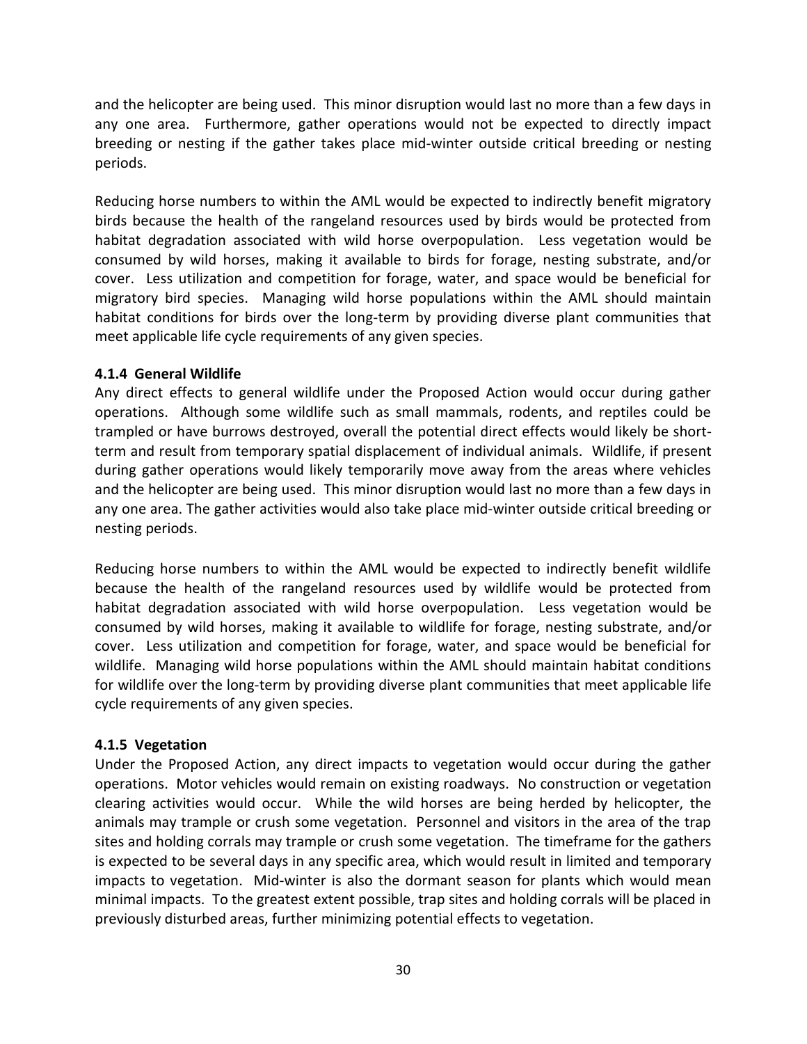and the helicopter are being used. This minor disruption would last no more than a few days in any one area. Furthermore, gather operations would not be expected to directly impact breeding or nesting if the gather takes place mid-winter outside critical breeding or nesting periods.

Reducing horse numbers to within the AML would be expected to indirectly benefit migratory birds because the health of the rangeland resources used by birds would be protected from habitat degradation associated with wild horse overpopulation. Less vegetation would be consumed by wild horses, making it available to birds for forage, nesting substrate, and/or cover. Less utilization and competition for forage, water, and space would be beneficial for migratory bird species. Managing wild horse populations within the AML should maintain habitat conditions for birds over the long-term by providing diverse plant communities that meet applicable life cycle requirements of any given species.

#### 4.1.4 General Wildlife

Any direct effects to general wildlife under the Proposed Action would occur during gather operations. Although some wildlife such as small mammals, rodents, and reptiles could be trampled or have burrows destroyed, overall the potential direct effects would likely be short-term and result from temporary spatial displacement of individual animals. Wildlife, if present during gather operations would likely temporarily move away from the areas where vehicles and the helicopter are being used. This minor disruption would last no more than a few days in any one area. The gather activities would also take place mid-winter outside critical breeding or nesting periods.

Reducing horse numbers to within the AML would be expected to indirectly benefit wildlife because the health of the rangeland resources used by wildlife would be protected from habitat degradation associated with wild horse overpopulation. Less vegetation would be consumed by wild horses, making it available to wildlife for forage, nesting substrate, and/or cover. Less utilization and competition for forage, water, and space would be beneficial for wildlife. Managing wild horse populations within the AML should maintain habitat conditions for wildlife over the long-term by providing diverse plant communities that meet applicable life cycle requirements of any given species.

#### 4.1.5 Vegetation

Under the Proposed Action, any direct impacts to vegetation would occur during the gather operations. Motor vehicles would remain on existing roadways. No construction or vegetation clearing activities would occur. While the wild horses are being herded by helicopter, the animals may trample or crush some vegetation. Personnel and visitors in the area of the trap sites and holding corrals may trample or crush some vegetation. The timeframe for the gathers is expected to be several days in any specific area, which would result in limited and temporary impacts to vegetation. Mid-winter is also the dormant season for plants which would mean minimal impacts. To the greatest extent possible, trap sites and holding corrals will be placed in previously disturbed areas, further minimizing potential effects to vegetation.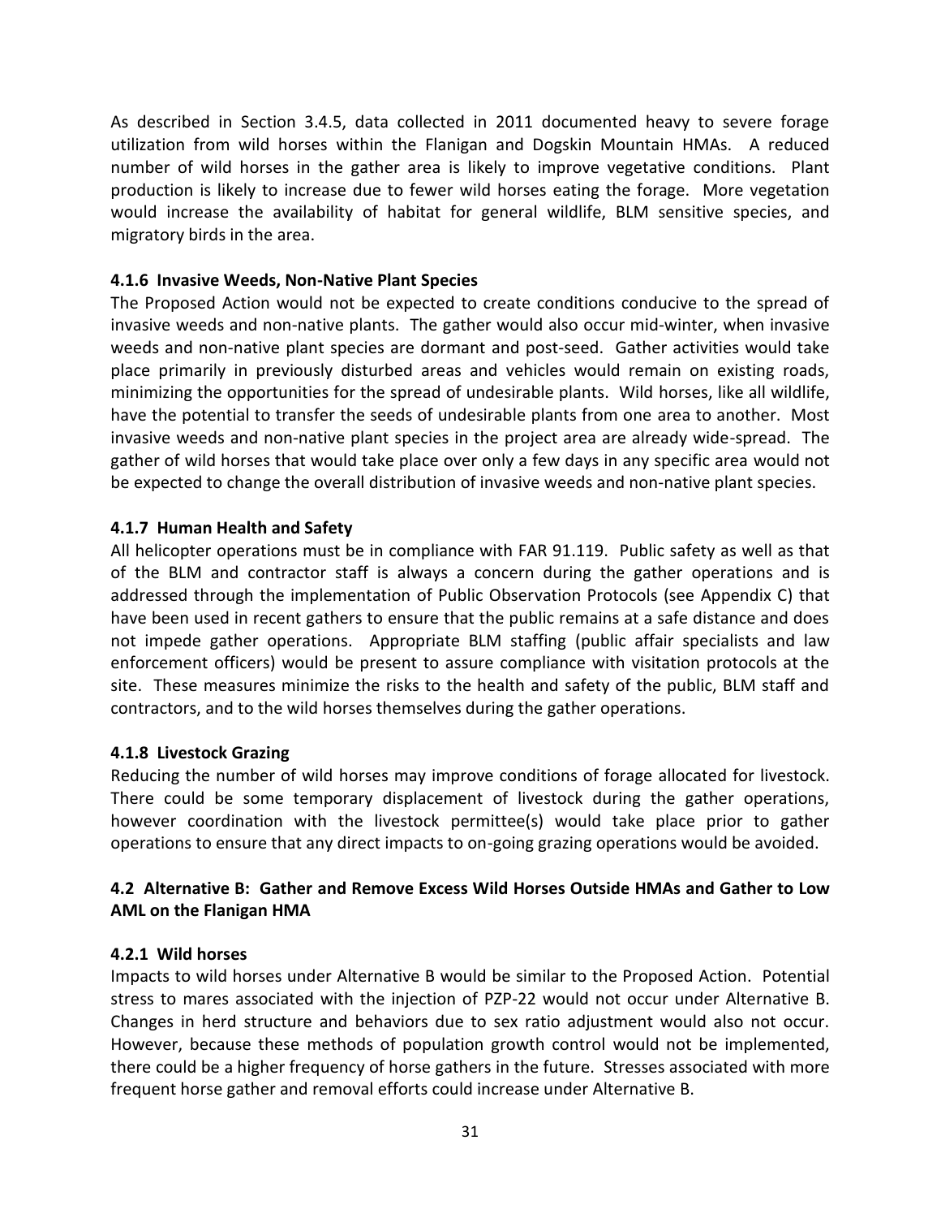As described in Section 3.4.5, data collected in 2011 documented heavy to severe forage utilization from wild horses within the Flanigan and Dogskin Mountain HMAs. A reduced number of wild horses in the gather area is likely to improve vegetative conditions. Plant production is likely to increase due to fewer wild horses eating the forage. More vegetation would increase the availability of habitat for general wildlife, BLM sensitive species, and migratory birds in the area.

### 4.1.6 Invasive Weeds, Non-Native Plant Species

The Proposed Action would not be expected to create conditions conducive to the spread of invasive weeds and non-native plants. The gather would also occur mid-winter, when invasive weeds and non-native plant species are dormant and post-seed. Gather activities would take place primarily in previously disturbed areas and vehicles would remain on existing roads, minimizing the opportunities for the spread of undesirable plants. Wild horses, like all wildlife, have the potential to transfer the seeds of undesirable plants from one area to another. Most invasive weeds and non-native plant species in the project area are already wide-spread. The gather of wild horses that would take place over only a few days in any specific area would not be expected to change the overall distribution of invasive weeds and non-native plant species.

### 4.1.7 Human Health and Safety

All helicopter operations must be in compliance with FAR 91.119. Public safety as well as that of the BLM and contractor staff is always a concern during the gather operations and is addressed through the implementation of Public Observation Protocols (see Appendix C) that have been used in recent gathers to ensure that the public remains at a safe distance and does not impede gather operations. Appropriate BLM staffing (public affair specialists and law enforcement officers) would be present to assure compliance with visitation protocols at the site. These measures minimize the risks to the health and safety of the public, BLM staff and contractors, and to the wild horses themselves during the gather operations.

### 4.1.8 Livestock Grazing

Reducing the number of wild horses may improve conditions of forage allocated for livestock. There could be some temporary displacement of livestock during the gather operations, however coordination with the livestock permittee(s) would take place prior to gather operations to ensure that any direct impacts to on-going grazing operations would be avoided.

## 4.2 Alternative B: Gather and Remove Excess Wild Horses Outside HMAs and Gather to Low AML on the Flanigan HMA

### 4.2.1 Wild horses

Impacts to wild horses under Alternative B would be similar to the Proposed Action. Potential stress to mares associated with the injection of PZP-22 would not occur under Alternative B. Changes in herd structure and behaviors due to sex ratio adjustment would also not occur. However, because these methods of population growth control would not be implemented, there could be a higher frequency of horse gathers in the future. Stresses associated with more frequent horse gather and removal efforts could increase under Alternative B.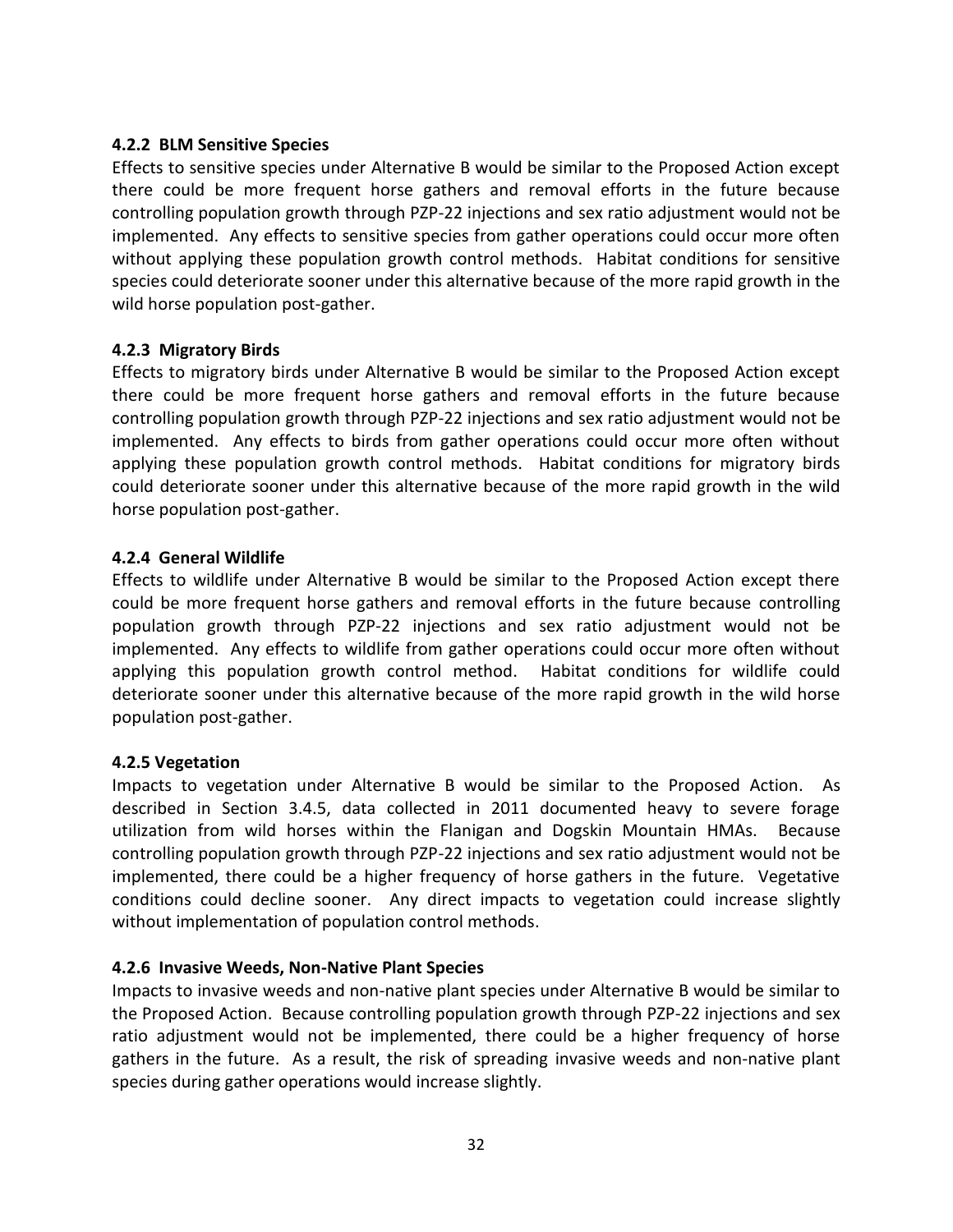### 4.2.2 BLM Sensitive Species

Effects to sensitive species under Alternative B would be similar to the Proposed Action except there could be more frequent horse gathers and removal efforts in the future because controlling population growth through PZP-22 injections and sex ratio adjustment would not be implemented. Any effects to sensitive species from gather operations could occur more often without applying these population growth control methods. Habitat conditions for sensitive species could deteriorate sooner under this alternative because of the more rapid growth in the wild horse population post-gather.

### 4.2.3 Migratory Birds

Effects to migratory birds under Alternative B would be similar to the Proposed Action except there could be more frequent horse gathers and removal efforts in the future because controlling population growth through PZP-22 injections and sex ratio adjustment would not be implemented. Any effects to birds from gather operations could occur more often without applying these population growth control methods. Habitat conditions for migratory birds could deteriorate sooner under this alternative because of the more rapid growth in the wild horse population post-gather.

### 4.2.4 General Wildlife

Effects to wildlife under Alternative B would be similar to the Proposed Action except there could be more frequent horse gathers and removal efforts in the future because controlling population growth through PZP-22 injections and sex ratio adjustment would not be implemented. Any effects to wildlife from gather operations could occur more often without applying this population growth control method. Habitat conditions for wildlife could deteriorate sooner under this alternative because of the more rapid growth in the wild horse population post-gather.

### 4.2.5 Vegetation

Impacts to vegetation under Alternative B would be similar to the Proposed Action. As described in Section 3.4.5, data collected in 2011 documented heavy to severe forage utilization from wild horses within the Flanigan and Dogskin Mountain HMAs. Because controlling population growth through PZP-22 injections and sex ratio adjustment would not be implemented, there could be a higher frequency of horse gathers in the future. Vegetative conditions could decline sooner. Any direct impacts to vegetation could increase slightly without implementation of population control methods.

### 4.2.6 Invasive Weeds, Non-Native Plant Species

Impacts to invasive weeds and non-native plant species under Alternative B would be similar to the Proposed Action. Because controlling population growth through PZP-22 injections and sex ratio adjustment would not be implemented, there could be a higher frequency of horse gathers in the future. As a result, the risk of spreading invasive weeds and non-native plant species during gather operations would increase slightly.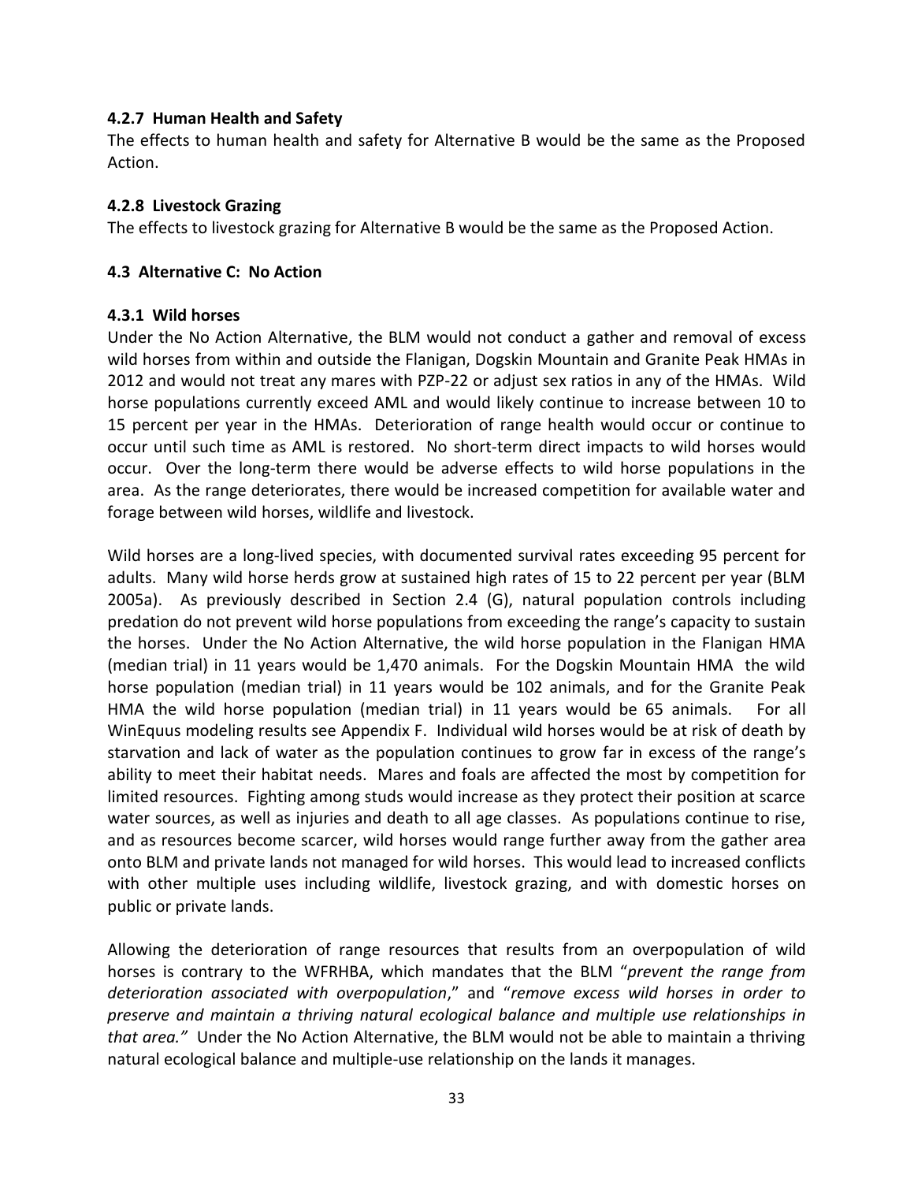#### 4.2.7 Human Health and Safety

The effects to human health and safety for Alternative B would be the same as the Proposed Action.

#### 4.2.8 Livestock Grazing

The effects to livestock grazing for Alternative B would be the same as the Proposed Action.

### 4.3 Alternative C: No Action

#### 4.3.1 Wild horses

Under the No Action Alternative, the BLM would not conduct a gather and removal of excess wild horses from within and outside the Flanigan, Dogskin Mountain and Granite Peak HMAs in 2012 and would not treat any mares with PZP-22 or adjust sex ratios in any of the HMAs. Wild horse populations currently exceed AML and would likely continue to increase between 10 to 15 percent per year in the HMAs. Deterioration of range health would occur or continue to occur until such time as AML is restored. No short-term direct impacts to wild horses would occur. Over the long-term there would be adverse effects to wild horse populations in the area. As the range deteriorates, there would be increased competition for available water and forage between wild horses, wildlife and livestock.

Wild horses are a long-lived species, with documented survival rates exceeding 95 percent for adults. Many wild horse herds grow at sustained high rates of 15 to 22 percent per year (BLM 2005a). As previously described in Section 2.4 (G), natural population controls including predation do not prevent wild horse populations from exceeding the range's capacity to sustain the horses. Under the No Action Alternative, the wild horse population in the Flanigan HMA (median trial) in 11 years would be 1,470 animals. For the Dogskin Mountain HMA the wild horse population (median trial) in 11 years would be 102 animals, and for the Granite Peak HMA the wild horse population (median trial) in 11 years would be 65 animals. For all WinEquus modeling results see Appendix F. Individual wild horses would be at risk of death by starvation and lack of water as the population continues to grow far in excess of the range's ability to meet their habitat needs. Mares and foals are affected the most by competition for limited resources. Fighting among studs would increase as they protect their position at scarce water sources, as well as injuries and death to all age classes. As populations continue to rise, and as resources become scarcer, wild horses would range further away from the gather area onto BLM and private lands not managed for wild horses. This would lead to increased conflicts with other multiple uses including wildlife, livestock grazing, and with domestic horses on public or private lands.

Allowing the deterioration of range resources that results from an overpopulation of wild horses is contrary to the WFRHBA, which mandates that the BLM "*prevent the range from deterioration associated with overpopulation*," and "*remove excess wild horses in order to preserve and maintain a thriving natural ecological balance and multiple use relationships in that area."* Under the No Action Alternative, the BLM would not be able to maintain a thriving natural ecological balance and multiple-use relationship on the lands it manages.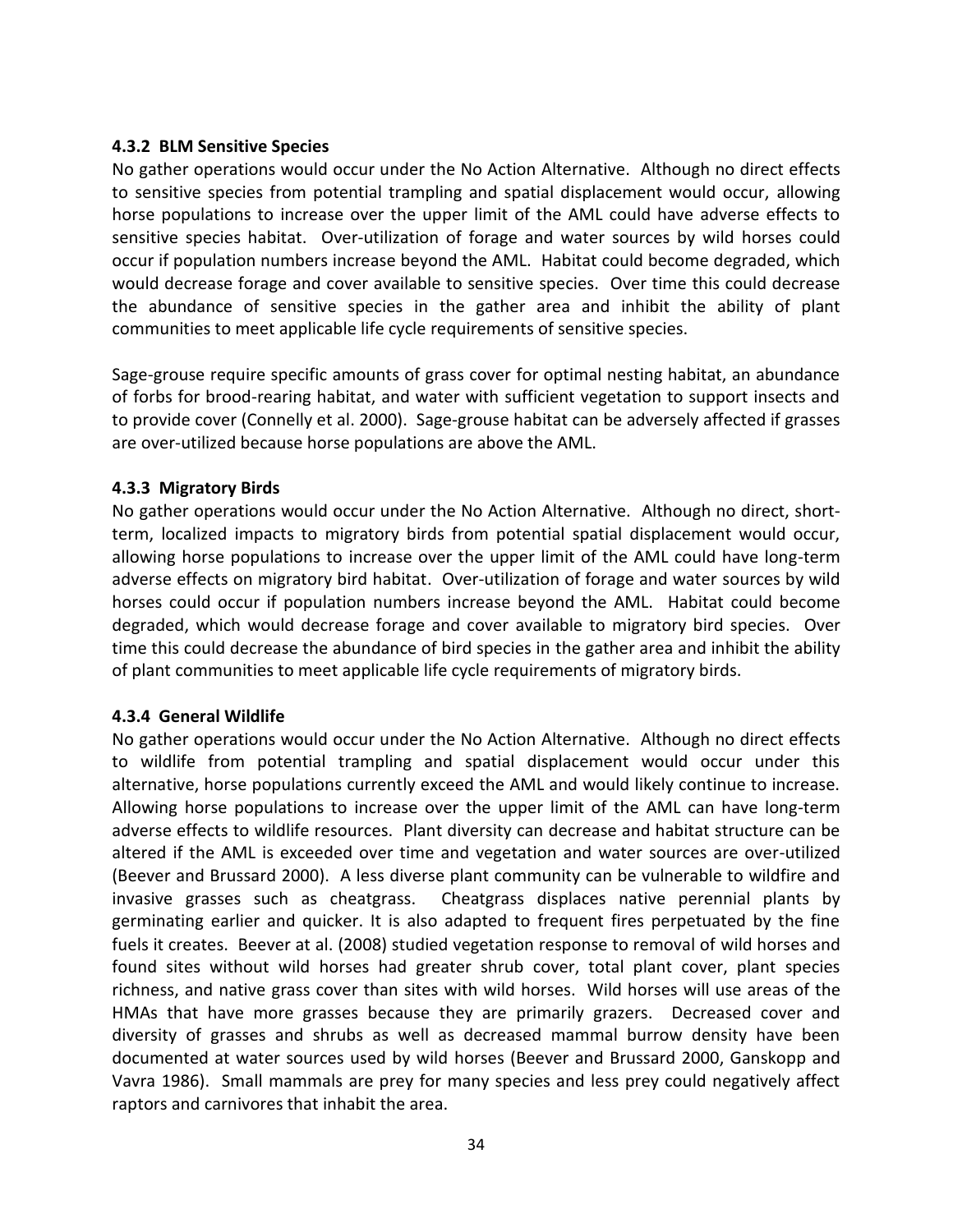### 4.3.2 BLM Sensitive Species

No gather operations would occur under the No Action Alternative. Although no direct effects to sensitive species from potential trampling and spatial displacement would occur, allowing horse populations to increase over the upper limit of the AML could have adverse effects to sensitive species habitat. Over-utilization of forage and water sources by wild horses could occur if population numbers increase beyond the AML. Habitat could become degraded, which would decrease forage and cover available to sensitive species. Over time this could decrease the abundance of sensitive species in the gather area and inhibit the ability of plant communities to meet applicable life cycle requirements of sensitive species.

Sage-grouse require specific amounts of grass cover for optimal nesting habitat, an abundance of forbs for brood-rearing habitat, and water with sufficient vegetation to support insects and to provide cover (Connelly et al. 2000). Sage-grouse habitat can be adversely affected if grasses are over-utilized because horse populations are above the AML.

### 4.3.3 Migratory Birds

No gather operations would occur under the No Action Alternative. Although no direct, short-term, localized impacts to migratory birds from potential spatial displacement would occur, allowing horse populations to increase over the upper limit of the AML could have long-term adverse effects on migratory bird habitat. Over-utilization of forage and water sources by wild horses could occur if population numbers increase beyond the AML. Habitat could become degraded, which would decrease forage and cover available to migratory bird species. Over time this could decrease the abundance of bird species in the gather area and inhibit the ability of plant communities to meet applicable life cycle requirements of migratory birds.

### 4.3.4 General Wildlife

No gather operations would occur under the No Action Alternative. Although no direct effects to wildlife from potential trampling and spatial displacement would occur under this alternative, horse populations currently exceed the AML and would likely continue to increase. Allowing horse populations to increase over the upper limit of the AML can have long-term adverse effects to wildlife resources. Plant diversity can decrease and habitat structure can be altered if the AML is exceeded over time and vegetation and water sources are over-utilized (Beever and Brussard 2000). A less diverse plant community can be vulnerable to wildfire and invasive grasses such as cheatgrass. Cheatgrass displaces native perennial plants by germinating earlier and quicker. It is also adapted to frequent fires perpetuated by the fine fuels it creates. Beever at al. (2008) studied vegetation response to removal of wild horses and found sites without wild horses had greater shrub cover, total plant cover, plant species richness, and native grass cover than sites with wild horses. Wild horses will use areas of the HMAs that have more grasses because they are primarily grazers. Decreased cover and diversity of grasses and shrubs as well as decreased mammal burrow density have been documented at water sources used by wild horses (Beever and Brussard 2000, Ganskopp and Vavra 1986). Small mammals are prey for many species and less prey could negatively affect raptors and carnivores that inhabit the area.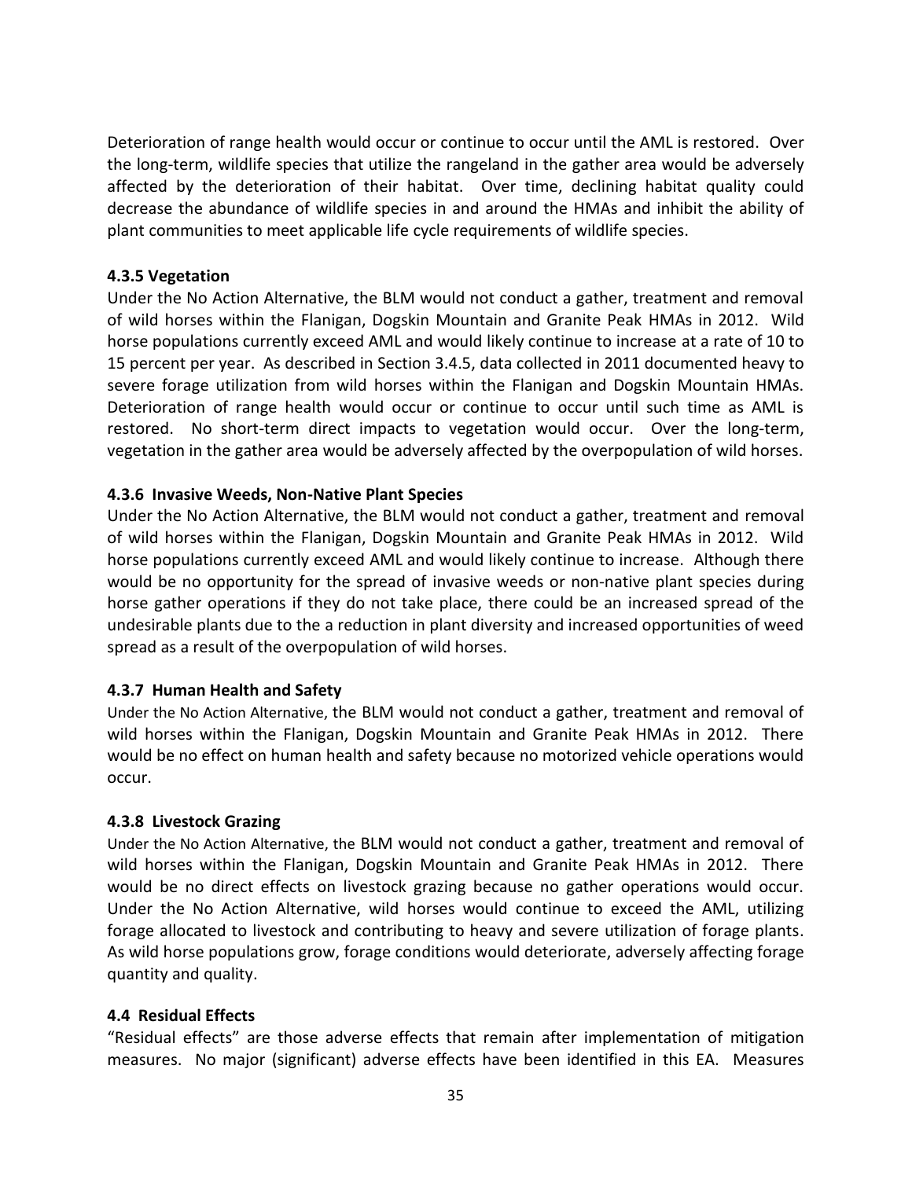Deterioration of range health would occur or continue to occur until the AML is restored. Over the long-term, wildlife species that utilize the rangeland in the gather area would be adversely affected by the deterioration of their habitat. Over time, declining habitat quality could decrease the abundance of wildlife species in and around the HMAs and inhibit the ability of plant communities to meet applicable life cycle requirements of wildlife species.

#### 4.3.5 Vegetation

Under the No Action Alternative, the BLM would not conduct a gather, treatment and removal of wild horses within the Flanigan, Dogskin Mountain and Granite Peak HMAs in 2012. Wild horse populations currently exceed AML and would likely continue to increase at a rate of 10 to 15 percent per year. As described in Section 3.4.5, data collected in 2011 documented heavy to severe forage utilization from wild horses within the Flanigan and Dogskin Mountain HMAs. Deterioration of range health would occur or continue to occur until such time as AML is restored. No short-term direct impacts to vegetation would occur. Over the long-term, vegetation in the gather area would be adversely affected by the overpopulation of wild horses.

#### 4.3.6 Invasive Weeds, Non-Native Plant Species

Under the No Action Alternative, the BLM would not conduct a gather, treatment and removal of wild horses within the Flanigan, Dogskin Mountain and Granite Peak HMAs in 2012. Wild horse populations currently exceed AML and would likely continue to increase. Although there would be no opportunity for the spread of invasive weeds or non-native plant species during horse gather operations if they do not take place, there could be an increased spread of the undesirable plants due to the a reduction in plant diversity and increased opportunities of weed spread as a result of the overpopulation of wild horses.

#### 4.3.7 Human Health and Safety

Under the No Action Alternative, the BLM would not conduct a gather, treatment and removal of wild horses within the Flanigan, Dogskin Mountain and Granite Peak HMAs in 2012. There would be no effect on human health and safety because no motorized vehicle operations would occur.

#### 4.3.8 Livestock Grazing

Under the No Action Alternative, the BLM would not conduct a gather, treatment and removal of wild horses within the Flanigan, Dogskin Mountain and Granite Peak HMAs in 2012. There would be no direct effects on livestock grazing because no gather operations would occur. Under the No Action Alternative, wild horses would continue to exceed the AML, utilizing forage allocated to livestock and contributing to heavy and severe utilization of forage plants. As wild horse populations grow, forage conditions would deteriorate, adversely affecting forage quantity and quality.

### 4.4 Residual Effects

"Residual effects" are those adverse effects that remain after implementation of mitigation measures. No major (significant) adverse effects have been identified in this EA. Measures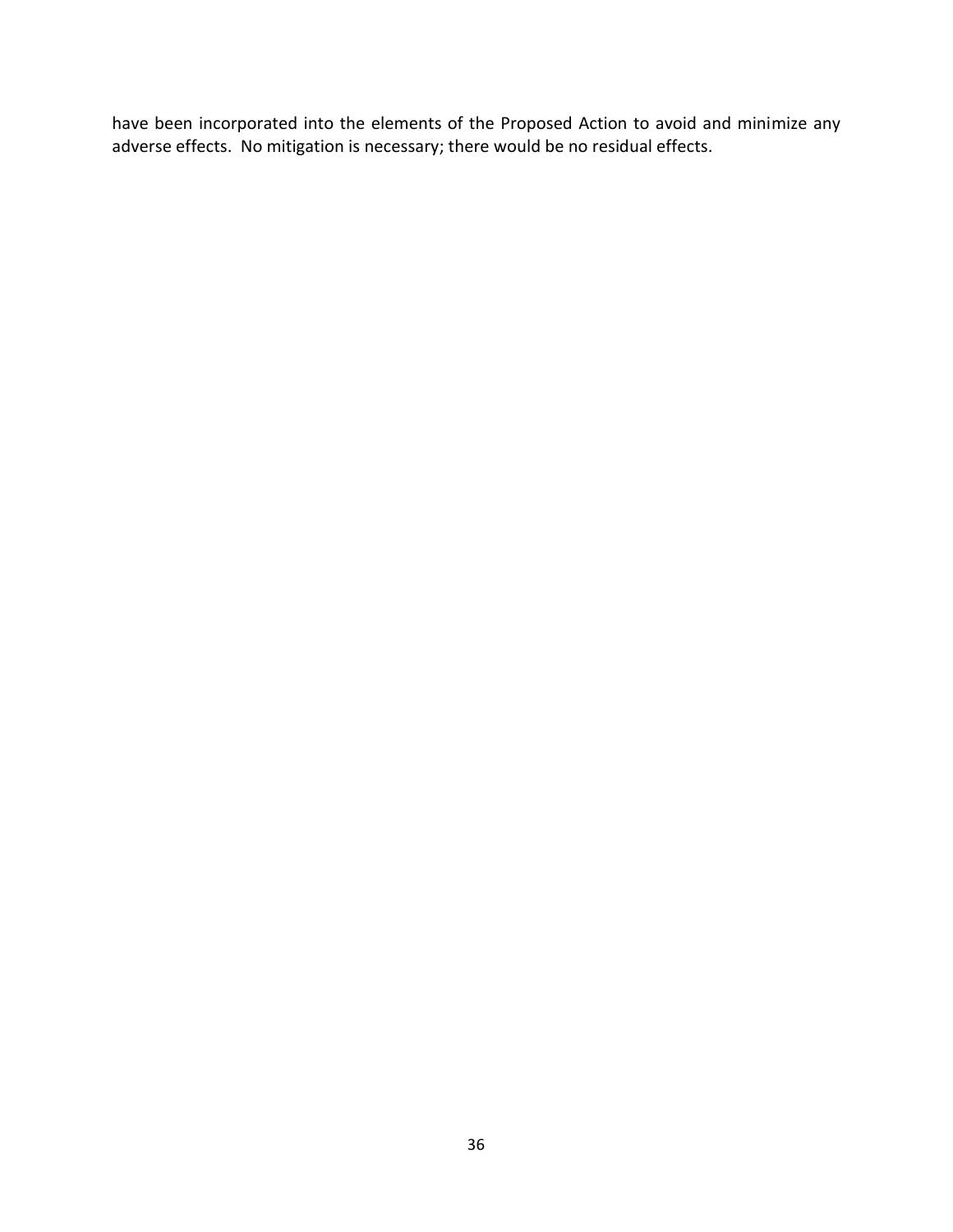have been incorporated into the elements of the Proposed Action to avoid and minimize any adverse effects. No mitigation is necessary; there would be no residual effects.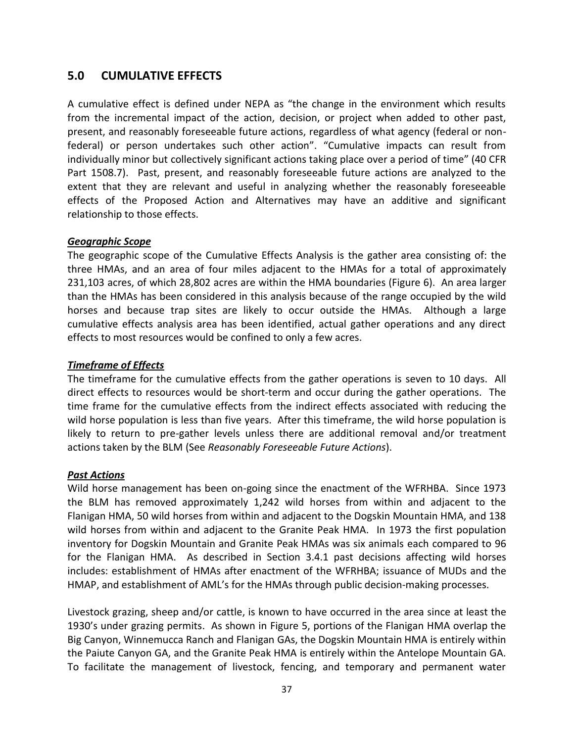## 5.0 CUMULATIVE EFFECTS

A cumulative effect is defined under NEPA as "the change in the environment which results from the incremental impact of the action, decision, or project when added to other past, present, and reasonably foreseeable future actions, regardless of what agency (federal or non-federal) or person undertakes such other action". "Cumulative impacts can result from individually minor but collectively significant actions taking place over a period of time" (40 CFR Part 1508.7). Past, present, and reasonably foreseeable future actions are analyzed to the extent that they are relevant and useful in analyzing whether the reasonably foreseeable effects of the Proposed Action and Alternatives may have an additive and significant relationship to those effects.

***Geographic Scope***

The geographic scope of the Cumulative Effects Analysis is the gather area consisting of: the three HMAs, and an area of four miles adjacent to the HMAs for a total of approximately 231,103 acres, of which 28,802 acres are within the HMA boundaries (Figure 6). An area larger than the HMAs has been considered in this analysis because of the range occupied by the wild horses and because trap sites are likely to occur outside the HMAs. Although a large cumulative effects analysis area has been identified, actual gather operations and any direct effects to most resources would be confined to only a few acres.

***Timeframe of Effects***

The timeframe for the cumulative effects from the gather operations is seven to 10 days. All direct effects to resources would be short-term and occur during the gather operations. The time frame for the cumulative effects from the indirect effects associated with reducing the wild horse population is less than five years. After this timeframe, the wild horse population is likely to return to pre-gather levels unless there are additional removal and/or treatment actions taken by the BLM (See *Reasonably Foreseeable Future Actions*).

***Past Actions***

Wild horse management has been on-going since the enactment of the WFRHBA. Since 1973 the BLM has removed approximately 1,242 wild horses from within and adjacent to the Flanigan HMA, 50 wild horses from within and adjacent to the Dogskin Mountain HMA, and 138 wild horses from within and adjacent to the Granite Peak HMA. In 1973 the first population inventory for Dogskin Mountain and Granite Peak HMAs was six animals each compared to 96 for the Flanigan HMA. As described in Section 3.4.1 past decisions affecting wild horses includes: establishment of HMAs after enactment of the WFRHBA; issuance of MUDs and the HMAP, and establishment of AML's for the HMAs through public decision-making processes.

Livestock grazing, sheep and/or cattle, is known to have occurred in the area since at least the 1930's under grazing permits. As shown in Figure 5, portions of the Flanigan HMA overlap the Big Canyon, Winnemucca Ranch and Flanigan GAs, the Dogskin Mountain HMA is entirely within the Paiute Canyon GA, and the Granite Peak HMA is entirely within the Antelope Mountain GA. To facilitate the management of livestock, fencing, and temporary and permanent water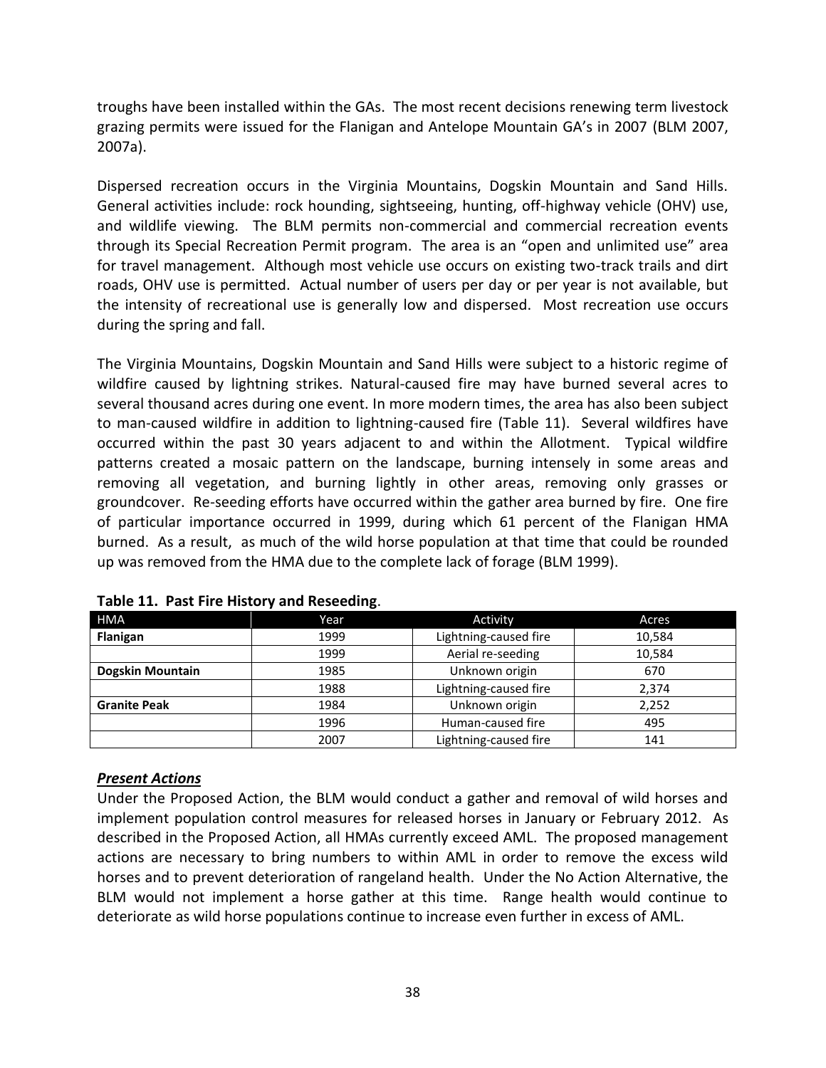troughs have been installed within the GAs. The most recent decisions renewing term livestock grazing permits were issued for the Flanigan and Antelope Mountain GA's in 2007 (BLM 2007, 2007a).

Dispersed recreation occurs in the Virginia Mountains, Dogskin Mountain and Sand Hills. General activities include: rock hounding, sightseeing, hunting, off-highway vehicle (OHV) use, and wildlife viewing. The BLM permits non-commercial and commercial recreation events through its Special Recreation Permit program. The area is an "open and unlimited use" area for travel management. Although most vehicle use occurs on existing two-track trails and dirt roads, OHV use is permitted. Actual number of users per day or per year is not available, but the intensity of recreational use is generally low and dispersed. Most recreation use occurs during the spring and fall.

The Virginia Mountains, Dogskin Mountain and Sand Hills were subject to a historic regime of wildfire caused by lightning strikes. Natural-caused fire may have burned several acres to several thousand acres during one event. In more modern times, the area has also been subject to man-caused wildfire in addition to lightning-caused fire (Table 11). Several wildfires have occurred within the past 30 years adjacent to and within the Allotment. Typical wildfire patterns created a mosaic pattern on the landscape, burning intensely in some areas and removing all vegetation, and burning lightly in other areas, removing only grasses or groundcover. Re-seeding efforts have occurred within the gather area burned by fire. One fire of particular importance occurred in 1999, during which 61 percent of the Flanigan HMA burned. As a result, as much of the wild horse population at that time that could be rounded up was removed from the HMA due to the complete lack of forage (BLM 1999).

**Table 11. Past Fire History and Reseeding**.

| HMA | Year | Activity | Acres |
|---|---|---|---|
| **Flanigan** | 1999 | Lightning-caused fire | 10,584 |
| | 1999 | Aerial re-seeding | 10,584 |
| **Dogskin Mountain** | 1985 | Unknown origin | 670 |
| | 1988 | Lightning-caused fire | 2,374 |
| **Granite Peak** | 1984 | Unknown origin | 2,252 |
| | 1996 | Human-caused fire | 495 |
| | 2007 | Lightning-caused fire | 141 |

***Present Actions***

Under the Proposed Action, the BLM would conduct a gather and removal of wild horses and implement population control measures for released horses in January or February 2012. As described in the Proposed Action, all HMAs currently exceed AML. The proposed management actions are necessary to bring numbers to within AML in order to remove the excess wild horses and to prevent deterioration of rangeland health. Under the No Action Alternative, the BLM would not implement a horse gather at this time. Range health would continue to deteriorate as wild horse populations continue to increase even further in excess of AML.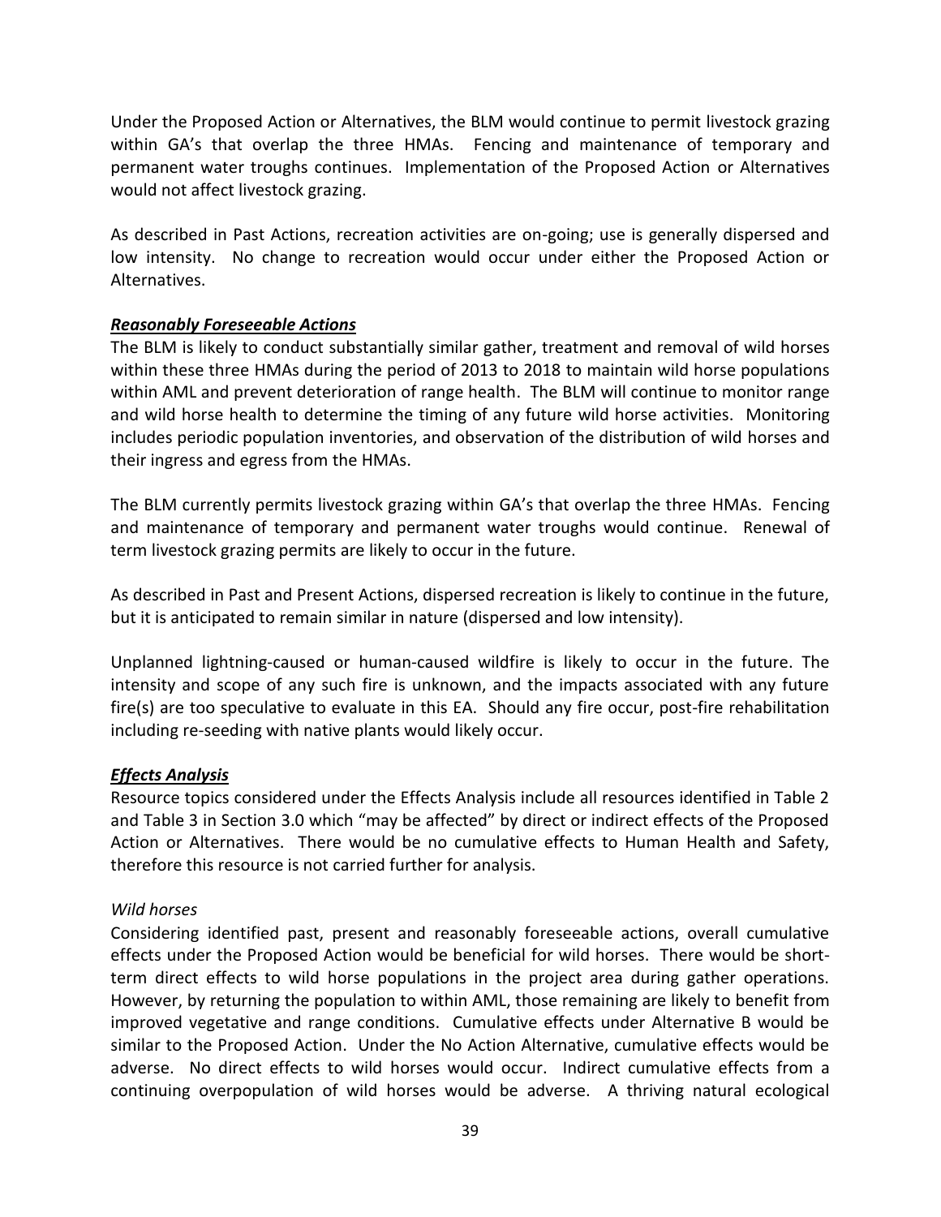Under the Proposed Action or Alternatives, the BLM would continue to permit livestock grazing within GA's that overlap the three HMAs. Fencing and maintenance of temporary and permanent water troughs continues. Implementation of the Proposed Action or Alternatives would not affect livestock grazing.

As described in Past Actions, recreation activities are on-going; use is generally dispersed and low intensity. No change to recreation would occur under either the Proposed Action or Alternatives.

***Reasonably Foreseeable Actions***

The BLM is likely to conduct substantially similar gather, treatment and removal of wild horses within these three HMAs during the period of 2013 to 2018 to maintain wild horse populations within AML and prevent deterioration of range health. The BLM will continue to monitor range and wild horse health to determine the timing of any future wild horse activities. Monitoring includes periodic population inventories, and observation of the distribution of wild horses and their ingress and egress from the HMAs.

The BLM currently permits livestock grazing within GA's that overlap the three HMAs. Fencing and maintenance of temporary and permanent water troughs would continue. Renewal of term livestock grazing permits are likely to occur in the future.

As described in Past and Present Actions, dispersed recreation is likely to continue in the future, but it is anticipated to remain similar in nature (dispersed and low intensity).

Unplanned lightning-caused or human-caused wildfire is likely to occur in the future. The intensity and scope of any such fire is unknown, and the impacts associated with any future fire(s) are too speculative to evaluate in this EA. Should any fire occur, post-fire rehabilitation including re-seeding with native plants would likely occur.

***Effects Analysis***

Resource topics considered under the Effects Analysis include all resources identified in Table 2 and Table 3 in Section 3.0 which "may be affected" by direct or indirect effects of the Proposed Action or Alternatives. There would be no cumulative effects to Human Health and Safety, therefore this resource is not carried further for analysis.

*Wild horses*

Considering identified past, present and reasonably foreseeable actions, overall cumulative effects under the Proposed Action would be beneficial for wild horses. There would be short-term direct effects to wild horse populations in the project area during gather operations. However, by returning the population to within AML, those remaining are likely to benefit from improved vegetative and range conditions. Cumulative effects under Alternative B would be similar to the Proposed Action. Under the No Action Alternative, cumulative effects would be adverse. No direct effects to wild horses would occur. Indirect cumulative effects from a continuing overpopulation of wild horses would be adverse. A thriving natural ecological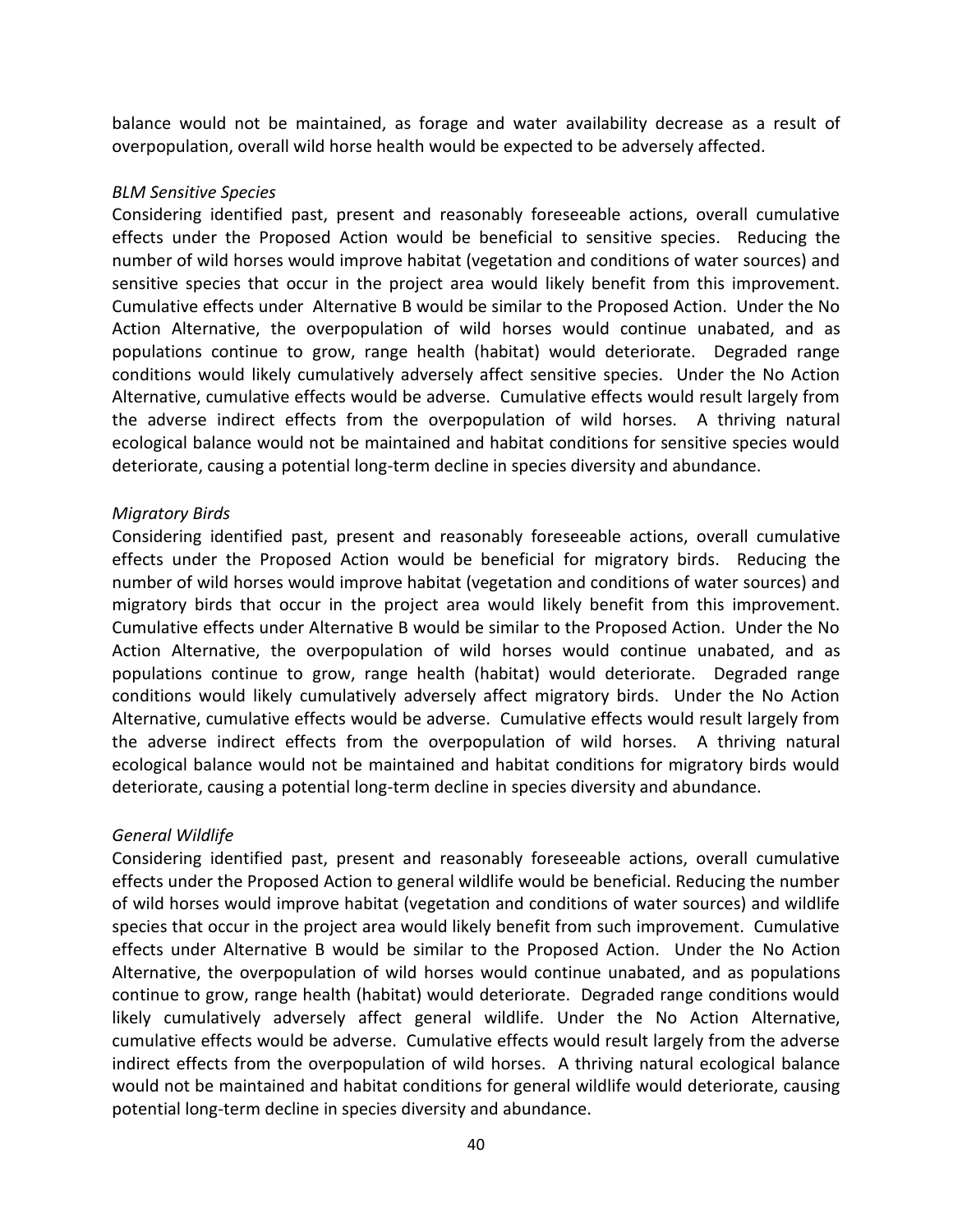balance would not be maintained, as forage and water availability decrease as a result of overpopulation, overall wild horse health would be expected to be adversely affected.

*BLM Sensitive Species*

Considering identified past, present and reasonably foreseeable actions, overall cumulative effects under the Proposed Action would be beneficial to sensitive species. Reducing the number of wild horses would improve habitat (vegetation and conditions of water sources) and sensitive species that occur in the project area would likely benefit from this improvement. Cumulative effects under Alternative B would be similar to the Proposed Action. Under the No Action Alternative, the overpopulation of wild horses would continue unabated, and as populations continue to grow, range health (habitat) would deteriorate. Degraded range conditions would likely cumulatively adversely affect sensitive species. Under the No Action Alternative, cumulative effects would be adverse. Cumulative effects would result largely from the adverse indirect effects from the overpopulation of wild horses. A thriving natural ecological balance would not be maintained and habitat conditions for sensitive species would deteriorate, causing a potential long-term decline in species diversity and abundance.

*Migratory Birds*

Considering identified past, present and reasonably foreseeable actions, overall cumulative effects under the Proposed Action would be beneficial for migratory birds. Reducing the number of wild horses would improve habitat (vegetation and conditions of water sources) and migratory birds that occur in the project area would likely benefit from this improvement. Cumulative effects under Alternative B would be similar to the Proposed Action. Under the No Action Alternative, the overpopulation of wild horses would continue unabated, and as populations continue to grow, range health (habitat) would deteriorate. Degraded range conditions would likely cumulatively adversely affect migratory birds. Under the No Action Alternative, cumulative effects would be adverse. Cumulative effects would result largely from the adverse indirect effects from the overpopulation of wild horses. A thriving natural ecological balance would not be maintained and habitat conditions for migratory birds would deteriorate, causing a potential long-term decline in species diversity and abundance.

*General Wildlife*

Considering identified past, present and reasonably foreseeable actions, overall cumulative effects under the Proposed Action to general wildlife would be beneficial. Reducing the number of wild horses would improve habitat (vegetation and conditions of water sources) and wildlife species that occur in the project area would likely benefit from such improvement. Cumulative effects under Alternative B would be similar to the Proposed Action. Under the No Action Alternative, the overpopulation of wild horses would continue unabated, and as populations continue to grow, range health (habitat) would deteriorate. Degraded range conditions would likely cumulatively adversely affect general wildlife. Under the No Action Alternative, cumulative effects would be adverse. Cumulative effects would result largely from the adverse indirect effects from the overpopulation of wild horses. A thriving natural ecological balance would not be maintained and habitat conditions for general wildlife would deteriorate, causing potential long-term decline in species diversity and abundance.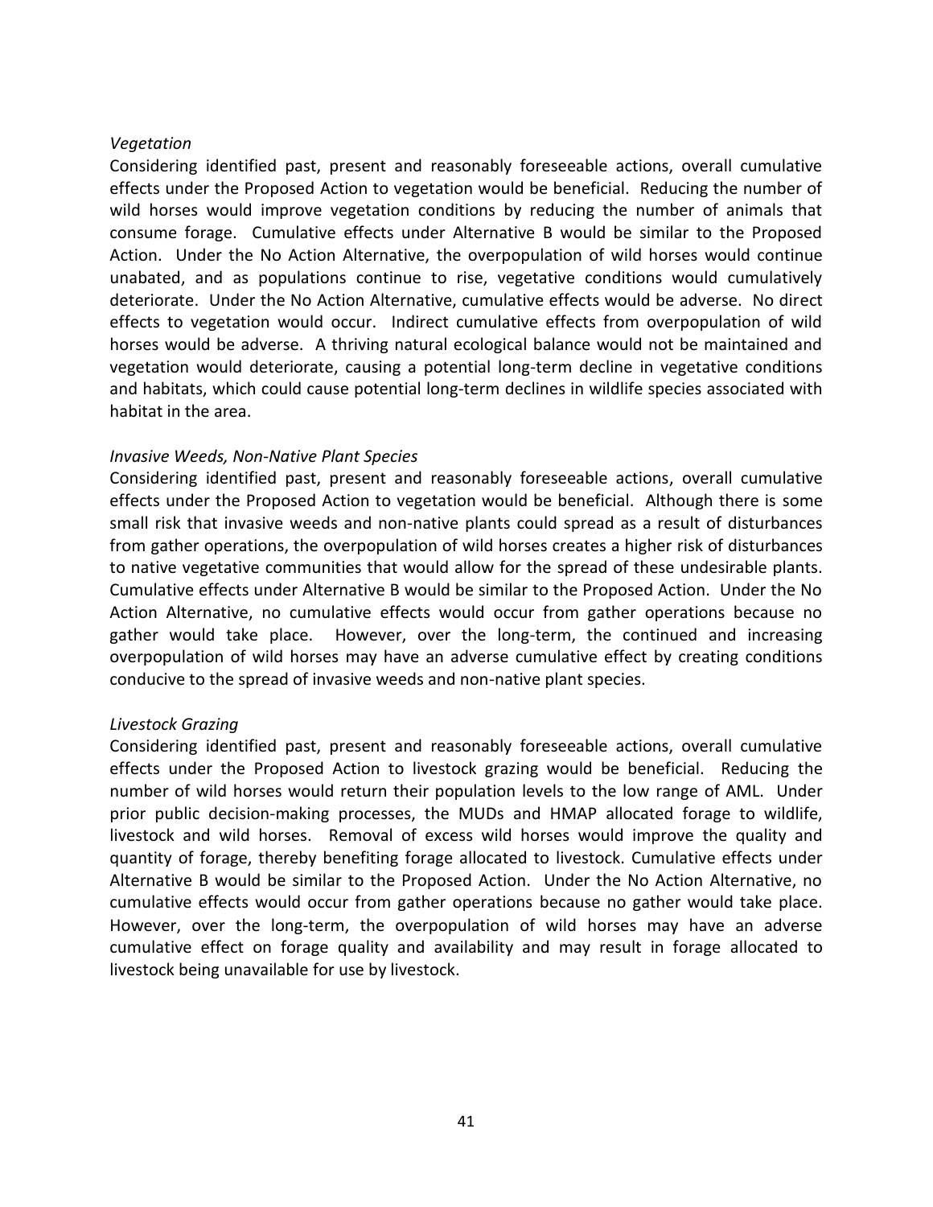*Vegetation*

Considering identified past, present and reasonably foreseeable actions, overall cumulative effects under the Proposed Action to vegetation would be beneficial. Reducing the number of wild horses would improve vegetation conditions by reducing the number of animals that consume forage. Cumulative effects under Alternative B would be similar to the Proposed Action. Under the No Action Alternative, the overpopulation of wild horses would continue unabated, and as populations continue to rise, vegetative conditions would cumulatively deteriorate. Under the No Action Alternative, cumulative effects would be adverse. No direct effects to vegetation would occur. Indirect cumulative effects from overpopulation of wild horses would be adverse. A thriving natural ecological balance would not be maintained and vegetation would deteriorate, causing a potential long-term decline in vegetative conditions and habitats, which could cause potential long-term declines in wildlife species associated with habitat in the area.

*Invasive Weeds, Non-Native Plant Species*

Considering identified past, present and reasonably foreseeable actions, overall cumulative effects under the Proposed Action to vegetation would be beneficial. Although there is some small risk that invasive weeds and non-native plants could spread as a result of disturbances from gather operations, the overpopulation of wild horses creates a higher risk of disturbances to native vegetative communities that would allow for the spread of these undesirable plants. Cumulative effects under Alternative B would be similar to the Proposed Action. Under the No Action Alternative, no cumulative effects would occur from gather operations because no gather would take place. However, over the long-term, the continued and increasing overpopulation of wild horses may have an adverse cumulative effect by creating conditions conducive to the spread of invasive weeds and non-native plant species.

*Livestock Grazing*

Considering identified past, present and reasonably foreseeable actions, overall cumulative effects under the Proposed Action to livestock grazing would be beneficial. Reducing the number of wild horses would return their population levels to the low range of AML. Under prior public decision-making processes, the MUDs and HMAP allocated forage to wildlife, livestock and wild horses. Removal of excess wild horses would improve the quality and quantity of forage, thereby benefiting forage allocated to livestock. Cumulative effects under Alternative B would be similar to the Proposed Action. Under the No Action Alternative, no cumulative effects would occur from gather operations because no gather would take place. However, over the long-term, the overpopulation of wild horses may have an adverse cumulative effect on forage quality and availability and may result in forage allocated to livestock being unavailable for use by livestock.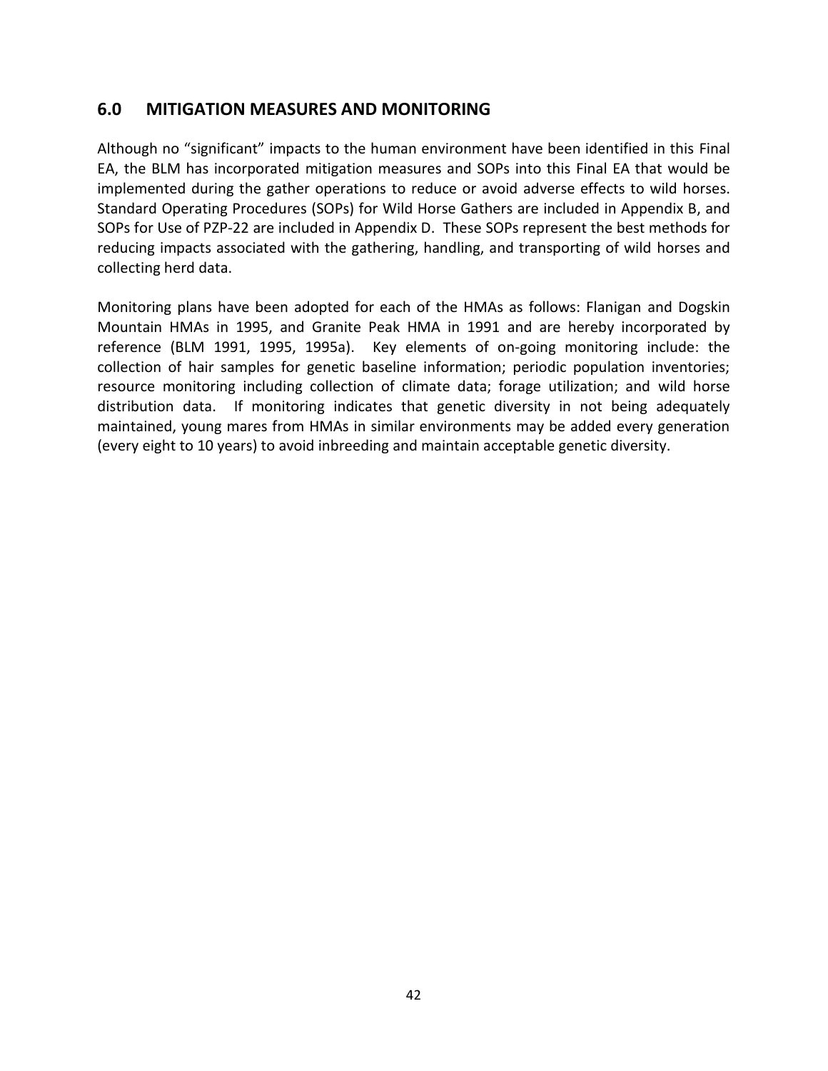## 6.0 MITIGATION MEASURES AND MONITORING

Although no "significant" impacts to the human environment have been identified in this Final EA, the BLM has incorporated mitigation measures and SOPs into this Final EA that would be implemented during the gather operations to reduce or avoid adverse effects to wild horses. Standard Operating Procedures (SOPs) for Wild Horse Gathers are included in Appendix B, and SOPs for Use of PZP-22 are included in Appendix D. These SOPs represent the best methods for reducing impacts associated with the gathering, handling, and transporting of wild horses and collecting herd data.

Monitoring plans have been adopted for each of the HMAs as follows: Flanigan and Dogskin Mountain HMAs in 1995, and Granite Peak HMA in 1991 and are hereby incorporated by reference (BLM 1991, 1995, 1995a). Key elements of on-going monitoring include: the collection of hair samples for genetic baseline information; periodic population inventories; resource monitoring including collection of climate data; forage utilization; and wild horse distribution data. If monitoring indicates that genetic diversity in not being adequately maintained, young mares from HMAs in similar environments may be added every generation (every eight to 10 years) to avoid inbreeding and maintain acceptable genetic diversity.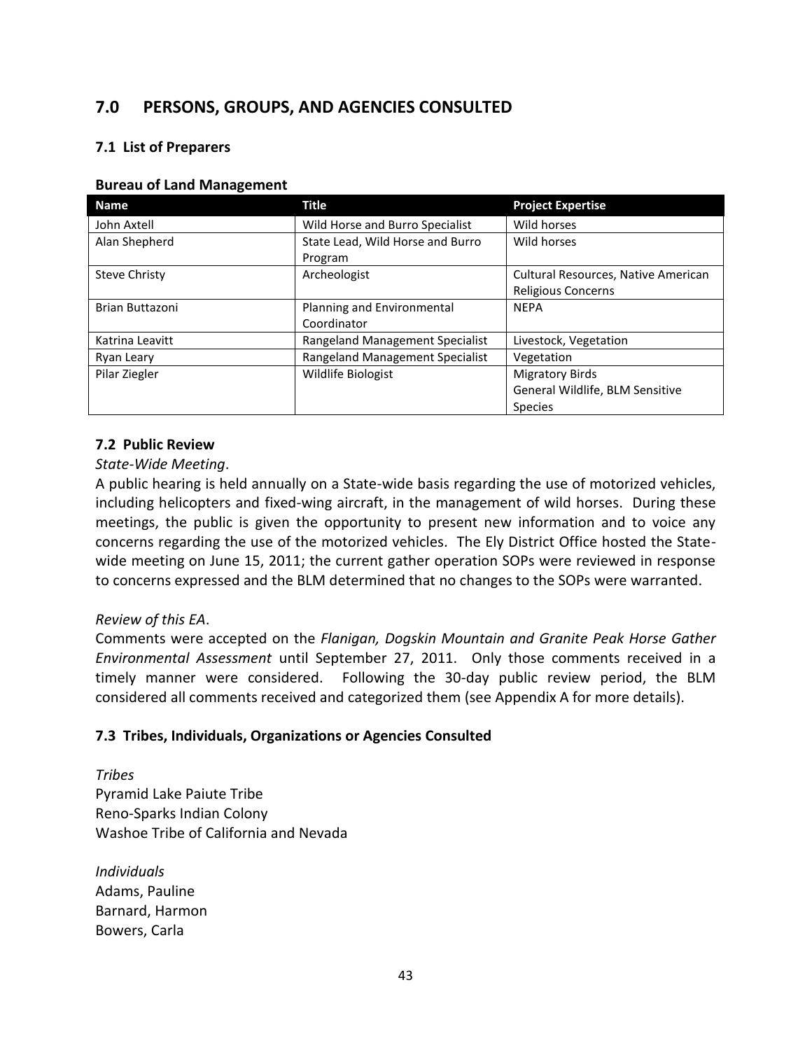## 7.0 PERSONS, GROUPS, AND AGENCIES CONSULTED

### 7.1 List of Preparers

**Bureau of Land Management**

| Name | Title | Project Expertise |
|---|---|---|
| John Axtell | Wild Horse and Burro Specialist | Wild horses |
| Alan Shepherd | State Lead, Wild Horse and Burro Program | Wild horses |
| Steve Christy | Archeologist | Cultural Resources, Native American Religious Concerns |
| Brian Buttazoni | Planning and Environmental Coordinator | NEPA |
| Katrina Leavitt | Rangeland Management Specialist | Livestock, Vegetation |
| Ryan Leary | Rangeland Management Specialist | Vegetation |
| Pilar Ziegler | Wildlife Biologist | Migratory Birds<br>General Wildlife, BLM Sensitive Species |

### 7.2 Public Review

*State-Wide Meeting*.

A public hearing is held annually on a State-wide basis regarding the use of motorized vehicles, including helicopters and fixed-wing aircraft, in the management of wild horses. During these meetings, the public is given the opportunity to present new information and to voice any concerns regarding the use of the motorized vehicles. The Ely District Office hosted the State-wide meeting on June 15, 2011; the current gather operation SOPs were reviewed in response to concerns expressed and the BLM determined that no changes to the SOPs were warranted.

*Review of this EA*.

Comments were accepted on the *Flanigan, Dogskin Mountain and Granite Peak Horse Gather Environmental Assessment* until September 27, 2011. Only those comments received in a timely manner were considered. Following the 30-day public review period, the BLM considered all comments received and categorized them (see Appendix A for more details).

### 7.3 Tribes, Individuals, Organizations or Agencies Consulted

*Tribes*

Pyramid Lake Paiute Tribe
Reno-Sparks Indian Colony
Washoe Tribe of California and Nevada

*Individuals*

Adams, Pauline
Barnard, Harmon
Bowers, Carla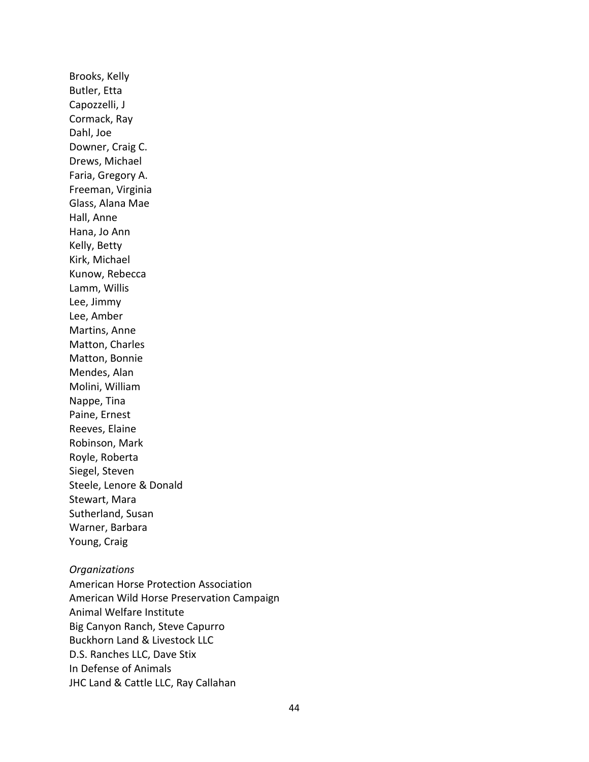Brooks, Kelly
Butler, Etta
Capozzelli, J
Cormack, Ray
Dahl, Joe
Downer, Craig C.
Drews, Michael
Faria, Gregory A.
Freeman, Virginia
Glass, Alana Mae
Hall, Anne
Hana, Jo Ann
Kelly, Betty
Kirk, Michael
Kunow, Rebecca
Lamm, Willis
Lee, Jimmy
Lee, Amber
Martins, Anne
Matton, Charles
Matton, Bonnie
Mendes, Alan
Molini, William
Nappe, Tina
Paine, Ernest
Reeves, Elaine
Robinson, Mark
Royle, Roberta
Siegel, Steven
Steele, Lenore & Donald
Stewart, Mara
Sutherland, Susan
Warner, Barbara
Young, Craig

*Organizations*

American Horse Protection Association
American Wild Horse Preservation Campaign
Animal Welfare Institute
Big Canyon Ranch, Steve Capurro
Buckhorn Land & Livestock LLC
D.S. Ranches LLC, Dave Stix
In Defense of Animals
JHC Land & Cattle LLC, Ray Callahan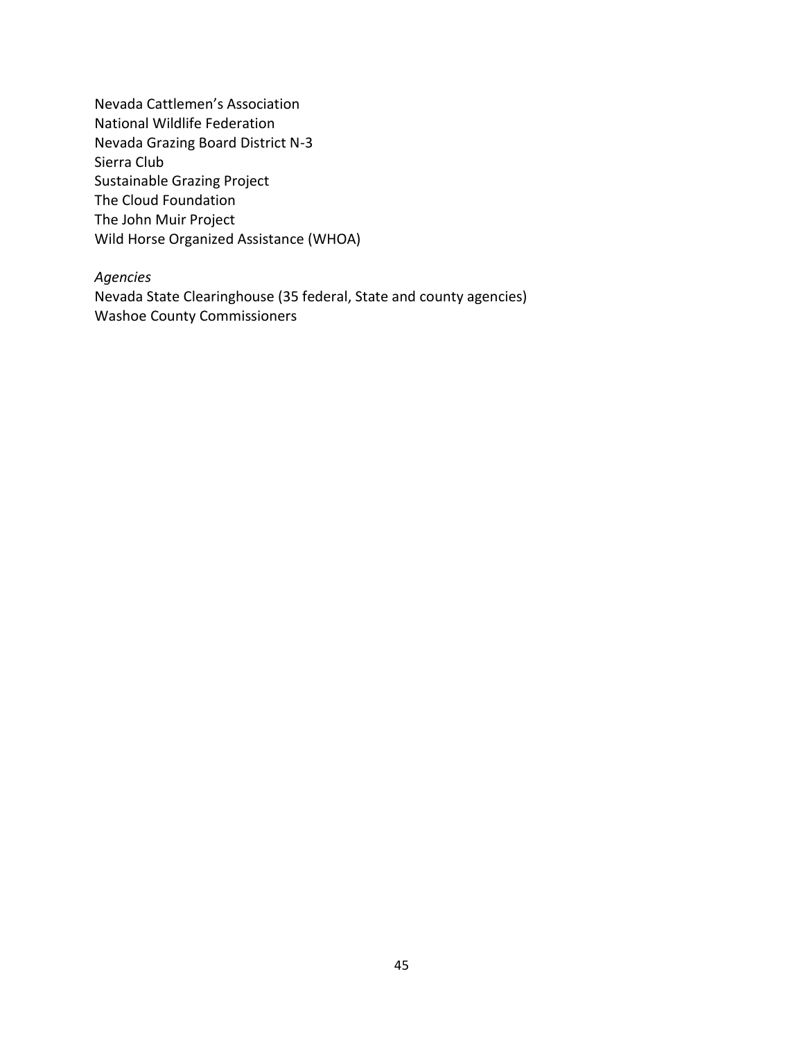Nevada Cattlemen's Association
National Wildlife Federation
Nevada Grazing Board District N-3
Sierra Club
Sustainable Grazing Project
The Cloud Foundation
The John Muir Project
Wild Horse Organized Assistance (WHOA)

*Agencies*
Nevada State Clearinghouse (35 federal, State and county agencies)
Washoe County Commissioners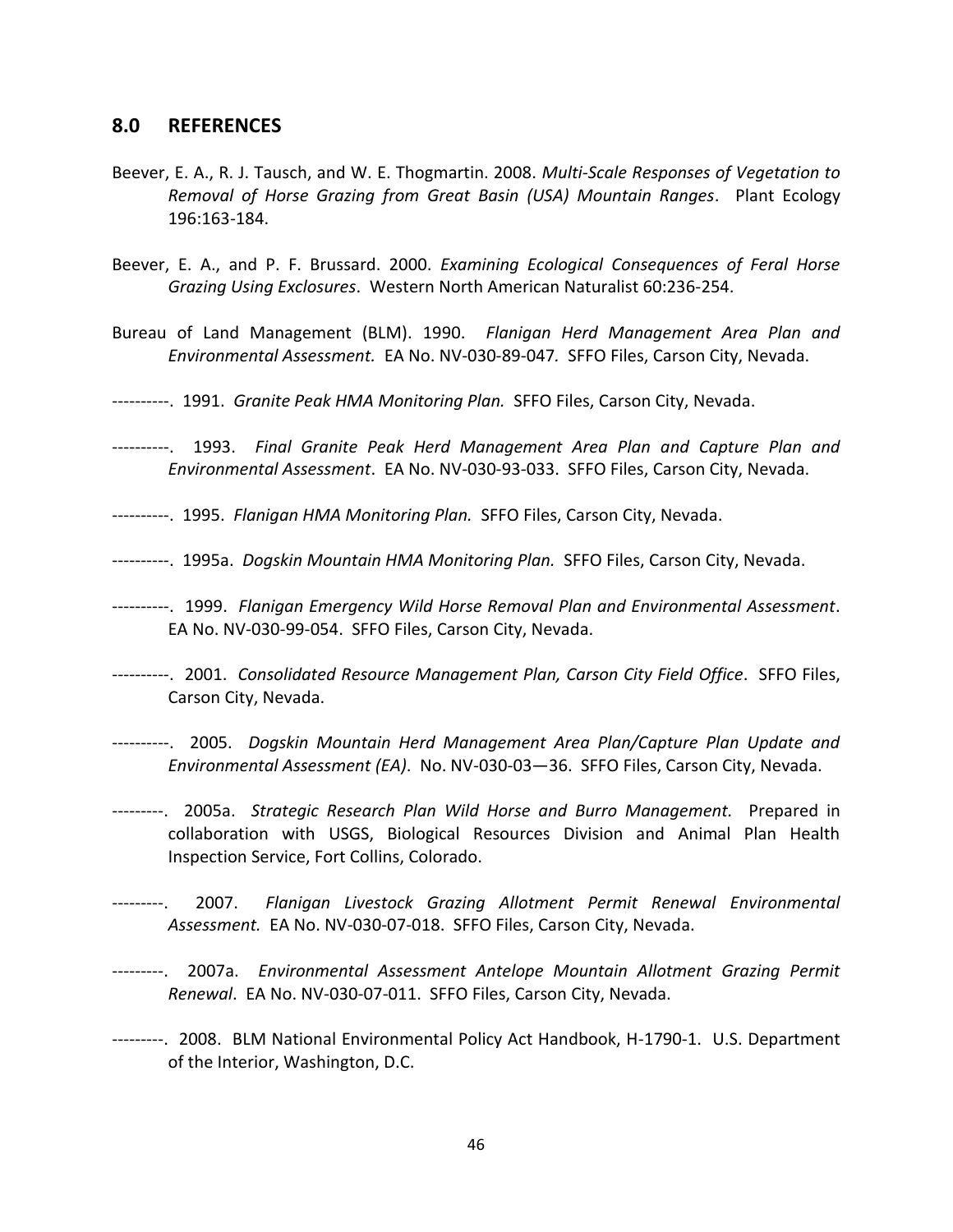## 8.0 REFERENCES

Beever, E. A., R. J. Tausch, and W. E. Thogmartin. 2008. *Multi-Scale Responses of Vegetation to Removal of Horse Grazing from Great Basin (USA) Mountain Ranges*. Plant Ecology 196:163-184.

Beever, E. A., and P. F. Brussard. 2000. *Examining Ecological Consequences of Feral Horse Grazing Using Exclosures*. Western North American Naturalist 60:236-254.

Bureau of Land Management (BLM). 1990. *Flanigan Herd Management Area Plan and Environmental Assessment.* EA No. NV-030-89-047. SFFO Files, Carson City, Nevada.

----------. 1991. *Granite Peak HMA Monitoring Plan.* SFFO Files, Carson City, Nevada.

----------. 1993. *Final Granite Peak Herd Management Area Plan and Capture Plan and Environmental Assessment*. EA No. NV-030-93-033. SFFO Files, Carson City, Nevada.

----------. 1995. *Flanigan HMA Monitoring Plan.* SFFO Files, Carson City, Nevada.

----------. 1995a. *Dogskin Mountain HMA Monitoring Plan.* SFFO Files, Carson City, Nevada.

----------. 1999. *Flanigan Emergency Wild Horse Removal Plan and Environmental Assessment*. EA No. NV-030-99-054. SFFO Files, Carson City, Nevada.

----------. 2001. *Consolidated Resource Management Plan, Carson City Field Office*. SFFO Files, Carson City, Nevada.

----------. 2005. *Dogskin Mountain Herd Management Area Plan/Capture Plan Update and Environmental Assessment (EA).* No. NV-030-03—36. SFFO Files, Carson City, Nevada.

---------. 2005a. *Strategic Research Plan Wild Horse and Burro Management.* Prepared in collaboration with USGS, Biological Resources Division and Animal Plan Health Inspection Service, Fort Collins, Colorado.

---------. 2007. *Flanigan Livestock Grazing Allotment Permit Renewal Environmental Assessment.* EA No. NV-030-07-018. SFFO Files, Carson City, Nevada.

---------. 2007a. *Environmental Assessment Antelope Mountain Allotment Grazing Permit Renewal*. EA No. NV-030-07-011. SFFO Files, Carson City, Nevada.

---------. 2008. BLM National Environmental Policy Act Handbook, H-1790-1. U.S. Department of the Interior, Washington, D.C.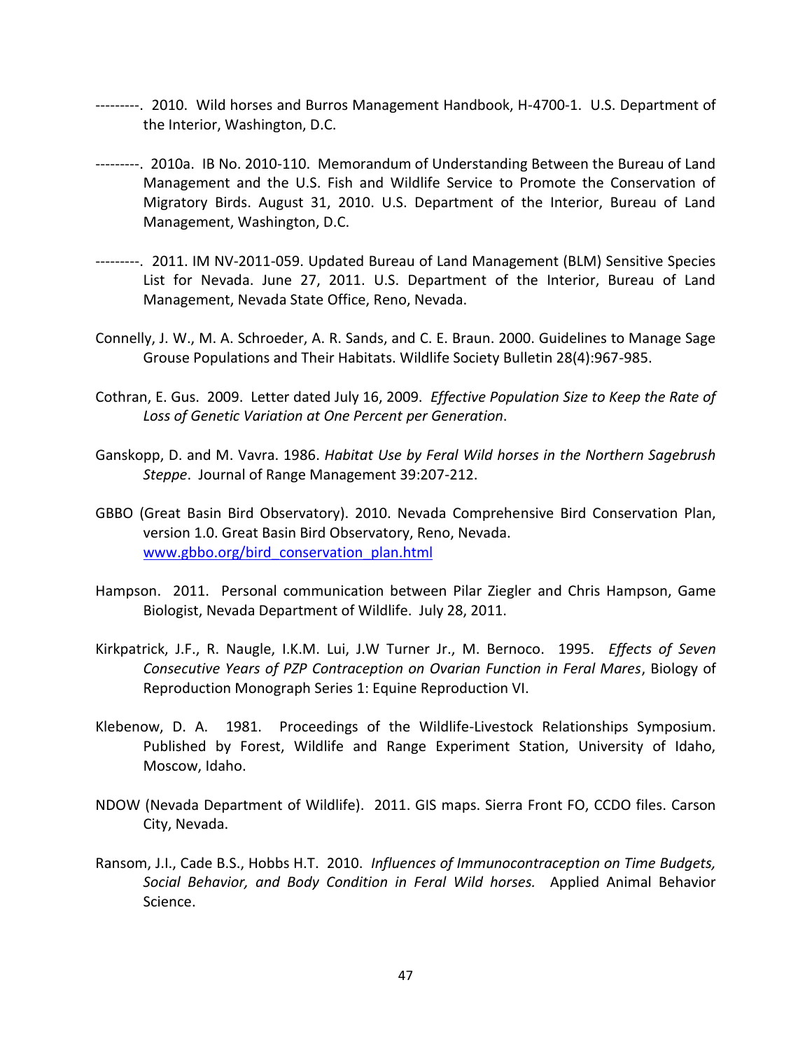---------. 2010. Wild horses and Burros Management Handbook, H-4700-1. U.S. Department of the Interior, Washington, D.C.

---------. 2010a. IB No. 2010-110. Memorandum of Understanding Between the Bureau of Land Management and the U.S. Fish and Wildlife Service to Promote the Conservation of Migratory Birds. August 31, 2010. U.S. Department of the Interior, Bureau of Land Management, Washington, D.C.

---------. 2011. IM NV-2011-059. Updated Bureau of Land Management (BLM) Sensitive Species List for Nevada. June 27, 2011. U.S. Department of the Interior, Bureau of Land Management, Nevada State Office, Reno, Nevada.

Connelly, J. W., M. A. Schroeder, A. R. Sands, and C. E. Braun. 2000. Guidelines to Manage Sage Grouse Populations and Their Habitats. Wildlife Society Bulletin 28(4):967-985.

Cothran, E. Gus. 2009. Letter dated July 16, 2009. *Effective Population Size to Keep the Rate of Loss of Genetic Variation at One Percent per Generation*.

Ganskopp, D. and M. Vavra. 1986. *Habitat Use by Feral Wild horses in the Northern Sagebrush Steppe*. Journal of Range Management 39:207-212.

GBBO (Great Basin Bird Observatory). 2010. Nevada Comprehensive Bird Conservation Plan, version 1.0. Great Basin Bird Observatory, Reno, Nevada. www.gbbo.org/bird_conservation_plan.html

Hampson. 2011. Personal communication between Pilar Ziegler and Chris Hampson, Game Biologist, Nevada Department of Wildlife. July 28, 2011.

Kirkpatrick, J.F., R. Naugle, I.K.M. Lui, J.W Turner Jr., M. Bernoco. 1995. *Effects of Seven Consecutive Years of PZP Contraception on Ovarian Function in Feral Mares*, Biology of Reproduction Monograph Series 1: Equine Reproduction VI.

Klebenow, D. A. 1981. Proceedings of the Wildlife-Livestock Relationships Symposium. Published by Forest, Wildlife and Range Experiment Station, University of Idaho, Moscow, Idaho.

NDOW (Nevada Department of Wildlife). 2011. GIS maps. Sierra Front FO, CCDO files. Carson City, Nevada.

Ransom, J.I., Cade B.S., Hobbs H.T. 2010. *Influences of Immunocontraception on Time Budgets, Social Behavior, and Body Condition in Feral Wild horses.* Applied Animal Behavior Science.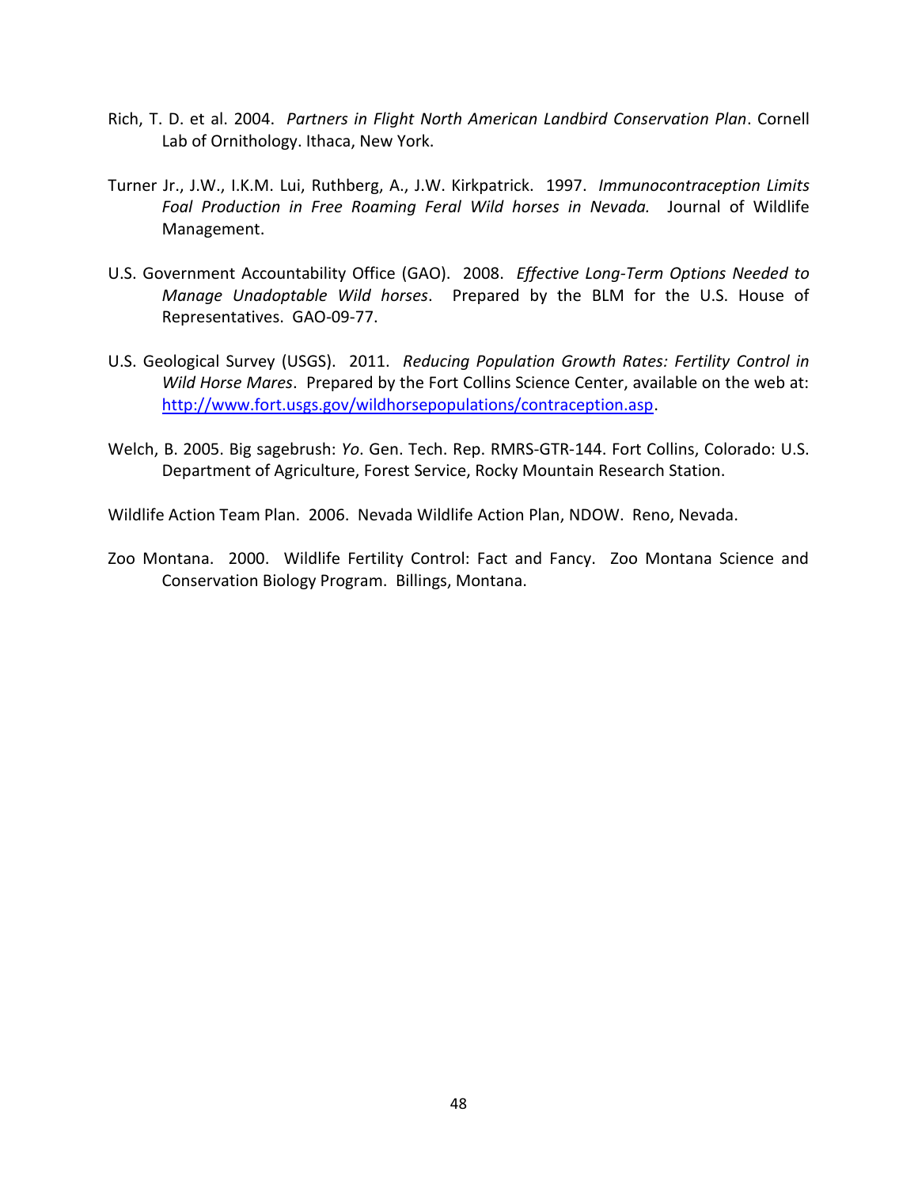Rich, T. D. et al. 2004. *Partners in Flight North American Landbird Conservation Plan*. Cornell Lab of Ornithology. Ithaca, New York.

Turner Jr., J.W., I.K.M. Lui, Ruthberg, A., J.W. Kirkpatrick. 1997. *Immunocontraception Limits Foal Production in Free Roaming Feral Wild horses in Nevada.* Journal of Wildlife Management.

U.S. Government Accountability Office (GAO). 2008. *Effective Long-Term Options Needed to Manage Unadoptable Wild horses*. Prepared by the BLM for the U.S. House of Representatives. GAO-09-77.

U.S. Geological Survey (USGS). 2011. *Reducing Population Growth Rates: Fertility Control in Wild Horse Mares*. Prepared by the Fort Collins Science Center, available on the web at: http://www.fort.usgs.gov/wildhorsepopulations/contraception.asp.

Welch, B. 2005. Big sagebrush: *Yo*. Gen. Tech. Rep. RMRS-GTR-144. Fort Collins, Colorado: U.S. Department of Agriculture, Forest Service, Rocky Mountain Research Station.

Wildlife Action Team Plan. 2006. Nevada Wildlife Action Plan, NDOW. Reno, Nevada.

Zoo Montana. 2000. Wildlife Fertility Control: Fact and Fancy. Zoo Montana Science and Conservation Biology Program. Billings, Montana.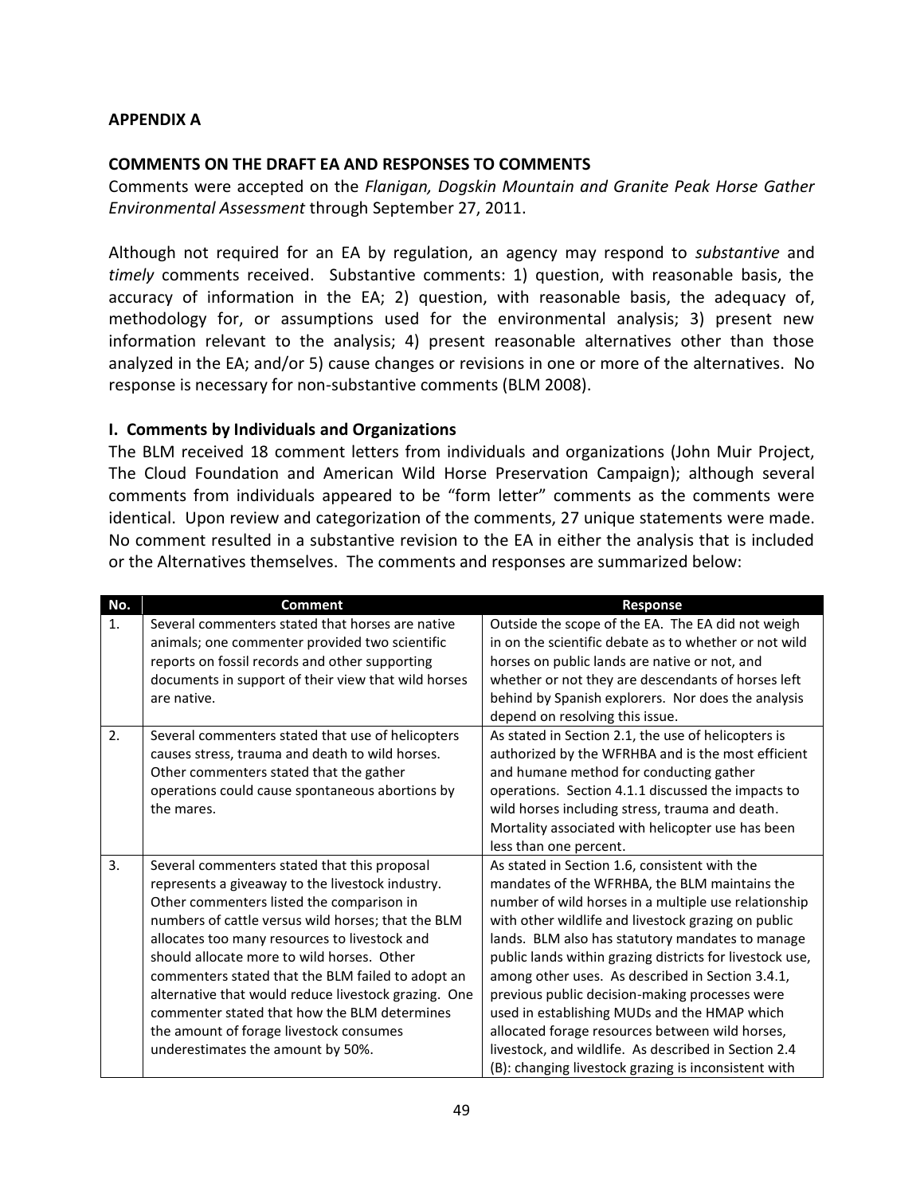**APPENDIX A**

**COMMENTS ON THE DRAFT EA AND RESPONSES TO COMMENTS**

Comments were accepted on the *Flanigan, Dogskin Mountain and Granite Peak Horse Gather Environmental Assessment* through September 27, 2011.

Although not required for an EA by regulation, an agency may respond to *substantive* and *timely* comments received. Substantive comments: 1) question, with reasonable basis, the accuracy of information in the EA; 2) question, with reasonable basis, the adequacy of, methodology for, or assumptions used for the environmental analysis; 3) present new information relevant to the analysis; 4) present reasonable alternatives other than those analyzed in the EA; and/or 5) cause changes or revisions in one or more of the alternatives. No response is necessary for non-substantive comments (BLM 2008).

**I. Comments by Individuals and Organizations**

The BLM received 18 comment letters from individuals and organizations (John Muir Project, The Cloud Foundation and American Wild Horse Preservation Campaign); although several comments from individuals appeared to be "form letter" comments as the comments were identical. Upon review and categorization of the comments, 27 unique statements were made. No comment resulted in a substantive revision to the EA in either the analysis that is included or the Alternatives themselves. The comments and responses are summarized below:

| No. | Comment | Response |
|---|---|---|
| 1. | Several commenters stated that horses are native animals; one commenter provided two scientific reports on fossil records and other supporting documents in support of their view that wild horses are native. | Outside the scope of the EA. The EA did not weigh in on the scientific debate as to whether or not wild horses on public lands are native or not, and whether or not they are descendants of horses left behind by Spanish explorers. Nor does the analysis depend on resolving this issue. |
| 2. | Several commenters stated that use of helicopters causes stress, trauma and death to wild horses. Other commenters stated that the gather operations could cause spontaneous abortions by the mares. | As stated in Section 2.1, the use of helicopters is authorized by the WFRHBA and is the most efficient and humane method for conducting gather operations. Section 4.1.1 discussed the impacts to wild horses including stress, trauma and death. Mortality associated with helicopter use has been less than one percent. |
| 3. | Several commenters stated that this proposal represents a giveaway to the livestock industry. Other commenters listed the comparison in numbers of cattle versus wild horses; that the BLM allocates too many resources to livestock and should allocate more to wild horses. Other commenters stated that the BLM failed to adopt an alternative that would reduce livestock grazing. One commenter stated that how the BLM determines the amount of forage livestock consumes underestimates the amount by 50%. | As stated in Section 1.6, consistent with the mandates of the WFRHBA, the BLM maintains the number of wild horses in a multiple use relationship with other wildlife and livestock grazing on public lands. BLM also has statutory mandates to manage public lands within grazing districts for livestock use, among other uses. As described in Section 3.4.1, previous public decision-making processes were used in establishing MUDs and the HMAP which allocated forage resources between wild horses, livestock, and wildlife. As described in Section 2.4 (B): changing livestock grazing is inconsistent with |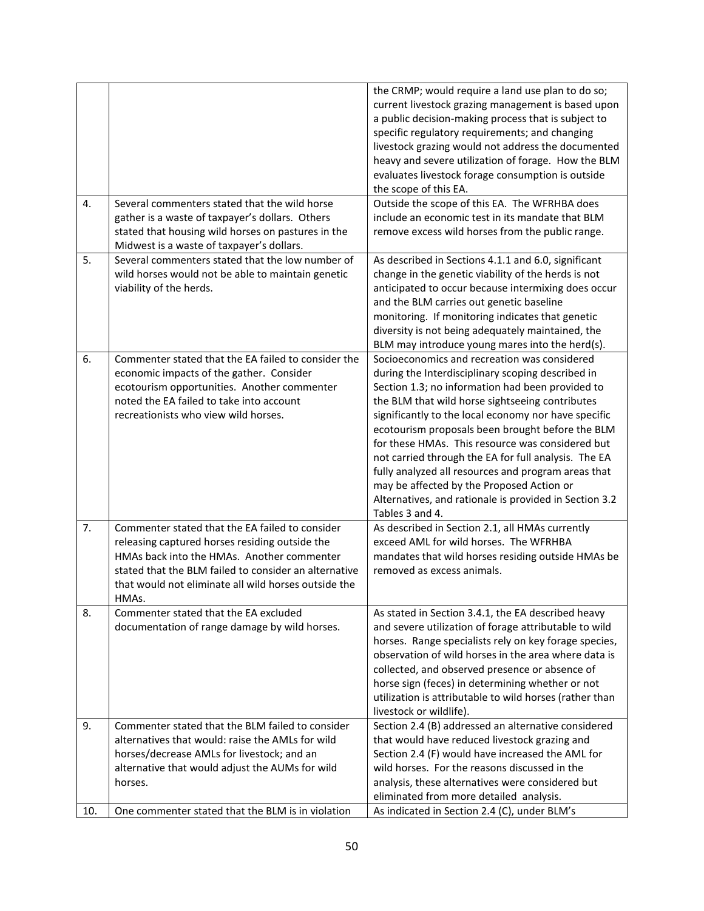| | | |
|---|---|---|
| | | the CRMP; would require a land use plan to do so; current livestock grazing management is based upon a public decision-making process that is subject to specific regulatory requirements; and changing livestock grazing would not address the documented heavy and severe utilization of forage. How the BLM evaluates livestock forage consumption is outside the scope of this EA. |
| 4. | Several commenters stated that the wild horse gather is a waste of taxpayer's dollars. Others stated that housing wild horses on pastures in the Midwest is a waste of taxpayer's dollars. | Outside the scope of this EA. The WFRHBA does include an economic test in its mandate that BLM remove excess wild horses from the public range. |
| 5. | Several commenters stated that the low number of wild horses would not be able to maintain genetic viability of the herds. | As described in Sections 4.1.1 and 6.0, significant change in the genetic viability of the herds is not anticipated to occur because intermixing does occur and the BLM carries out genetic baseline monitoring. If monitoring indicates that genetic diversity is not being adequately maintained, the BLM may introduce young mares into the herd(s). |
| 6. | Commenter stated that the EA failed to consider the economic impacts of the gather. Consider ecotourism opportunities. Another commenter noted the EA failed to take into account recreationists who view wild horses. | Socioeconomics and recreation was considered during the Interdisciplinary scoping described in Section 1.3; no information had been provided to the BLM that wild horse sightseeing contributes significantly to the local economy nor have specific ecotourism proposals been brought before the BLM for these HMAs. This resource was considered but not carried through the EA for full analysis. The EA fully analyzed all resources and program areas that may be affected by the Proposed Action or Alternatives, and rationale is provided in Section 3.2 Tables 3 and 4. |
| 7. | Commenter stated that the EA failed to consider releasing captured horses residing outside the HMAs back into the HMAs. Another commenter stated that the BLM failed to consider an alternative that would not eliminate all wild horses outside the HMAs. | As described in Section 2.1, all HMAs currently exceed AML for wild horses. The WFRHBA mandates that wild horses residing outside HMAs be removed as excess animals. |
| 8. | Commenter stated that the EA excluded documentation of range damage by wild horses. | As stated in Section 3.4.1, the EA described heavy and severe utilization of forage attributable to wild horses. Range specialists rely on key forage species, observation of wild horses in the area where data is collected, and observed presence or absence of horse sign (feces) in determining whether or not utilization is attributable to wild horses (rather than livestock or wildlife). |
| 9. | Commenter stated that the BLM failed to consider alternatives that would: raise the AMLs for wild horses/decrease AMLs for livestock; and an alternative that would adjust the AUMs for wild horses. | Section 2.4 (B) addressed an alternative considered that would have reduced livestock grazing and Section 2.4 (F) would have increased the AML for wild horses. For the reasons discussed in the analysis, these alternatives were considered but eliminated from more detailed analysis. |
| 10. | One commenter stated that the BLM is in violation | As indicated in Section 2.4 (C), under BLM's |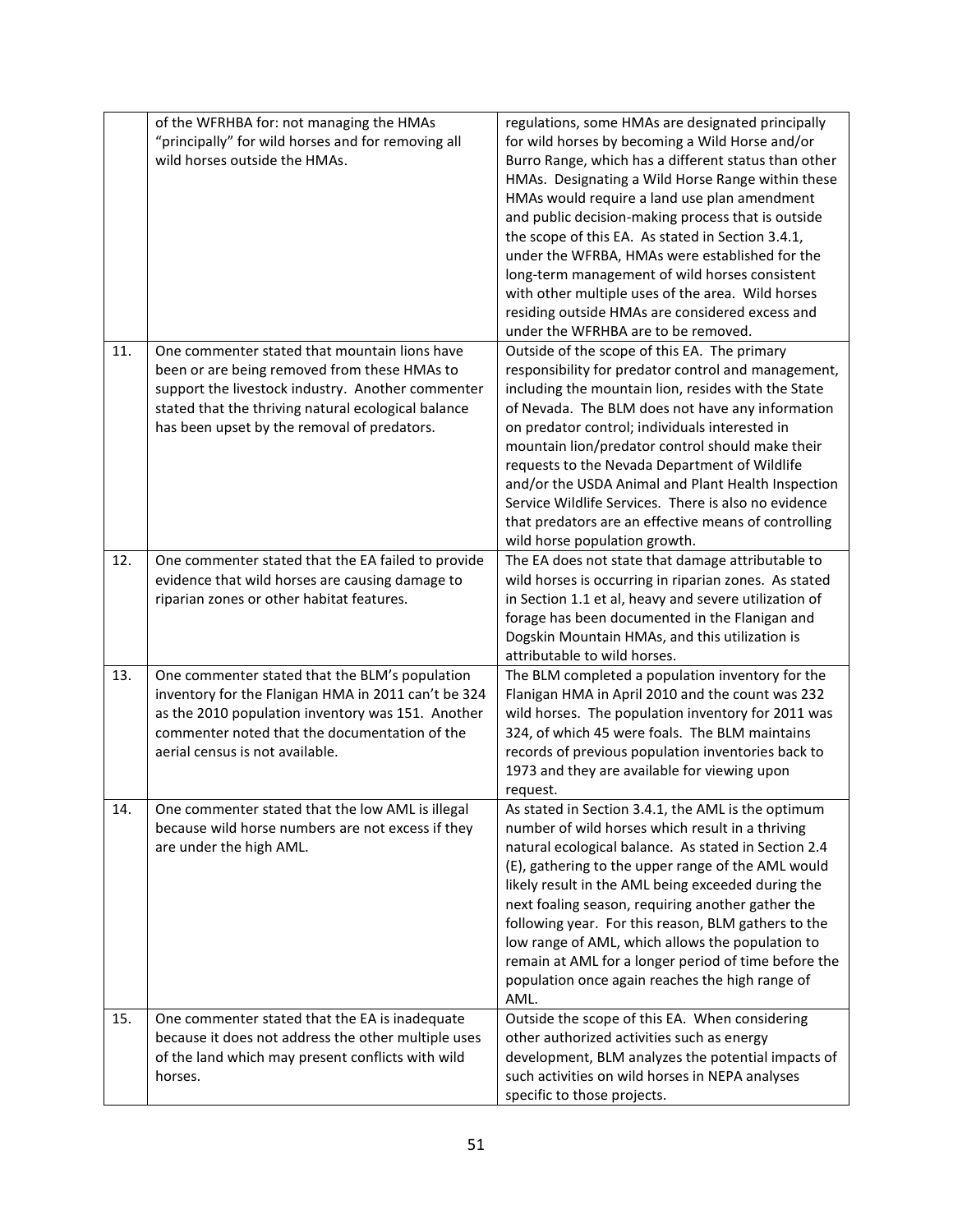|  |  |  |
|---|---|---|
|  | of the WFRHBA for: not managing the HMAs "principally" for wild horses and for removing all wild horses outside the HMAs. | regulations, some HMAs are designated principally for wild horses by becoming a Wild Horse and/or Burro Range, which has a different status than other HMAs. Designating a Wild Horse Range within these HMAs would require a land use plan amendment and public decision-making process that is outside the scope of this EA. As stated in Section 3.4.1, under the WFRBA, HMAs were established for the long-term management of wild horses consistent with other multiple uses of the area. Wild horses residing outside HMAs are considered excess and under the WFRHBA are to be removed. |
| 11. | One commenter stated that mountain lions have been or are being removed from these HMAs to support the livestock industry. Another commenter stated that the thriving natural ecological balance has been upset by the removal of predators. | Outside of the scope of this EA. The primary responsibility for predator control and management, including the mountain lion, resides with the State of Nevada. The BLM does not have any information on predator control; individuals interested in mountain lion/predator control should make their requests to the Nevada Department of Wildlife and/or the USDA Animal and Plant Health Inspection Service Wildlife Services. There is also no evidence that predators are an effective means of controlling wild horse population growth. |
| 12. | One commenter stated that the EA failed to provide evidence that wild horses are causing damage to riparian zones or other habitat features. | The EA does not state that damage attributable to wild horses is occurring in riparian zones. As stated in Section 1.1 et al, heavy and severe utilization of forage has been documented in the Flanigan and Dogskin Mountain HMAs, and this utilization is attributable to wild horses. |
| 13. | One commenter stated that the BLM's population inventory for the Flanigan HMA in 2011 can't be 324 as the 2010 population inventory was 151. Another commenter noted that the documentation of the aerial census is not available. | The BLM completed a population inventory for the Flanigan HMA in April 2010 and the count was 232 wild horses. The population inventory for 2011 was 324, of which 45 were foals. The BLM maintains records of previous population inventories back to 1973 and they are available for viewing upon request. |
| 14. | One commenter stated that the low AML is illegal because wild horse numbers are not excess if they are under the high AML. | As stated in Section 3.4.1, the AML is the optimum number of wild horses which result in a thriving natural ecological balance. As stated in Section 2.4 (E), gathering to the upper range of the AML would likely result in the AML being exceeded during the next foaling season, requiring another gather the following year. For this reason, BLM gathers to the low range of AML, which allows the population to remain at AML for a longer period of time before the population once again reaches the high range of AML. |
| 15. | One commenter stated that the EA is inadequate because it does not address the other multiple uses of the land which may present conflicts with wild horses. | Outside the scope of this EA. When considering other authorized activities such as energy development, BLM analyzes the potential impacts of such activities on wild horses in NEPA analyses specific to those projects. |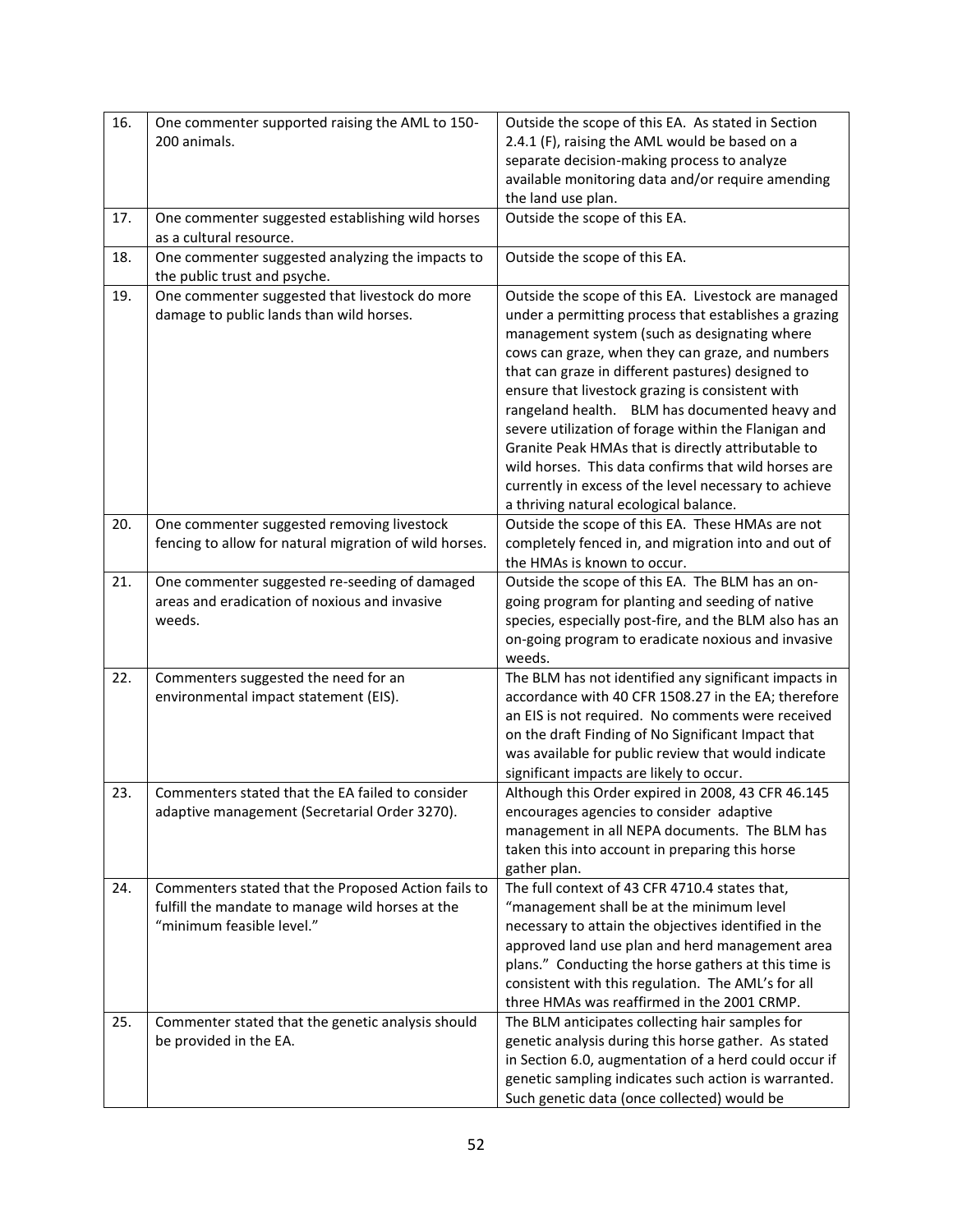| | | |
|---|---|---|
| 16. | One commenter supported raising the AML to 150-200 animals. | Outside the scope of this EA. As stated in Section 2.4.1 (F), raising the AML would be based on a separate decision-making process to analyze available monitoring data and/or require amending the land use plan. |
| 17. | One commenter suggested establishing wild horses as a cultural resource. | Outside the scope of this EA. |
| 18. | One commenter suggested analyzing the impacts to the public trust and psyche. | Outside the scope of this EA. |
| 19. | One commenter suggested that livestock do more damage to public lands than wild horses. | Outside the scope of this EA. Livestock are managed under a permitting process that establishes a grazing management system (such as designating where cows can graze, when they can graze, and numbers that can graze in different pastures) designed to ensure that livestock grazing is consistent with rangeland health. BLM has documented heavy and severe utilization of forage within the Flanigan and Granite Peak HMAs that is directly attributable to wild horses. This data confirms that wild horses are currently in excess of the level necessary to achieve a thriving natural ecological balance. |
| 20. | One commenter suggested removing livestock fencing to allow for natural migration of wild horses. | Outside the scope of this EA. These HMAs are not completely fenced in, and migration into and out of the HMAs is known to occur. |
| 21. | One commenter suggested re-seeding of damaged areas and eradication of noxious and invasive weeds. | Outside the scope of this EA. The BLM has an on-going program for planting and seeding of native species, especially post-fire, and the BLM also has an on-going program to eradicate noxious and invasive weeds. |
| 22. | Commenters suggested the need for an environmental impact statement (EIS). | The BLM has not identified any significant impacts in accordance with 40 CFR 1508.27 in the EA; therefore an EIS is not required. No comments were received on the draft Finding of No Significant Impact that was available for public review that would indicate significant impacts are likely to occur. |
| 23. | Commenters stated that the EA failed to consider adaptive management (Secretarial Order 3270). | Although this Order expired in 2008, 43 CFR 46.145 encourages agencies to consider adaptive management in all NEPA documents. The BLM has taken this into account in preparing this horse gather plan. |
| 24. | Commenters stated that the Proposed Action fails to fulfill the mandate to manage wild horses at the "minimum feasible level." | The full context of 43 CFR 4710.4 states that, "management shall be at the minimum level necessary to attain the objectives identified in the approved land use plan and herd management area plans." Conducting the horse gathers at this time is consistent with this regulation. The AML's for all three HMAs was reaffirmed in the 2001 CRMP. |
| 25. | Commenter stated that the genetic analysis should be provided in the EA. | The BLM anticipates collecting hair samples for genetic analysis during this horse gather. As stated in Section 6.0, augmentation of a herd could occur if genetic sampling indicates such action is warranted. Such genetic data (once collected) would be |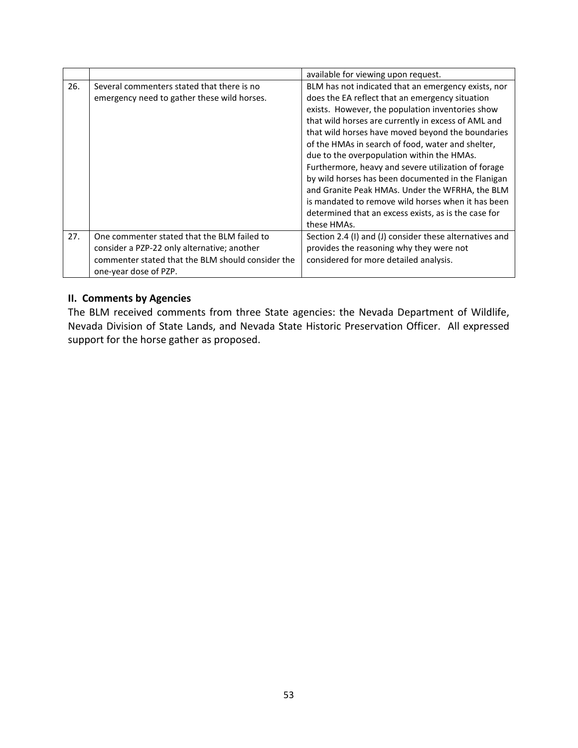| | | |
|---|---|---|
| | | available for viewing upon request. |
| 26. | Several commenters stated that there is no emergency need to gather these wild horses. | BLM has not indicated that an emergency exists, nor does the EA reflect that an emergency situation exists. However, the population inventories show that wild horses are currently in excess of AML and that wild horses have moved beyond the boundaries of the HMAs in search of food, water and shelter, due to the overpopulation within the HMAs. Furthermore, heavy and severe utilization of forage by wild horses has been documented in the Flanigan and Granite Peak HMAs. Under the WFRHA, the BLM is mandated to remove wild horses when it has been determined that an excess exists, as is the case for these HMAs. |
| 27. | One commenter stated that the BLM failed to consider a PZP-22 only alternative; another commenter stated that the BLM should consider the one-year dose of PZP. | Section 2.4 (I) and (J) consider these alternatives and provides the reasoning why they were not considered for more detailed analysis. |

## II. Comments by Agencies

The BLM received comments from three State agencies: the Nevada Department of Wildlife, Nevada Division of State Lands, and Nevada State Historic Preservation Officer. All expressed support for the horse gather as proposed.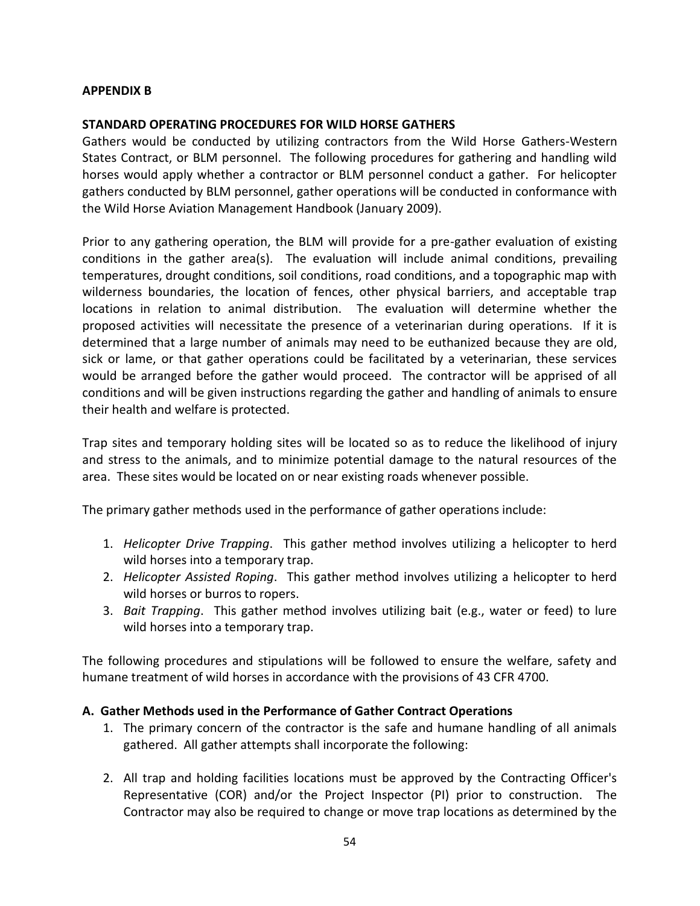**APPENDIX B**

**STANDARD OPERATING PROCEDURES FOR WILD HORSE GATHERS**

Gathers would be conducted by utilizing contractors from the Wild Horse Gathers-Western States Contract, or BLM personnel. The following procedures for gathering and handling wild horses would apply whether a contractor or BLM personnel conduct a gather. For helicopter gathers conducted by BLM personnel, gather operations will be conducted in conformance with the Wild Horse Aviation Management Handbook (January 2009).

Prior to any gathering operation, the BLM will provide for a pre-gather evaluation of existing conditions in the gather area(s). The evaluation will include animal conditions, prevailing temperatures, drought conditions, soil conditions, road conditions, and a topographic map with wilderness boundaries, the location of fences, other physical barriers, and acceptable trap locations in relation to animal distribution. The evaluation will determine whether the proposed activities will necessitate the presence of a veterinarian during operations. If it is determined that a large number of animals may need to be euthanized because they are old, sick or lame, or that gather operations could be facilitated by a veterinarian, these services would be arranged before the gather would proceed. The contractor will be apprised of all conditions and will be given instructions regarding the gather and handling of animals to ensure their health and welfare is protected.

Trap sites and temporary holding sites will be located so as to reduce the likelihood of injury and stress to the animals, and to minimize potential damage to the natural resources of the area. These sites would be located on or near existing roads whenever possible.

The primary gather methods used in the performance of gather operations include:

1. *Helicopter Drive Trapping*. This gather method involves utilizing a helicopter to herd wild horses into a temporary trap.
2. *Helicopter Assisted Roping*. This gather method involves utilizing a helicopter to herd wild horses or burros to ropers.
3. *Bait Trapping*. This gather method involves utilizing bait (e.g., water or feed) to lure wild horses into a temporary trap.

The following procedures and stipulations will be followed to ensure the welfare, safety and humane treatment of wild horses in accordance with the provisions of 43 CFR 4700.

**A. Gather Methods used in the Performance of Gather Contract Operations**

1. The primary concern of the contractor is the safe and humane handling of all animals gathered. All gather attempts shall incorporate the following:

2. All trap and holding facilities locations must be approved by the Contracting Officer's Representative (COR) and/or the Project Inspector (PI) prior to construction. The Contractor may also be required to change or move trap locations as determined by the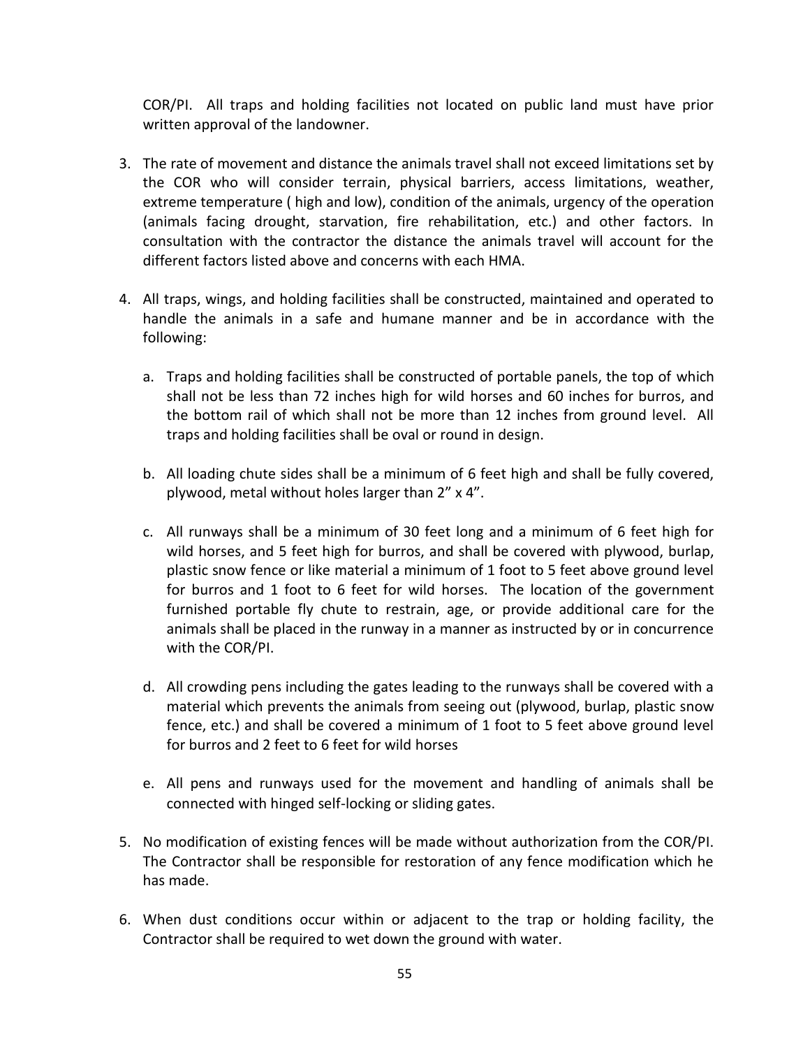COR/PI. All traps and holding facilities not located on public land must have prior written approval of the landowner.

3. The rate of movement and distance the animals travel shall not exceed limitations set by the COR who will consider terrain, physical barriers, access limitations, weather, extreme temperature ( high and low), condition of the animals, urgency of the operation (animals facing drought, starvation, fire rehabilitation, etc.) and other factors. In consultation with the contractor the distance the animals travel will account for the different factors listed above and concerns with each HMA.

4. All traps, wings, and holding facilities shall be constructed, maintained and operated to handle the animals in a safe and humane manner and be in accordance with the following:

   a. Traps and holding facilities shall be constructed of portable panels, the top of which shall not be less than 72 inches high for wild horses and 60 inches for burros, and the bottom rail of which shall not be more than 12 inches from ground level. All traps and holding facilities shall be oval or round in design.

   b. All loading chute sides shall be a minimum of 6 feet high and shall be fully covered, plywood, metal without holes larger than 2" x 4".

   c. All runways shall be a minimum of 30 feet long and a minimum of 6 feet high for wild horses, and 5 feet high for burros, and shall be covered with plywood, burlap, plastic snow fence or like material a minimum of 1 foot to 5 feet above ground level for burros and 1 foot to 6 feet for wild horses. The location of the government furnished portable fly chute to restrain, age, or provide additional care for the animals shall be placed in the runway in a manner as instructed by or in concurrence with the COR/PI.

   d. All crowding pens including the gates leading to the runways shall be covered with a material which prevents the animals from seeing out (plywood, burlap, plastic snow fence, etc.) and shall be covered a minimum of 1 foot to 5 feet above ground level for burros and 2 feet to 6 feet for wild horses

   e. All pens and runways used for the movement and handling of animals shall be connected with hinged self-locking or sliding gates.

5. No modification of existing fences will be made without authorization from the COR/PI. The Contractor shall be responsible for restoration of any fence modification which he has made.

6. When dust conditions occur within or adjacent to the trap or holding facility, the Contractor shall be required to wet down the ground with water.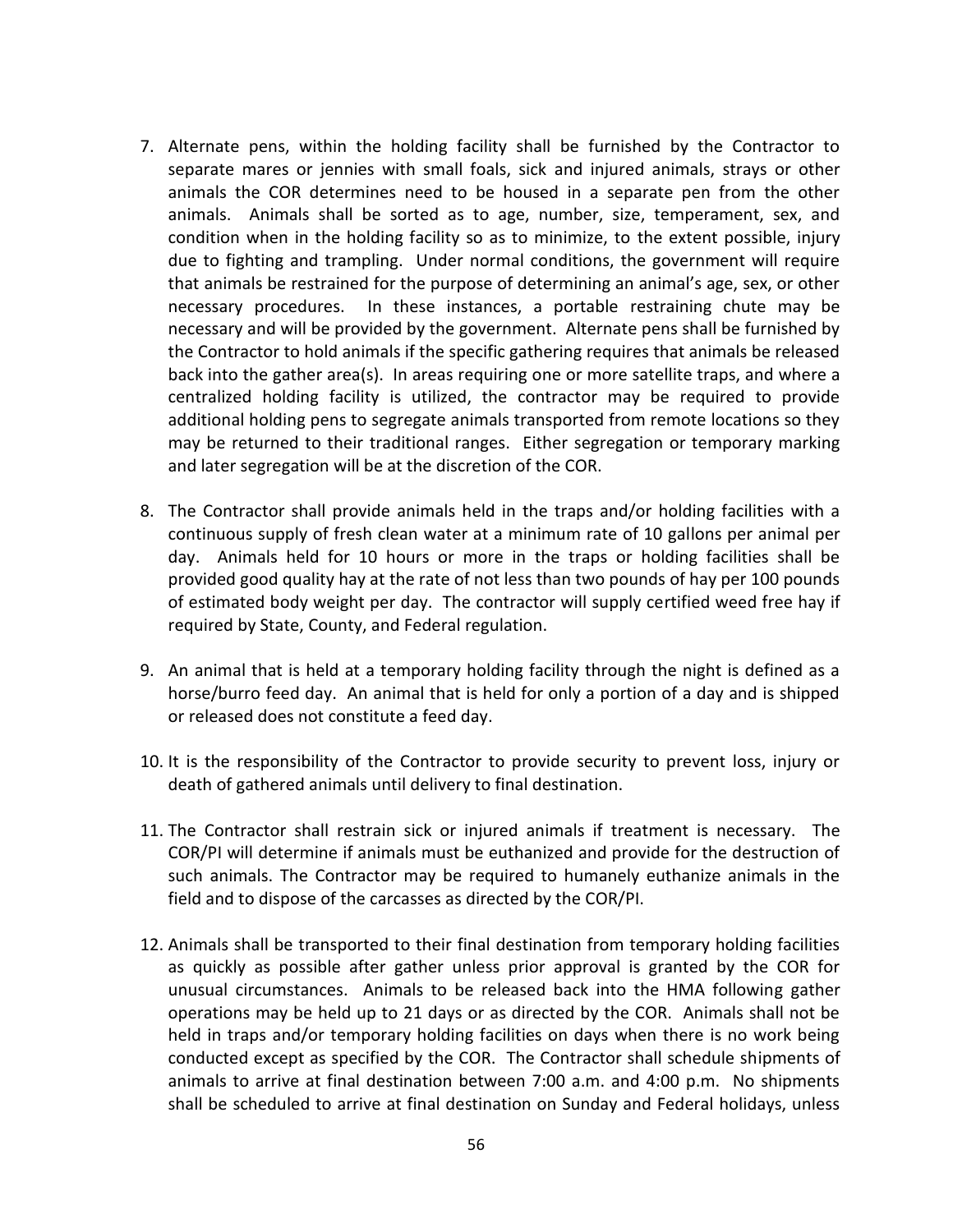7. Alternate pens, within the holding facility shall be furnished by the Contractor to separate mares or jennies with small foals, sick and injured animals, strays or other animals the COR determines need to be housed in a separate pen from the other animals. Animals shall be sorted as to age, number, size, temperament, sex, and condition when in the holding facility so as to minimize, to the extent possible, injury due to fighting and trampling. Under normal conditions, the government will require that animals be restrained for the purpose of determining an animal's age, sex, or other necessary procedures. In these instances, a portable restraining chute may be necessary and will be provided by the government. Alternate pens shall be furnished by the Contractor to hold animals if the specific gathering requires that animals be released back into the gather area(s). In areas requiring one or more satellite traps, and where a centralized holding facility is utilized, the contractor may be required to provide additional holding pens to segregate animals transported from remote locations so they may be returned to their traditional ranges. Either segregation or temporary marking and later segregation will be at the discretion of the COR.

8. The Contractor shall provide animals held in the traps and/or holding facilities with a continuous supply of fresh clean water at a minimum rate of 10 gallons per animal per day. Animals held for 10 hours or more in the traps or holding facilities shall be provided good quality hay at the rate of not less than two pounds of hay per 100 pounds of estimated body weight per day. The contractor will supply certified weed free hay if required by State, County, and Federal regulation.

9. An animal that is held at a temporary holding facility through the night is defined as a horse/burro feed day. An animal that is held for only a portion of a day and is shipped or released does not constitute a feed day.

10. It is the responsibility of the Contractor to provide security to prevent loss, injury or death of gathered animals until delivery to final destination.

11. The Contractor shall restrain sick or injured animals if treatment is necessary. The COR/PI will determine if animals must be euthanized and provide for the destruction of such animals. The Contractor may be required to humanely euthanize animals in the field and to dispose of the carcasses as directed by the COR/PI.

12. Animals shall be transported to their final destination from temporary holding facilities as quickly as possible after gather unless prior approval is granted by the COR for unusual circumstances. Animals to be released back into the HMA following gather operations may be held up to 21 days or as directed by the COR. Animals shall not be held in traps and/or temporary holding facilities on days when there is no work being conducted except as specified by the COR. The Contractor shall schedule shipments of animals to arrive at final destination between 7:00 a.m. and 4:00 p.m. No shipments shall be scheduled to arrive at final destination on Sunday and Federal holidays, unless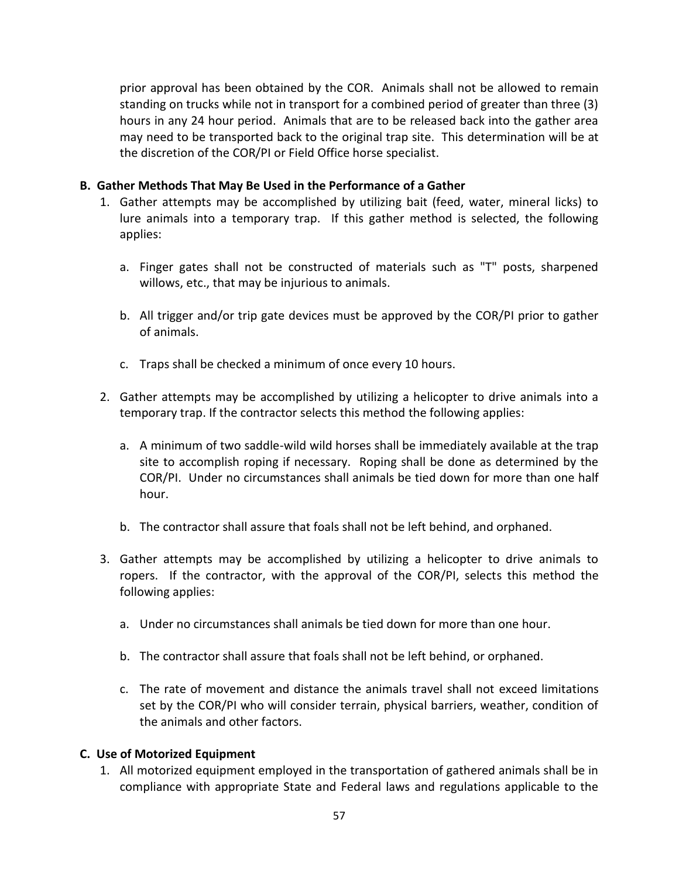prior approval has been obtained by the COR. Animals shall not be allowed to remain standing on trucks while not in transport for a combined period of greater than three (3) hours in any 24 hour period. Animals that are to be released back into the gather area may need to be transported back to the original trap site. This determination will be at the discretion of the COR/PI or Field Office horse specialist.

**B. Gather Methods That May Be Used in the Performance of a Gather**

1. Gather attempts may be accomplished by utilizing bait (feed, water, mineral licks) to lure animals into a temporary trap. If this gather method is selected, the following applies:

   a. Finger gates shall not be constructed of materials such as "T" posts, sharpened willows, etc., that may be injurious to animals.

   b. All trigger and/or trip gate devices must be approved by the COR/PI prior to gather of animals.

   c. Traps shall be checked a minimum of once every 10 hours.

2. Gather attempts may be accomplished by utilizing a helicopter to drive animals into a temporary trap. If the contractor selects this method the following applies:

   a. A minimum of two saddle-wild wild horses shall be immediately available at the trap site to accomplish roping if necessary. Roping shall be done as determined by the COR/PI. Under no circumstances shall animals be tied down for more than one half hour.

   b. The contractor shall assure that foals shall not be left behind, and orphaned.

3. Gather attempts may be accomplished by utilizing a helicopter to drive animals to ropers. If the contractor, with the approval of the COR/PI, selects this method the following applies:

   a. Under no circumstances shall animals be tied down for more than one hour.

   b. The contractor shall assure that foals shall not be left behind, or orphaned.

   c. The rate of movement and distance the animals travel shall not exceed limitations set by the COR/PI who will consider terrain, physical barriers, weather, condition of the animals and other factors.

**C. Use of Motorized Equipment**

1. All motorized equipment employed in the transportation of gathered animals shall be in compliance with appropriate State and Federal laws and regulations applicable to the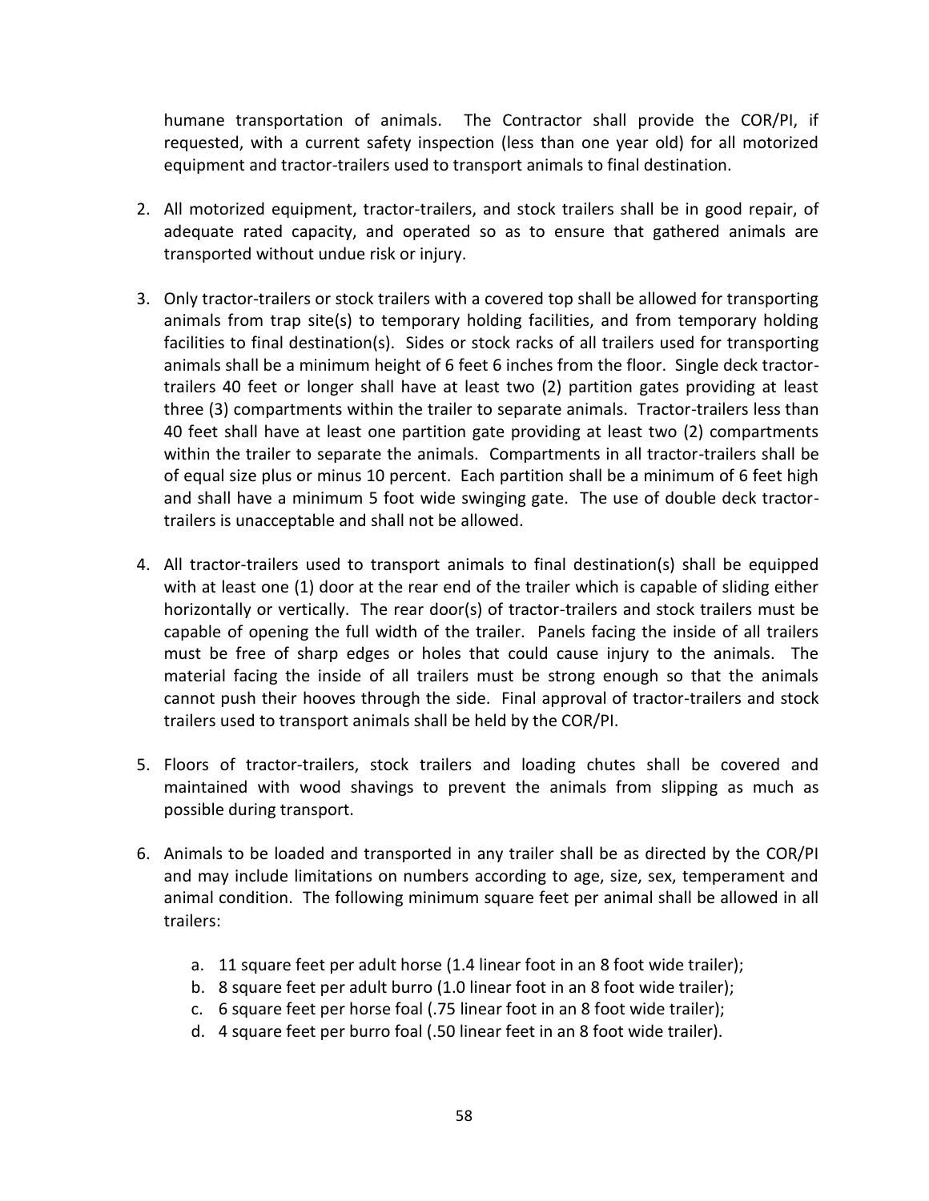humane transportation of animals. The Contractor shall provide the COR/PI, if requested, with a current safety inspection (less than one year old) for all motorized equipment and tractor-trailers used to transport animals to final destination.

2. All motorized equipment, tractor-trailers, and stock trailers shall be in good repair, of adequate rated capacity, and operated so as to ensure that gathered animals are transported without undue risk or injury.

3. Only tractor-trailers or stock trailers with a covered top shall be allowed for transporting animals from trap site(s) to temporary holding facilities, and from temporary holding facilities to final destination(s). Sides or stock racks of all trailers used for transporting animals shall be a minimum height of 6 feet 6 inches from the floor. Single deck tractor-trailers 40 feet or longer shall have at least two (2) partition gates providing at least three (3) compartments within the trailer to separate animals. Tractor-trailers less than 40 feet shall have at least one partition gate providing at least two (2) compartments within the trailer to separate the animals. Compartments in all tractor-trailers shall be of equal size plus or minus 10 percent. Each partition shall be a minimum of 6 feet high and shall have a minimum 5 foot wide swinging gate. The use of double deck tractor-trailers is unacceptable and shall not be allowed.

4. All tractor-trailers used to transport animals to final destination(s) shall be equipped with at least one (1) door at the rear end of the trailer which is capable of sliding either horizontally or vertically. The rear door(s) of tractor-trailers and stock trailers must be capable of opening the full width of the trailer. Panels facing the inside of all trailers must be free of sharp edges or holes that could cause injury to the animals. The material facing the inside of all trailers must be strong enough so that the animals cannot push their hooves through the side. Final approval of tractor-trailers and stock trailers used to transport animals shall be held by the COR/PI.

5. Floors of tractor-trailers, stock trailers and loading chutes shall be covered and maintained with wood shavings to prevent the animals from slipping as much as possible during transport.

6. Animals to be loaded and transported in any trailer shall be as directed by the COR/PI and may include limitations on numbers according to age, size, sex, temperament and animal condition. The following minimum square feet per animal shall be allowed in all trailers:

   a. 11 square feet per adult horse (1.4 linear foot in an 8 foot wide trailer);
   b. 8 square feet per adult burro (1.0 linear foot in an 8 foot wide trailer);
   c. 6 square feet per horse foal (.75 linear foot in an 8 foot wide trailer);
   d. 4 square feet per burro foal (.50 linear feet in an 8 foot wide trailer).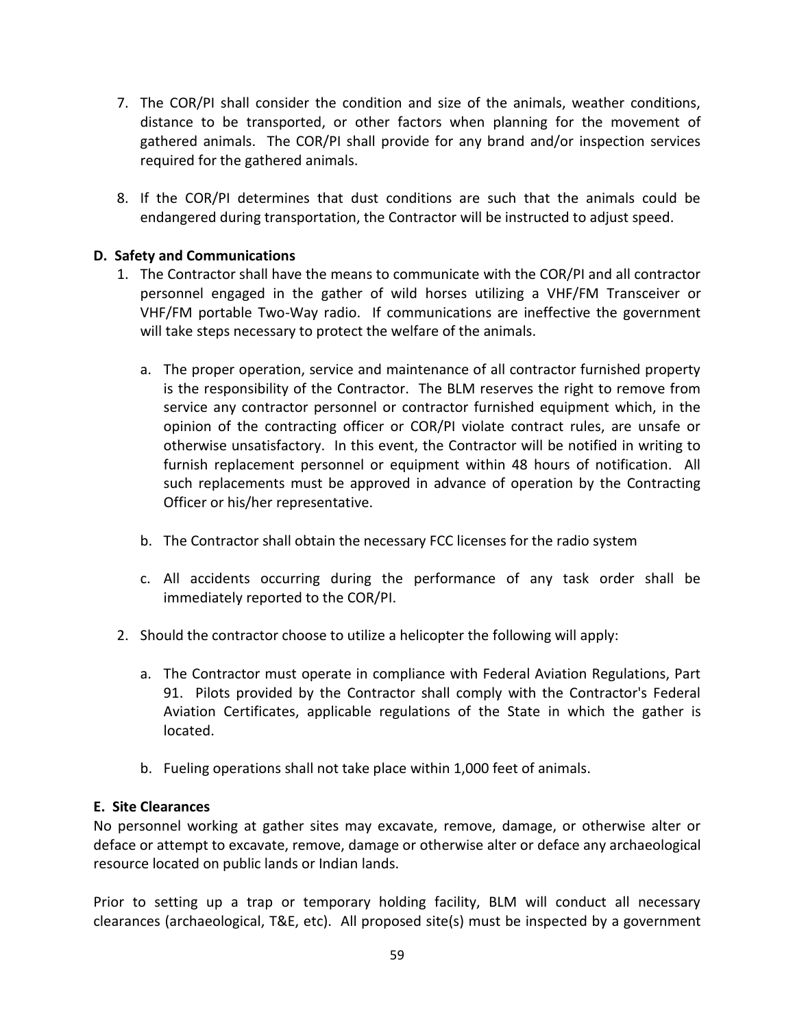7. The COR/PI shall consider the condition and size of the animals, weather conditions, distance to be transported, or other factors when planning for the movement of gathered animals. The COR/PI shall provide for any brand and/or inspection services required for the gathered animals.

8. If the COR/PI determines that dust conditions are such that the animals could be endangered during transportation, the Contractor will be instructed to adjust speed.

**D. Safety and Communications**

1. The Contractor shall have the means to communicate with the COR/PI and all contractor personnel engaged in the gather of wild horses utilizing a VHF/FM Transceiver or VHF/FM portable Two-Way radio. If communications are ineffective the government will take steps necessary to protect the welfare of the animals.

   a. The proper operation, service and maintenance of all contractor furnished property is the responsibility of the Contractor. The BLM reserves the right to remove from service any contractor personnel or contractor furnished equipment which, in the opinion of the contracting officer or COR/PI violate contract rules, are unsafe or otherwise unsatisfactory. In this event, the Contractor will be notified in writing to furnish replacement personnel or equipment within 48 hours of notification. All such replacements must be approved in advance of operation by the Contracting Officer or his/her representative.

   b. The Contractor shall obtain the necessary FCC licenses for the radio system

   c. All accidents occurring during the performance of any task order shall be immediately reported to the COR/PI.

2. Should the contractor choose to utilize a helicopter the following will apply:

   a. The Contractor must operate in compliance with Federal Aviation Regulations, Part 91. Pilots provided by the Contractor shall comply with the Contractor's Federal Aviation Certificates, applicable regulations of the State in which the gather is located.

   b. Fueling operations shall not take place within 1,000 feet of animals.

**E. Site Clearances**

No personnel working at gather sites may excavate, remove, damage, or otherwise alter or deface or attempt to excavate, remove, damage or otherwise alter or deface any archaeological resource located on public lands or Indian lands.

Prior to setting up a trap or temporary holding facility, BLM will conduct all necessary clearances (archaeological, T&E, etc). All proposed site(s) must be inspected by a government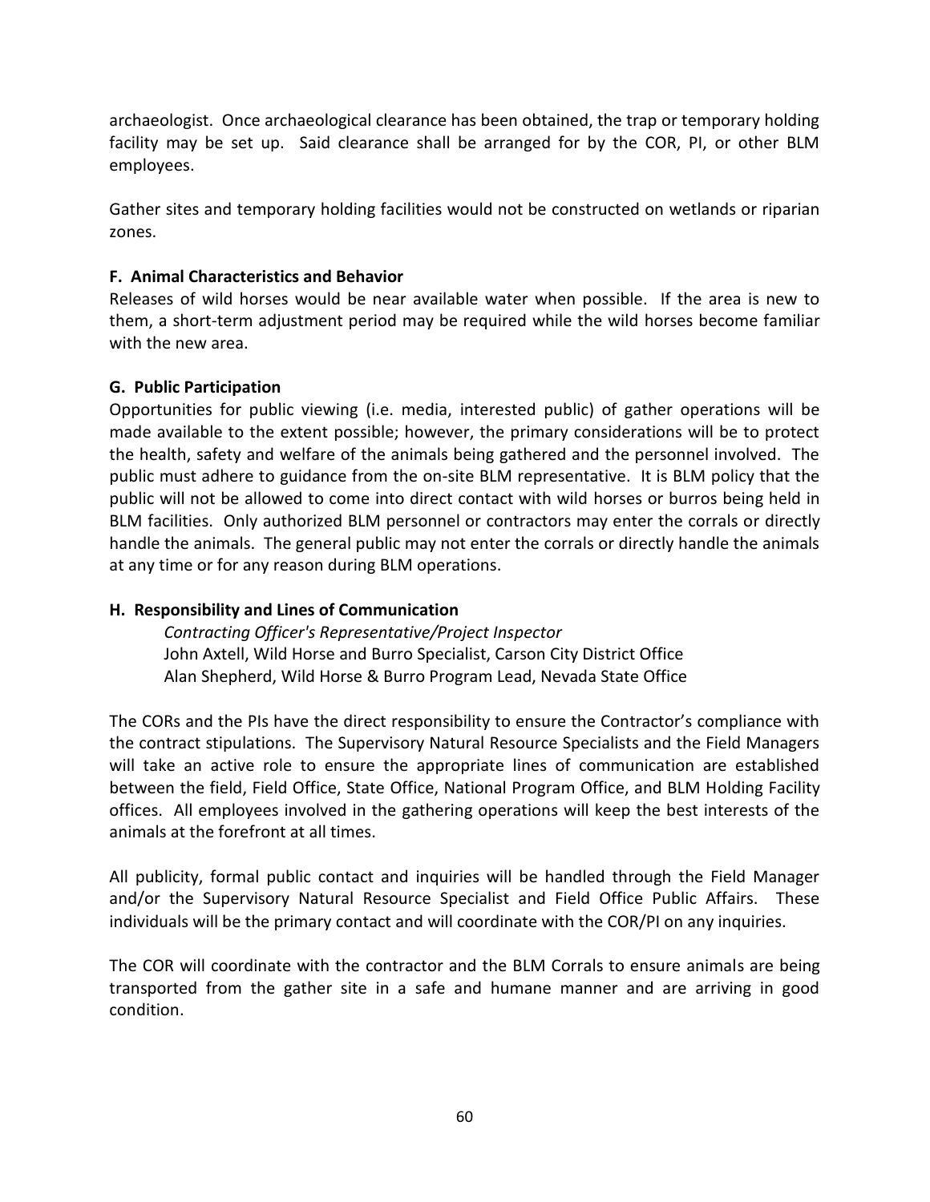archaeologist. Once archaeological clearance has been obtained, the trap or temporary holding facility may be set up. Said clearance shall be arranged for by the COR, PI, or other BLM employees.

Gather sites and temporary holding facilities would not be constructed on wetlands or riparian zones.

**F. Animal Characteristics and Behavior**

Releases of wild horses would be near available water when possible. If the area is new to them, a short-term adjustment period may be required while the wild horses become familiar with the new area.

**G. Public Participation**

Opportunities for public viewing (i.e. media, interested public) of gather operations will be made available to the extent possible; however, the primary considerations will be to protect the health, safety and welfare of the animals being gathered and the personnel involved. The public must adhere to guidance from the on-site BLM representative. It is BLM policy that the public will not be allowed to come into direct contact with wild horses or burros being held in BLM facilities. Only authorized BLM personnel or contractors may enter the corrals or directly handle the animals. The general public may not enter the corrals or directly handle the animals at any time or for any reason during BLM operations.

**H. Responsibility and Lines of Communication**

*Contracting Officer's Representative/Project Inspector*
John Axtell, Wild Horse and Burro Specialist, Carson City District Office
Alan Shepherd, Wild Horse & Burro Program Lead, Nevada State Office

The CORs and the PIs have the direct responsibility to ensure the Contractor's compliance with the contract stipulations. The Supervisory Natural Resource Specialists and the Field Managers will take an active role to ensure the appropriate lines of communication are established between the field, Field Office, State Office, National Program Office, and BLM Holding Facility offices. All employees involved in the gathering operations will keep the best interests of the animals at the forefront at all times.

All publicity, formal public contact and inquiries will be handled through the Field Manager and/or the Supervisory Natural Resource Specialist and Field Office Public Affairs. These individuals will be the primary contact and will coordinate with the COR/PI on any inquiries.

The COR will coordinate with the contractor and the BLM Corrals to ensure animals are being transported from the gather site in a safe and humane manner and are arriving in good condition.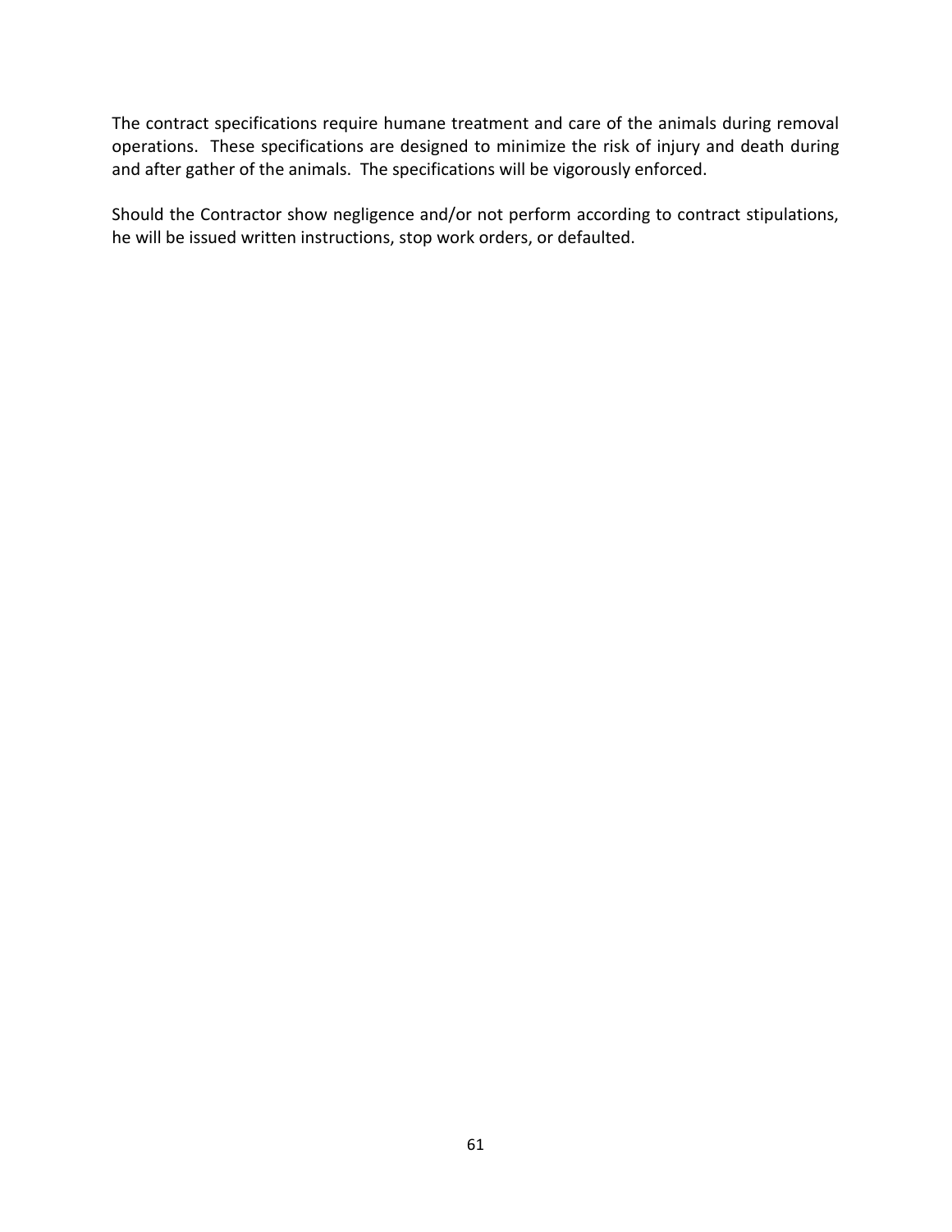The contract specifications require humane treatment and care of the animals during removal operations. These specifications are designed to minimize the risk of injury and death during and after gather of the animals. The specifications will be vigorously enforced.

Should the Contractor show negligence and/or not perform according to contract stipulations, he will be issued written instructions, stop work orders, or defaulted.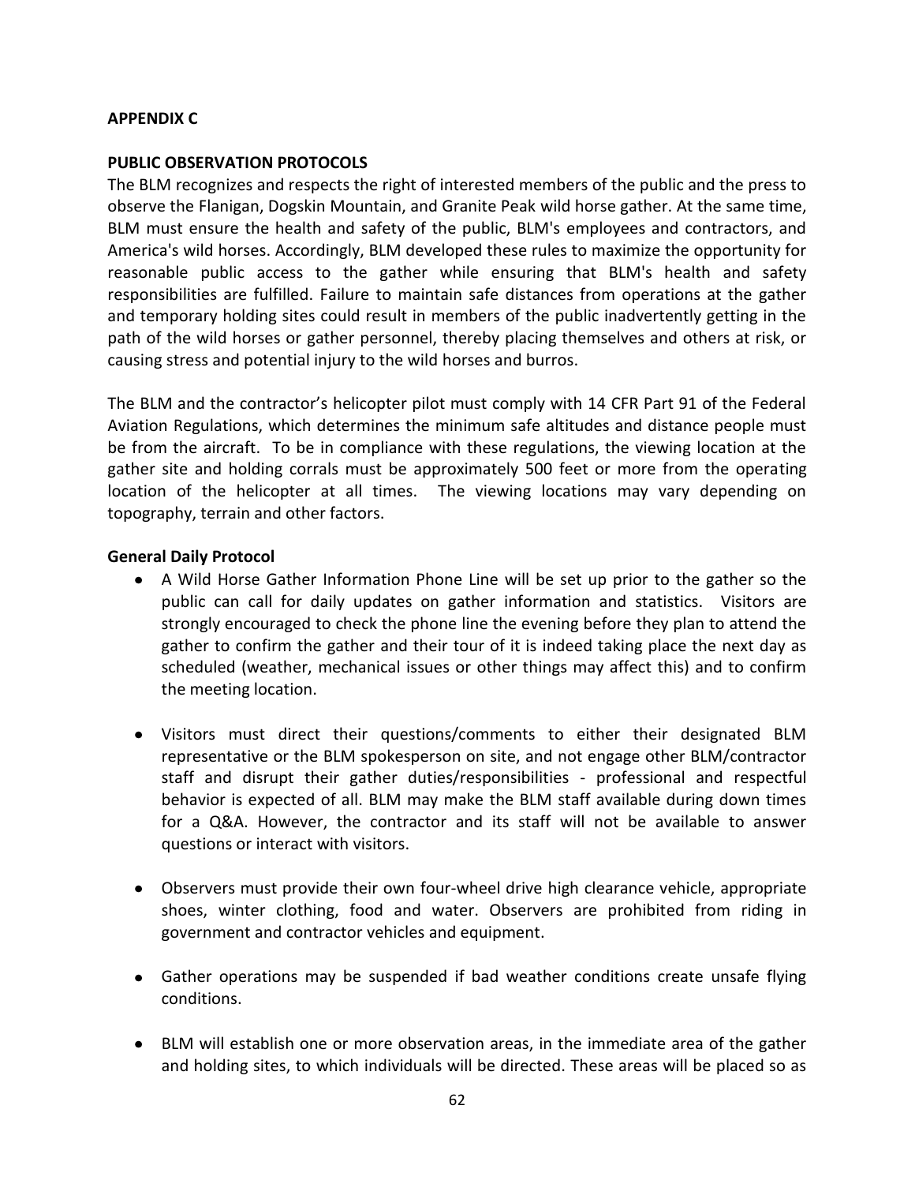**APPENDIX C**

**PUBLIC OBSERVATION PROTOCOLS**

The BLM recognizes and respects the right of interested members of the public and the press to observe the Flanigan, Dogskin Mountain, and Granite Peak wild horse gather. At the same time, BLM must ensure the health and safety of the public, BLM's employees and contractors, and America's wild horses. Accordingly, BLM developed these rules to maximize the opportunity for reasonable public access to the gather while ensuring that BLM's health and safety responsibilities are fulfilled. Failure to maintain safe distances from operations at the gather and temporary holding sites could result in members of the public inadvertently getting in the path of the wild horses or gather personnel, thereby placing themselves and others at risk, or causing stress and potential injury to the wild horses and burros.

The BLM and the contractor's helicopter pilot must comply with 14 CFR Part 91 of the Federal Aviation Regulations, which determines the minimum safe altitudes and distance people must be from the aircraft. To be in compliance with these regulations, the viewing location at the gather site and holding corrals must be approximately 500 feet or more from the operating location of the helicopter at all times. The viewing locations may vary depending on topography, terrain and other factors.

**General Daily Protocol**

- A Wild Horse Gather Information Phone Line will be set up prior to the gather so the public can call for daily updates on gather information and statistics. Visitors are strongly encouraged to check the phone line the evening before they plan to attend the gather to confirm the gather and their tour of it is indeed taking place the next day as scheduled (weather, mechanical issues or other things may affect this) and to confirm the meeting location.

- Visitors must direct their questions/comments to either their designated BLM representative or the BLM spokesperson on site, and not engage other BLM/contractor staff and disrupt their gather duties/responsibilities - professional and respectful behavior is expected of all. BLM may make the BLM staff available during down times for a Q&A. However, the contractor and its staff will not be available to answer questions or interact with visitors.

- Observers must provide their own four-wheel drive high clearance vehicle, appropriate shoes, winter clothing, food and water. Observers are prohibited from riding in government and contractor vehicles and equipment.

- Gather operations may be suspended if bad weather conditions create unsafe flying conditions.

- BLM will establish one or more observation areas, in the immediate area of the gather and holding sites, to which individuals will be directed. These areas will be placed so as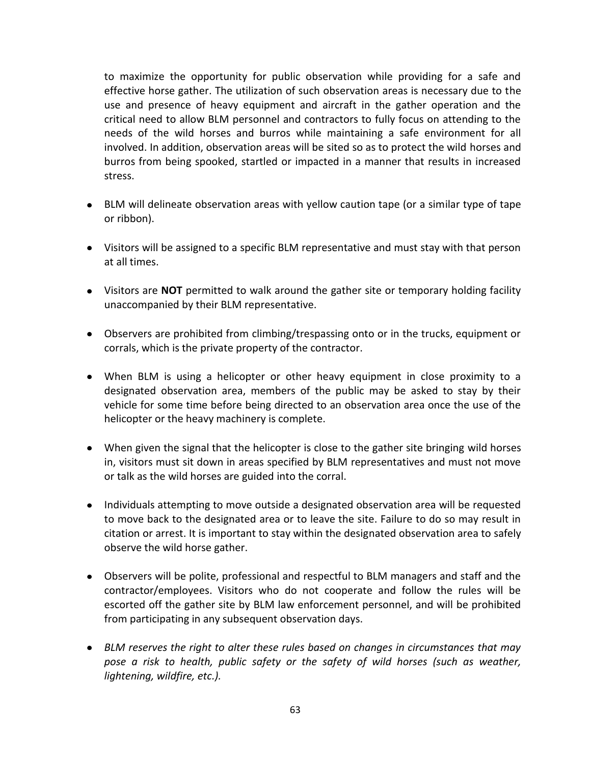to maximize the opportunity for public observation while providing for a safe and effective horse gather. The utilization of such observation areas is necessary due to the use and presence of heavy equipment and aircraft in the gather operation and the critical need to allow BLM personnel and contractors to fully focus on attending to the needs of the wild horses and burros while maintaining a safe environment for all involved. In addition, observation areas will be sited so as to protect the wild horses and burros from being spooked, startled or impacted in a manner that results in increased stress.

- BLM will delineate observation areas with yellow caution tape (or a similar type of tape or ribbon).
- Visitors will be assigned to a specific BLM representative and must stay with that person at all times.
- Visitors are **NOT** permitted to walk around the gather site or temporary holding facility unaccompanied by their BLM representative.
- Observers are prohibited from climbing/trespassing onto or in the trucks, equipment or corrals, which is the private property of the contractor.
- When BLM is using a helicopter or other heavy equipment in close proximity to a designated observation area, members of the public may be asked to stay by their vehicle for some time before being directed to an observation area once the use of the helicopter or the heavy machinery is complete.
- When given the signal that the helicopter is close to the gather site bringing wild horses in, visitors must sit down in areas specified by BLM representatives and must not move or talk as the wild horses are guided into the corral.
- Individuals attempting to move outside a designated observation area will be requested to move back to the designated area or to leave the site. Failure to do so may result in citation or arrest. It is important to stay within the designated observation area to safely observe the wild horse gather.
- Observers will be polite, professional and respectful to BLM managers and staff and the contractor/employees. Visitors who do not cooperate and follow the rules will be escorted off the gather site by BLM law enforcement personnel, and will be prohibited from participating in any subsequent observation days.
- *BLM reserves the right to alter these rules based on changes in circumstances that may pose a risk to health, public safety or the safety of wild horses (such as weather, lightening, wildfire, etc.).*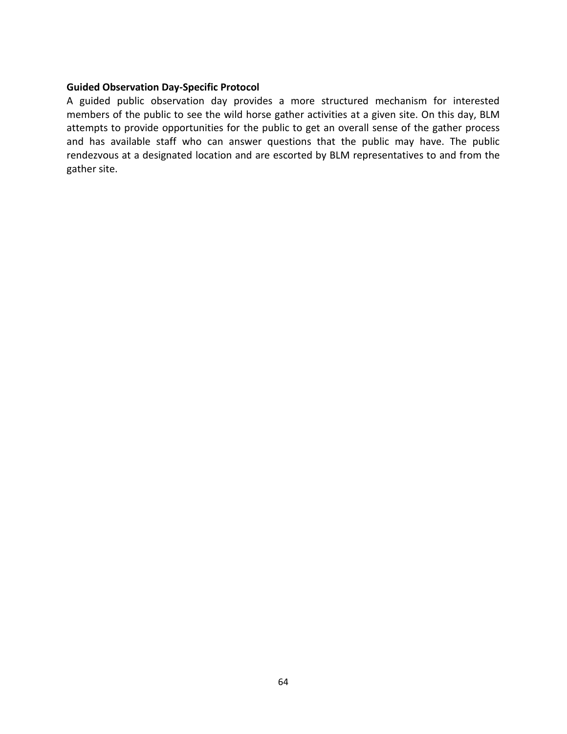**Guided Observation Day-Specific Protocol**

A guided public observation day provides a more structured mechanism for interested members of the public to see the wild horse gather activities at a given site. On this day, BLM attempts to provide opportunities for the public to get an overall sense of the gather process and has available staff who can answer questions that the public may have. The public rendezvous at a designated location and are escorted by BLM representatives to and from the gather site.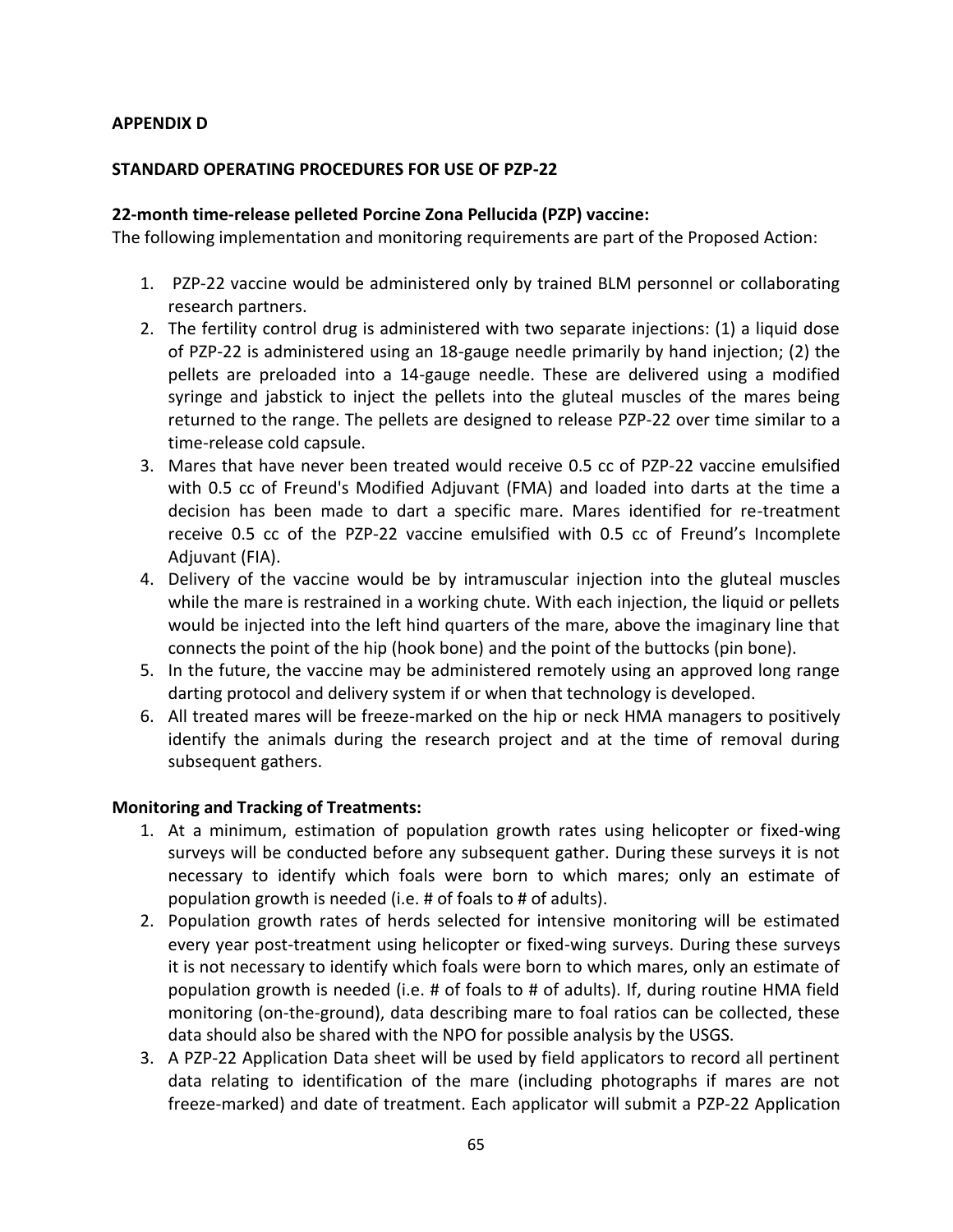**APPENDIX D**

**STANDARD OPERATING PROCEDURES FOR USE OF PZP-22**

**22-month time-release pelleted Porcine Zona Pellucida (PZP) vaccine:**

The following implementation and monitoring requirements are part of the Proposed Action:

1. PZP-22 vaccine would be administered only by trained BLM personnel or collaborating research partners.
2. The fertility control drug is administered with two separate injections: (1) a liquid dose of PZP-22 is administered using an 18-gauge needle primarily by hand injection; (2) the pellets are preloaded into a 14-gauge needle. These are delivered using a modified syringe and jabstick to inject the pellets into the gluteal muscles of the mares being returned to the range. The pellets are designed to release PZP-22 over time similar to a time-release cold capsule.
3. Mares that have never been treated would receive 0.5 cc of PZP-22 vaccine emulsified with 0.5 cc of Freund's Modified Adjuvant (FMA) and loaded into darts at the time a decision has been made to dart a specific mare. Mares identified for re-treatment receive 0.5 cc of the PZP-22 vaccine emulsified with 0.5 cc of Freund's Incomplete Adjuvant (FIA).
4. Delivery of the vaccine would be by intramuscular injection into the gluteal muscles while the mare is restrained in a working chute. With each injection, the liquid or pellets would be injected into the left hind quarters of the mare, above the imaginary line that connects the point of the hip (hook bone) and the point of the buttocks (pin bone).
5. In the future, the vaccine may be administered remotely using an approved long range darting protocol and delivery system if or when that technology is developed.
6. All treated mares will be freeze-marked on the hip or neck HMA managers to positively identify the animals during the research project and at the time of removal during subsequent gathers.

**Monitoring and Tracking of Treatments:**

1. At a minimum, estimation of population growth rates using helicopter or fixed-wing surveys will be conducted before any subsequent gather. During these surveys it is not necessary to identify which foals were born to which mares; only an estimate of population growth is needed (i.e. # of foals to # of adults).
2. Population growth rates of herds selected for intensive monitoring will be estimated every year post-treatment using helicopter or fixed-wing surveys. During these surveys it is not necessary to identify which foals were born to which mares, only an estimate of population growth is needed (i.e. # of foals to # of adults). If, during routine HMA field monitoring (on-the-ground), data describing mare to foal ratios can be collected, these data should also be shared with the NPO for possible analysis by the USGS.
3. A PZP-22 Application Data sheet will be used by field applicators to record all pertinent data relating to identification of the mare (including photographs if mares are not freeze-marked) and date of treatment. Each applicator will submit a PZP-22 Application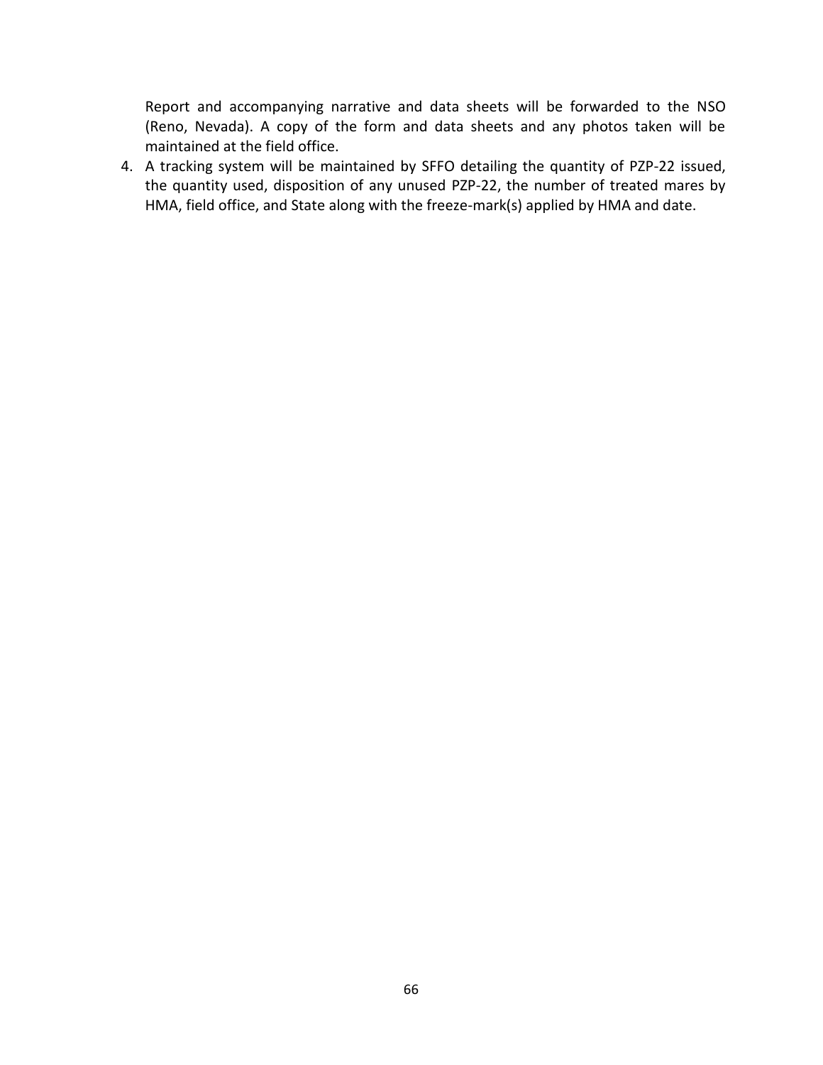Report and accompanying narrative and data sheets will be forwarded to the NSO (Reno, Nevada). A copy of the form and data sheets and any photos taken will be maintained at the field office.

4. A tracking system will be maintained by SFFO detailing the quantity of PZP-22 issued, the quantity used, disposition of any unused PZP-22, the number of treated mares by HMA, field office, and State along with the freeze-mark(s) applied by HMA and date.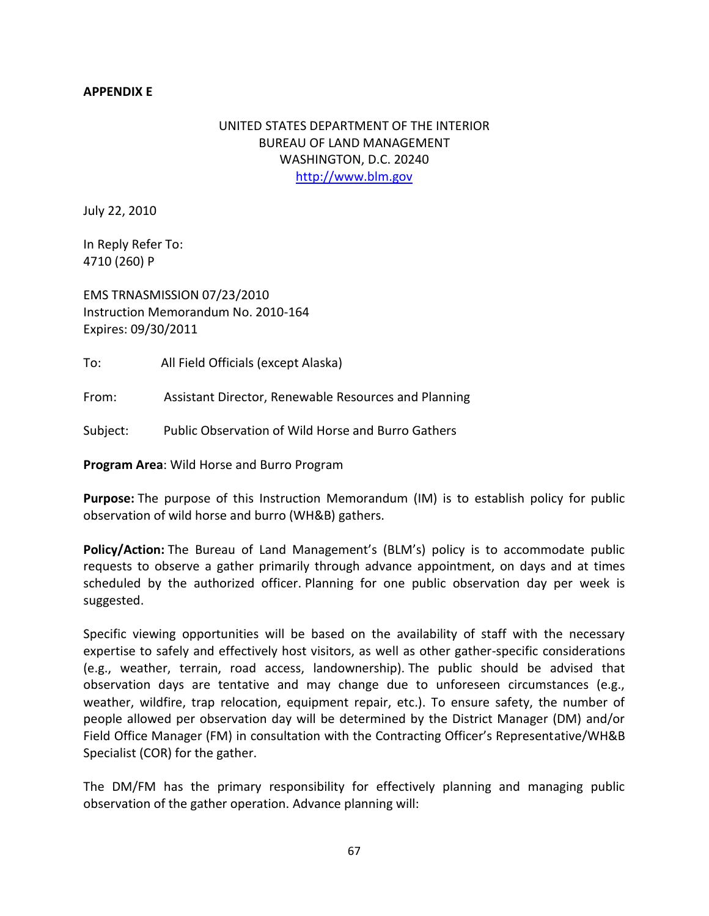**APPENDIX E**

UNITED STATES DEPARTMENT OF THE INTERIOR
BUREAU OF LAND MANAGEMENT
WASHINGTON, D.C. 20240
http://www.blm.gov

July 22, 2010

In Reply Refer To:
4710 (260) P

EMS TRNASMISSION 07/23/2010
Instruction Memorandum No. 2010-164
Expires: 09/30/2011

To: All Field Officials (except Alaska)

From: Assistant Director, Renewable Resources and Planning

Subject: Public Observation of Wild Horse and Burro Gathers

**Program Area**: Wild Horse and Burro Program

**Purpose:** The purpose of this Instruction Memorandum (IM) is to establish policy for public observation of wild horse and burro (WH&B) gathers.

**Policy/Action:** The Bureau of Land Management's (BLM's) policy is to accommodate public requests to observe a gather primarily through advance appointment, on days and at times scheduled by the authorized officer. Planning for one public observation day per week is suggested.

Specific viewing opportunities will be based on the availability of staff with the necessary expertise to safely and effectively host visitors, as well as other gather-specific considerations (e.g., weather, terrain, road access, landownership). The public should be advised that observation days are tentative and may change due to unforeseen circumstances (e.g., weather, wildfire, trap relocation, equipment repair, etc.). To ensure safety, the number of people allowed per observation day will be determined by the District Manager (DM) and/or Field Office Manager (FM) in consultation with the Contracting Officer's Representative/WH&B Specialist (COR) for the gather.

The DM/FM has the primary responsibility for effectively planning and managing public observation of the gather operation. Advance planning will: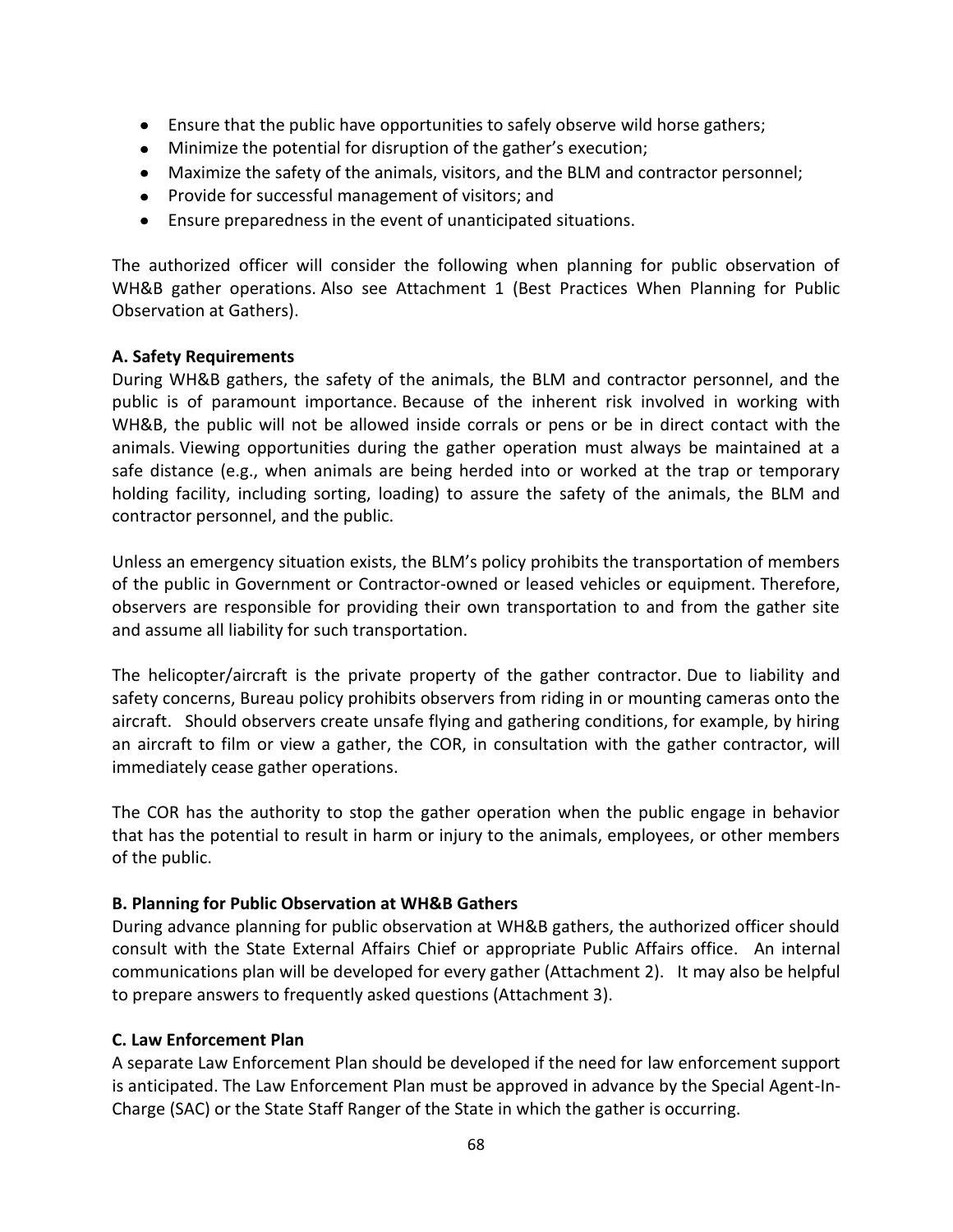- Ensure that the public have opportunities to safely observe wild horse gathers;
- Minimize the potential for disruption of the gather's execution;
- Maximize the safety of the animals, visitors, and the BLM and contractor personnel;
- Provide for successful management of visitors; and
- Ensure preparedness in the event of unanticipated situations.

The authorized officer will consider the following when planning for public observation of WH&B gather operations. Also see Attachment 1 (Best Practices When Planning for Public Observation at Gathers).

**A. Safety Requirements**

During WH&B gathers, the safety of the animals, the BLM and contractor personnel, and the public is of paramount importance. Because of the inherent risk involved in working with WH&B, the public will not be allowed inside corrals or pens or be in direct contact with the animals. Viewing opportunities during the gather operation must always be maintained at a safe distance (e.g., when animals are being herded into or worked at the trap or temporary holding facility, including sorting, loading) to assure the safety of the animals, the BLM and contractor personnel, and the public.

Unless an emergency situation exists, the BLM's policy prohibits the transportation of members of the public in Government or Contractor-owned or leased vehicles or equipment. Therefore, observers are responsible for providing their own transportation to and from the gather site and assume all liability for such transportation.

The helicopter/aircraft is the private property of the gather contractor. Due to liability and safety concerns, Bureau policy prohibits observers from riding in or mounting cameras onto the aircraft. Should observers create unsafe flying and gathering conditions, for example, by hiring an aircraft to film or view a gather, the COR, in consultation with the gather contractor, will immediately cease gather operations.

The COR has the authority to stop the gather operation when the public engage in behavior that has the potential to result in harm or injury to the animals, employees, or other members of the public.

**B. Planning for Public Observation at WH&B Gathers**

During advance planning for public observation at WH&B gathers, the authorized officer should consult with the State External Affairs Chief or appropriate Public Affairs office. An internal communications plan will be developed for every gather (Attachment 2). It may also be helpful to prepare answers to frequently asked questions (Attachment 3).

**C. Law Enforcement Plan**

A separate Law Enforcement Plan should be developed if the need for law enforcement support is anticipated. The Law Enforcement Plan must be approved in advance by the Special Agent-In-Charge (SAC) or the State Staff Ranger of the State in which the gather is occurring.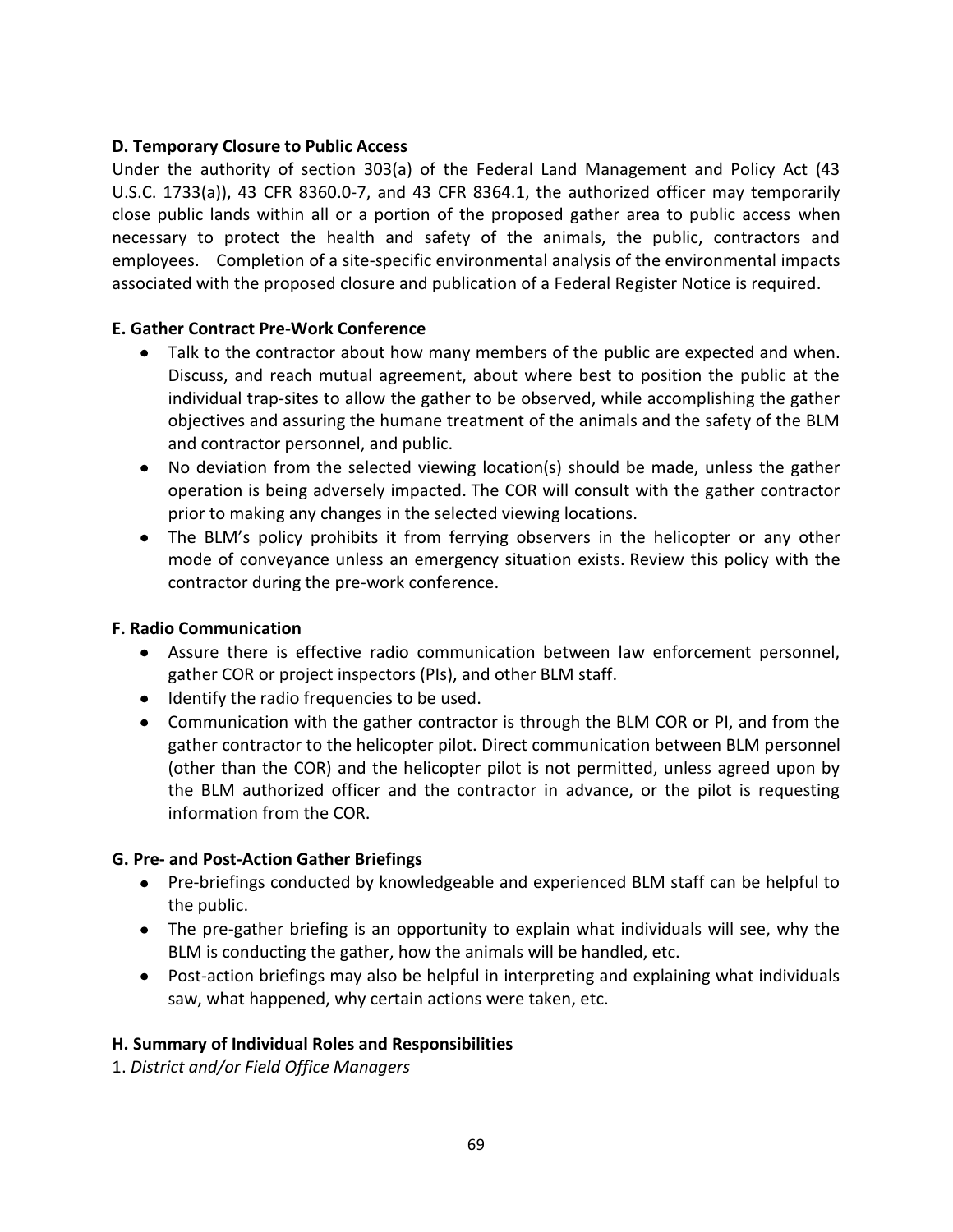**D. Temporary Closure to Public Access**

Under the authority of section 303(a) of the Federal Land Management and Policy Act (43 U.S.C. 1733(a)), 43 CFR 8360.0-7, and 43 CFR 8364.1, the authorized officer may temporarily close public lands within all or a portion of the proposed gather area to public access when necessary to protect the health and safety of the animals, the public, contractors and employees. Completion of a site-specific environmental analysis of the environmental impacts associated with the proposed closure and publication of a Federal Register Notice is required.

**E. Gather Contract Pre-Work Conference**

- Talk to the contractor about how many members of the public are expected and when. Discuss, and reach mutual agreement, about where best to position the public at the individual trap-sites to allow the gather to be observed, while accomplishing the gather objectives and assuring the humane treatment of the animals and the safety of the BLM and contractor personnel, and public.
- No deviation from the selected viewing location(s) should be made, unless the gather operation is being adversely impacted. The COR will consult with the gather contractor prior to making any changes in the selected viewing locations.
- The BLM's policy prohibits it from ferrying observers in the helicopter or any other mode of conveyance unless an emergency situation exists. Review this policy with the contractor during the pre-work conference.

**F. Radio Communication**

- Assure there is effective radio communication between law enforcement personnel, gather COR or project inspectors (PIs), and other BLM staff.
- Identify the radio frequencies to be used.
- Communication with the gather contractor is through the BLM COR or PI, and from the gather contractor to the helicopter pilot. Direct communication between BLM personnel (other than the COR) and the helicopter pilot is not permitted, unless agreed upon by the BLM authorized officer and the contractor in advance, or the pilot is requesting information from the COR.

**G. Pre- and Post-Action Gather Briefings**

- Pre-briefings conducted by knowledgeable and experienced BLM staff can be helpful to the public.
- The pre-gather briefing is an opportunity to explain what individuals will see, why the BLM is conducting the gather, how the animals will be handled, etc.
- Post-action briefings may also be helpful in interpreting and explaining what individuals saw, what happened, why certain actions were taken, etc.

**H. Summary of Individual Roles and Responsibilities**

1. *District and/or Field Office Managers*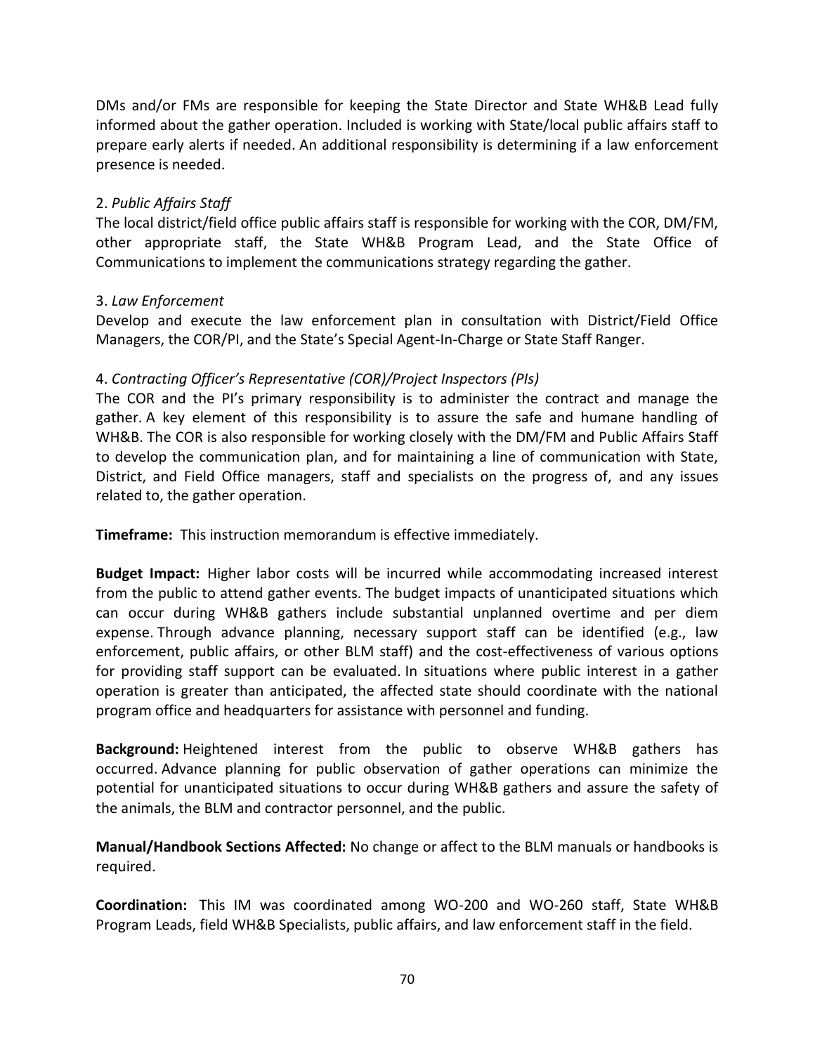DMs and/or FMs are responsible for keeping the State Director and State WH&B Lead fully informed about the gather operation. Included is working with State/local public affairs staff to prepare early alerts if needed. An additional responsibility is determining if a law enforcement presence is needed.

2. *Public Affairs Staff*
The local district/field office public affairs staff is responsible for working with the COR, DM/FM, other appropriate staff, the State WH&B Program Lead, and the State Office of Communications to implement the communications strategy regarding the gather.

3. *Law Enforcement*
Develop and execute the law enforcement plan in consultation with District/Field Office Managers, the COR/PI, and the State's Special Agent-In-Charge or State Staff Ranger.

4. *Contracting Officer's Representative (COR)/Project Inspectors (PIs)*
The COR and the PI's primary responsibility is to administer the contract and manage the gather. A key element of this responsibility is to assure the safe and humane handling of WH&B. The COR is also responsible for working closely with the DM/FM and Public Affairs Staff to develop the communication plan, and for maintaining a line of communication with State, District, and Field Office managers, staff and specialists on the progress of, and any issues related to, the gather operation.

**Timeframe:** This instruction memorandum is effective immediately.

**Budget Impact:** Higher labor costs will be incurred while accommodating increased interest from the public to attend gather events. The budget impacts of unanticipated situations which can occur during WH&B gathers include substantial unplanned overtime and per diem expense. Through advance planning, necessary support staff can be identified (e.g., law enforcement, public affairs, or other BLM staff) and the cost-effectiveness of various options for providing staff support can be evaluated. In situations where public interest in a gather operation is greater than anticipated, the affected state should coordinate with the national program office and headquarters for assistance with personnel and funding.

**Background:** Heightened interest from the public to observe WH&B gathers has occurred. Advance planning for public observation of gather operations can minimize the potential for unanticipated situations to occur during WH&B gathers and assure the safety of the animals, the BLM and contractor personnel, and the public.

**Manual/Handbook Sections Affected:** No change or affect to the BLM manuals or handbooks is required.

**Coordination:** This IM was coordinated among WO-200 and WO-260 staff, State WH&B Program Leads, field WH&B Specialists, public affairs, and law enforcement staff in the field.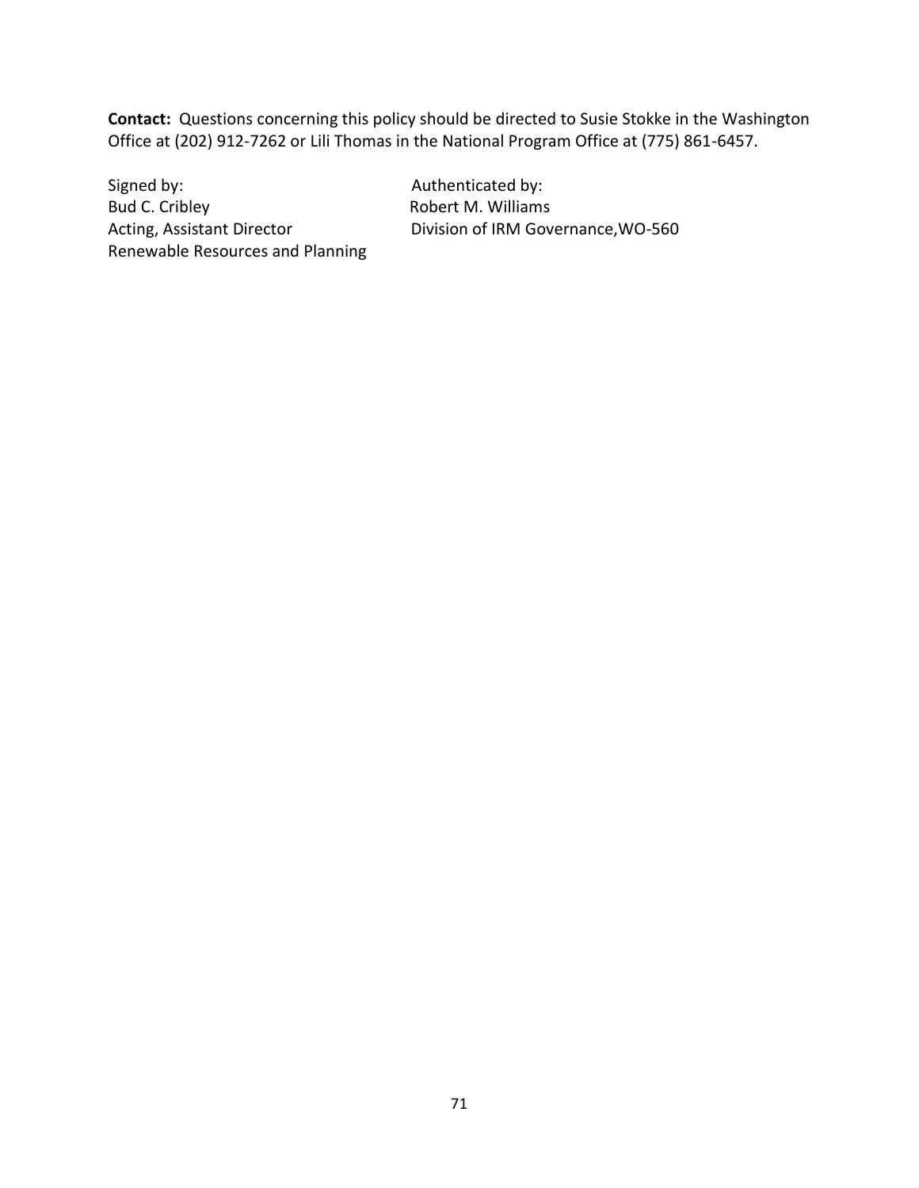**Contact:** Questions concerning this policy should be directed to Susie Stokke in the Washington Office at (202) 912-7262 or Lili Thomas in the National Program Office at (775) 861-6457.

| Signed by: | Authenticated by: |
|---|---|
| Bud C. Cribley | Robert M. Williams |
| Acting, Assistant Director | Division of IRM Governance,WO-560 |
| Renewable Resources and Planning | |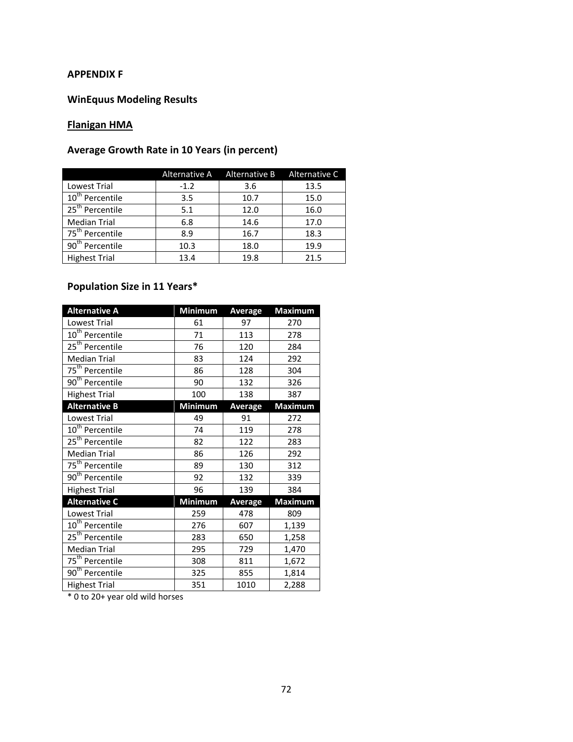## APPENDIX F

## WinEquus Modeling Results

### Flanigan HMA

### Average Growth Rate in 10 Years (in percent)

| | Alternative A | Alternative B | Alternative C |
|---|---|---|---|
| Lowest Trial | -1.2 | 3.6 | 13.5 |
| 10th Percentile | 3.5 | 10.7 | 15.0 |
| 25th Percentile | 5.1 | 12.0 | 16.0 |
| Median Trial | 6.8 | 14.6 | 17.0 |
| 75th Percentile | 8.9 | 16.7 | 18.3 |
| 90th Percentile | 10.3 | 18.0 | 19.9 |
| Highest Trial | 13.4 | 19.8 | 21.5 |

### Population Size in 11 Years*

| Alternative A | Minimum | Average | Maximum |
|---|---|---|---|
| Lowest Trial | 61 | 97 | 270 |
| 10th Percentile | 71 | 113 | 278 |
| 25th Percentile | 76 | 120 | 284 |
| Median Trial | 83 | 124 | 292 |
| 75th Percentile | 86 | 128 | 304 |
| 90th Percentile | 90 | 132 | 326 |
| Highest Trial | 100 | 138 | 387 |
| **Alternative B** | **Minimum** | **Average** | **Maximum** |
| Lowest Trial | 49 | 91 | 272 |
| 10th Percentile | 74 | 119 | 278 |
| 25th Percentile | 82 | 122 | 283 |
| Median Trial | 86 | 126 | 292 |
| 75th Percentile | 89 | 130 | 312 |
| 90th Percentile | 92 | 132 | 339 |
| Highest Trial | 96 | 139 | 384 |
| **Alternative C** | **Minimum** | **Average** | **Maximum** |
| Lowest Trial | 259 | 478 | 809 |
| 10th Percentile | 276 | 607 | 1,139 |
| 25th Percentile | 283 | 650 | 1,258 |
| Median Trial | 295 | 729 | 1,470 |
| 75th Percentile | 308 | 811 | 1,672 |
| 90th Percentile | 325 | 855 | 1,814 |
| Highest Trial | 351 | 1010 | 2,288 |

* 0 to 20+ year old wild horses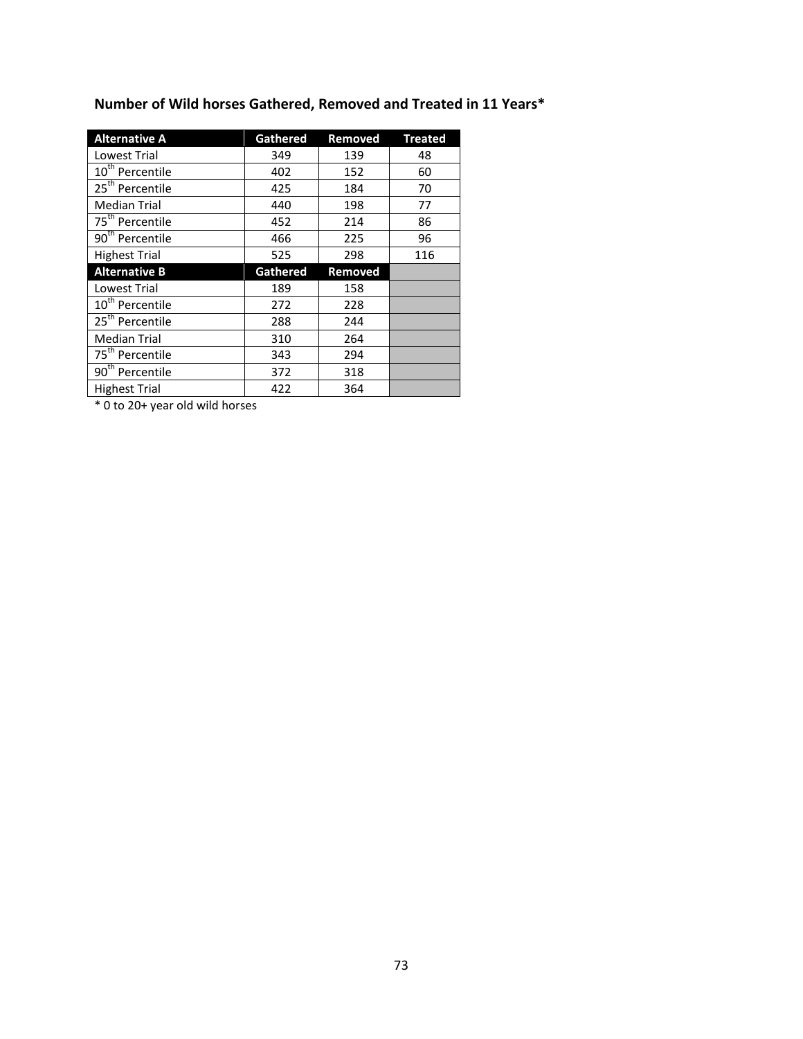**Number of Wild horses Gathered, Removed and Treated in 11 Years***

| Alternative A | Gathered | Removed | Treated |
|---|---|---|---|
| Lowest Trial | 349 | 139 | 48 |
| $10^{th}$ Percentile | 402 | 152 | 60 |
| $25^{th}$ Percentile | 425 | 184 | 70 |
| Median Trial | 440 | 198 | 77 |
| $75^{th}$ Percentile | 452 | 214 | 86 |
| $90^{th}$ Percentile | 466 | 225 | 96 |
| Highest Trial | 525 | 298 | 116 |
| **Alternative B** | **Gathered** | **Removed** | |
| Lowest Trial | 189 | 158 | |
| $10^{th}$ Percentile | 272 | 228 | |
| $25^{th}$ Percentile | 288 | 244 | |
| Median Trial | 310 | 264 | |
| $75^{th}$ Percentile | 343 | 294 | |
| $90^{th}$ Percentile | 372 | 318 | |
| Highest Trial | 422 | 364 | |

\* 0 to 20+ year old wild horses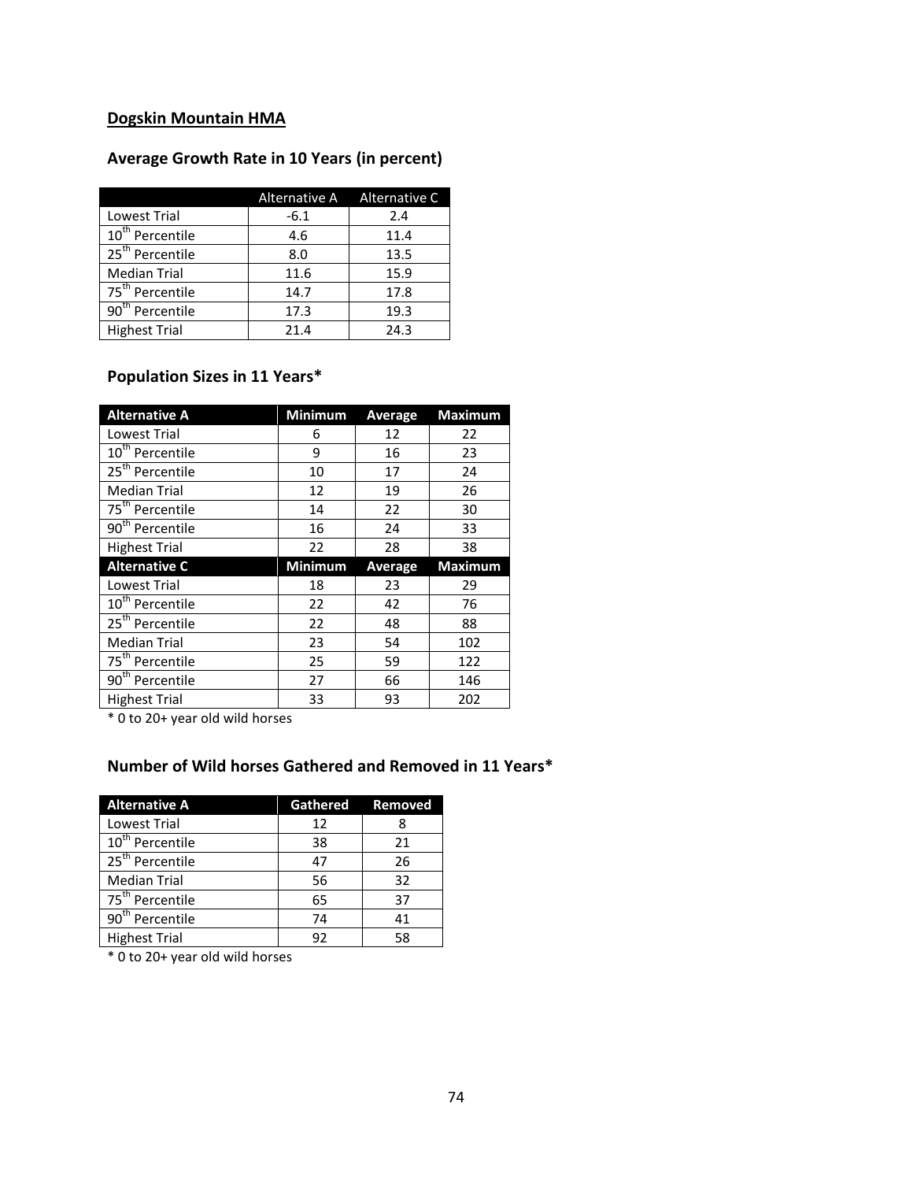**Dogskin Mountain HMA**

### Average Growth Rate in 10 Years (in percent)

| | Alternative A | Alternative C |
|---|---|---|
| Lowest Trial | -6.1 | 2.4 |
| 10th Percentile | 4.6 | 11.4 |
| 25th Percentile | 8.0 | 13.5 |
| Median Trial | 11.6 | 15.9 |
| 75th Percentile | 14.7 | 17.8 |
| 90th Percentile | 17.3 | 19.3 |
| Highest Trial | 21.4 | 24.3 |

### Population Sizes in 11 Years*

| Alternative A | Minimum | Average | Maximum |
|---|---|---|---|
| Lowest Trial | 6 | 12 | 22 |
| 10th Percentile | 9 | 16 | 23 |
| 25th Percentile | 10 | 17 | 24 |
| Median Trial | 12 | 19 | 26 |
| 75th Percentile | 14 | 22 | 30 |
| 90th Percentile | 16 | 24 | 33 |
| Highest Trial | 22 | 28 | 38 |
| **Alternative C** | **Minimum** | **Average** | **Maximum** |
| Lowest Trial | 18 | 23 | 29 |
| 10th Percentile | 22 | 42 | 76 |
| 25th Percentile | 22 | 48 | 88 |
| Median Trial | 23 | 54 | 102 |
| 75th Percentile | 25 | 59 | 122 |
| 90th Percentile | 27 | 66 | 146 |
| Highest Trial | 33 | 93 | 202 |

* 0 to 20+ year old wild horses

### Number of Wild horses Gathered and Removed in 11 Years*

| Alternative A | Gathered | Removed |
|---|---|---|
| Lowest Trial | 12 | 8 |
| 10th Percentile | 38 | 21 |
| 25th Percentile | 47 | 26 |
| Median Trial | 56 | 32 |
| 75th Percentile | 65 | 37 |
| 90th Percentile | 74 | 41 |
| Highest Trial | 92 | 58 |

* 0 to 20+ year old wild horses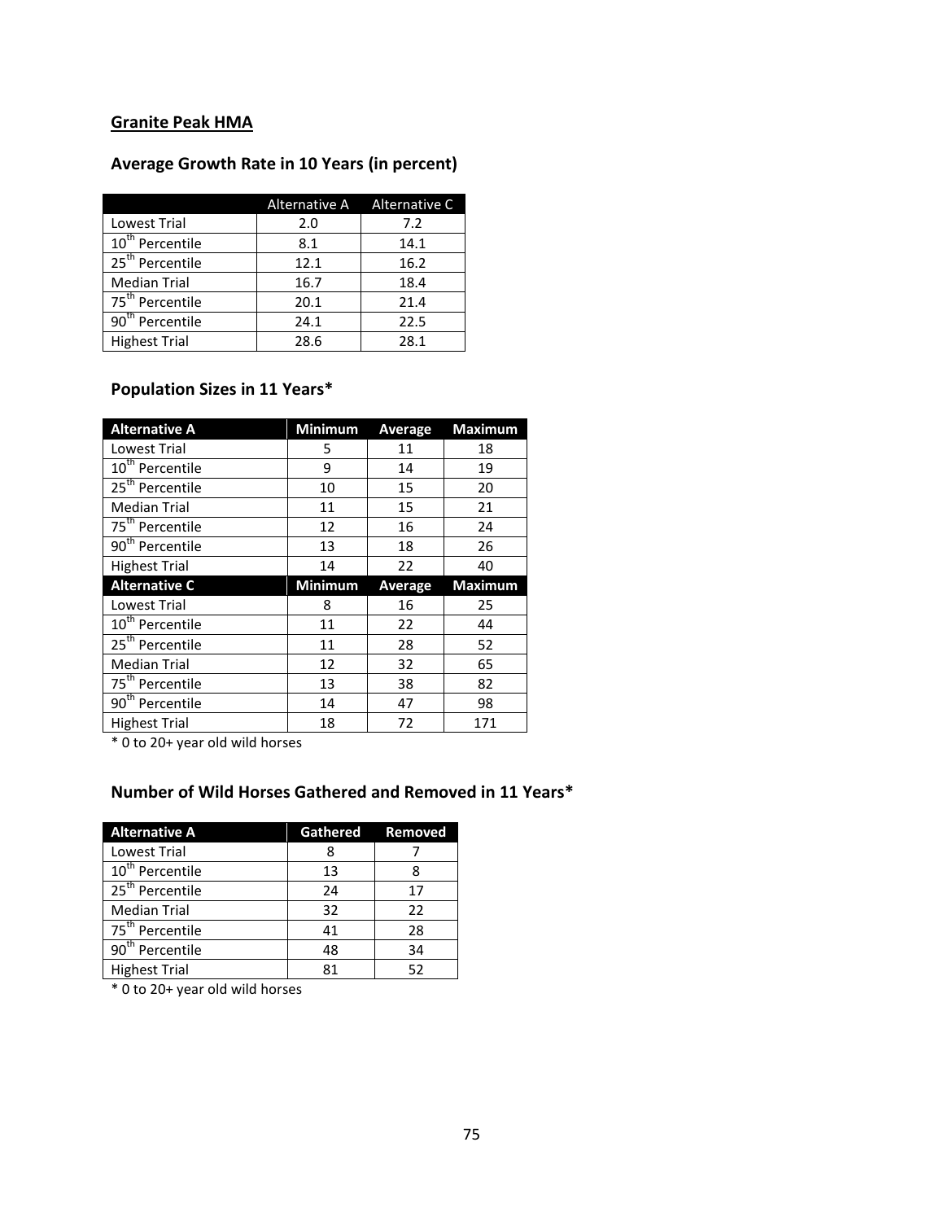## Granite Peak HMA

### Average Growth Rate in 10 Years (in percent)

| | Alternative A | Alternative C |
|---|---|---|
| Lowest Trial | 2.0 | 7.2 |
| $10^{th}$ Percentile | 8.1 | 14.1 |
| $25^{th}$ Percentile | 12.1 | 16.2 |
| Median Trial | 16.7 | 18.4 |
| $75^{th}$ Percentile | 20.1 | 21.4 |
| $90^{th}$ Percentile | 24.1 | 22.5 |
| Highest Trial | 28.6 | 28.1 |

### Population Sizes in 11 Years*

| **Alternative A** | **Minimum** | **Average** | **Maximum** |
|---|---|---|---|
| Lowest Trial | 5 | 11 | 18 |
| $10^{th}$ Percentile | 9 | 14 | 19 |
| $25^{th}$ Percentile | 10 | 15 | 20 |
| Median Trial | 11 | 15 | 21 |
| $75^{th}$ Percentile | 12 | 16 | 24 |
| $90^{th}$ Percentile | 13 | 18 | 26 |
| Highest Trial | 14 | 22 | 40 |
| **Alternative C** | **Minimum** | **Average** | **Maximum** |
| Lowest Trial | 8 | 16 | 25 |
| $10^{th}$ Percentile | 11 | 22 | 44 |
| $25^{th}$ Percentile | 11 | 28 | 52 |
| Median Trial | 12 | 32 | 65 |
| $75^{th}$ Percentile | 13 | 38 | 82 |
| $90^{th}$ Percentile | 14 | 47 | 98 |
| Highest Trial | 18 | 72 | 171 |

* 0 to 20+ year old wild horses

### Number of Wild Horses Gathered and Removed in 11 Years*

| **Alternative A** | **Gathered** | **Removed** |
|---|---|---|
| Lowest Trial | 8 | 7 |
| $10^{th}$ Percentile | 13 | 8 |
| $25^{th}$ Percentile | 24 | 17 |
| Median Trial | 32 | 22 |
| $75^{th}$ Percentile | 41 | 28 |
| $90^{th}$ Percentile | 48 | 34 |
| Highest Trial | 81 | 52 |

* 0 to 20+ year old wild horses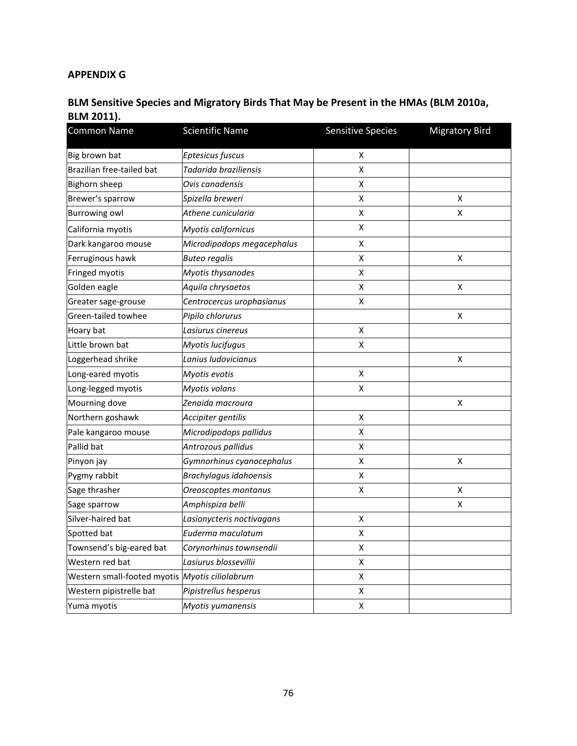## APPENDIX G

## BLM Sensitive Species and Migratory Birds That May be Present in the HMAs (BLM 2010a, BLM 2011).

| Common Name | Scientific Name | Sensitive Species | Migratory Bird |
|---|---|---|---|
| Big brown bat | *Eptesicus fuscus* | X | |
| Brazilian free-tailed bat | *Tadarida braziliensis* | X | |
| Bighorn sheep | *Ovis canadensis* | X | |
| Brewer's sparrow | *Spizella breweri* | X | X |
| Burrowing owl | *Athene cunicularia* | X | X |
| California myotis | *Myotis californicus* | X | |
| Dark kangaroo mouse | *Microdipodops megacephalus* | X | |
| Ferruginous hawk | *Buteo regalis* | X | X |
| Fringed myotis | *Myotis thysanodes* | X | |
| Golden eagle | *Aquila chrysaetos* | X | X |
| Greater sage-grouse | *Centrocercus urophasianus* | X | |
| Green-tailed towhee | *Pipilo chlorurus* | | X |
| Hoary bat | *Lasiurus cinereus* | X | |
| Little brown bat | *Myotis lucifugus* | X | |
| Loggerhead shrike | *Lanius ludovicianus* | | X |
| Long-eared myotis | *Myotis evotis* | X | |
| Long-legged myotis | *Myotis volans* | X | |
| Mourning dove | *Zenaida macroura* | | X |
| Northern goshawk | *Accipiter gentilis* | X | |
| Pale kangaroo mouse | *Microdipodops pallidus* | X | |
| Pallid bat | *Antrozous pallidus* | X | |
| Pinyon jay | *Gymnorhinus cyanocephalus* | X | X |
| Pygmy rabbit | *Brachylagus idahoensis* | X | |
| Sage thrasher | *Oreoscoptes montanus* | X | X |
| Sage sparrow | *Amphispiza belli* | | X |
| Silver-haired bat | *Lasionycteris noctivagans* | X | |
| Spotted bat | *Euderma maculatum* | X | |
| Townsend's big-eared bat | *Corynorhinus townsendii* | X | |
| Western red bat | *Lasiurus blossevillii* | X | |
| Western small-footed myotis | *Myotis ciliolabrum* | X | |
| Western pipistrelle bat | *Pipistrellus hesperus* | X | |
| Yuma myotis | *Myotis yumanensis* | X | |